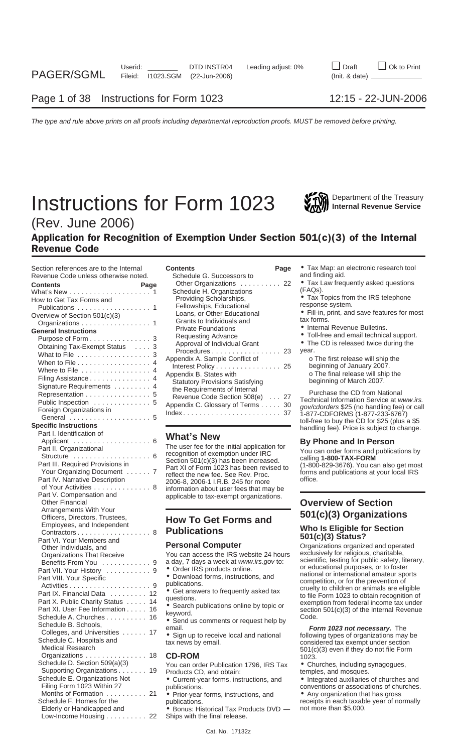// Instructions for Form 1023

Department of the Treasury
Internal Revenue Service

(Rev. June 2006)

## Application for Recognition of Exemption Under Section 501(c)(3) of the Internal Revenue Code

Section references are to the Internal Revenue Code unless otherwise noted.

| Contents | Page |
|---|---|
| What's New | 1 |
| How to Get Tax Forms and Publications | 1 |
| Overview of Section 501(c)(3) Organizations | 1 |
| **General Instructions** | |
| Purpose of Form | 3 |
| Obtaining Tax-Exempt Status | 3 |
| What to File | 3 |
| When to File | 4 |
| Where to File | 4 |
| Filing Assistance | 4 |
| Signature Requirements | 4 |
| Representation | 5 |
| Public Inspection | 5 |
| Foreign Organizations in General | 5 |
| **Specific Instructions** | |
| Part I. Identification of Applicant | 6 |
| Part II. Organizational Structure | 6 |
| Part III. Required Provisions in Your Organizing Document | 7 |
| Part IV. Narrative Description of Your Activities | 8 |
| Part V. Compensation and Other Financial Arrangements With Your Officers, Directors, Trustees, Employees, and Independent Contractors | 8 |
| Part VI. Your Members and Other Individuals, and Organizations That Receive Benefits From You | 9 |
| Part VII. Your History | 9 |
| Part VIII. Your Specific Activities | 9 |
| Part IX. Financial Data | 12 |
| Part X. Public Charity Status | 14 |
| Part XI. User Fee Information | 16 |
| Schedule A. Churches | 16 |
| Schedule B. Schools, Colleges, and Universities | 17 |
| Schedule C. Hospitals and Medical Research Organizations | 18 |
| Schedule D. Section 509(a)(3) Supporting Organizations | 19 |
| Schedule E. Organizations Not Filing Form 1023 Within 27 Months of Formation | 21 |
| Schedule F. Homes for the Elderly or Handicapped and Low-Income Housing | 22 |
| Schedule G. Successors to Other Organizations | 22 |
| Schedule H. Organizations Providing Scholarships, Fellowships, Educational Loans, or Other Educational Grants to Individuals and Private Foundations Requesting Advance Approval of Individual Grant Procedures | 23 |
| Appendix A. Sample Conflict of Interest Policy | 25 |
| Appendix B. States with Statutory Provisions Satisfying the Requirements of Internal Revenue Code Section 508(e) | 27 |
| Appendix C. Glossary of Terms | 30 |
| Index | 37 |

## What's New

The user fee for the initial application for recognition of exemption under IRC Section 501(c)(3) has been increased. Part XI of Form 1023 has been revised to reflect the new fee. See Rev. Proc. 2006-8, 2006-1 I.R.B. 245 for more information about user fees that may be applicable to tax-exempt organizations.

## How To Get Forms and Publications

### Personal Computer

You can access the IRS website 24 hours a day, 7 days a week at *www.irs.gov* to:

- Order IRS products online.
- Download forms, instructions, and publications.
- Get answers to frequently asked tax questions.
- Search publications online by topic or keyword.
- Send us comments or request help by email.
- Sign up to receive local and national tax news by email.

### CD-ROM

You can order Publication 1796, IRS Tax Products CD, and obtain:

- Current-year forms, instructions, and publications.
- Prior-year forms, instructions, and publications.
- Bonus: Historical Tax Products DVD — Ships with the final release.
- Tax Map: an electronic research tool and finding aid.
- Tax Law frequently asked questions (FAQs).
- Tax Topics from the IRS telephone response system.
- Fill-in, print, and save features for most tax forms.
- Internal Revenue Bulletins.
- Toll-free and email technical support.
- The CD is released twice during the year.
  - o The first release will ship the beginning of January 2007.
  - o The final release will ship the beginning of March 2007.

Purchase the CD from National Technical Information Service at *www.irs.gov/cdorders* $25 (no handling fee) or call 1-877-CDFORMS (1-877-233-6767) toll-free to buy the CD for $25 (plus a $5 handling fee). Price is subject to change.

### By Phone and In Person

You can order forms and publications by calling **1-800-TAX-FORM** (1-800-829-3676). You can also get most forms and publications at your local IRS office.

## Overview of Section 501(c)(3) Organizations

### Who Is Eligible for Section 501(c)(3) Status?

Organizations organized and operated exclusively for religious, charitable, scientific, testing for public safety, literary, or educational purposes, or to foster national or international amateur sports competition, or for the prevention of cruelty to children or animals are eligible to file Form 1023 to obtain recognition of exemption from federal income tax under section 501(c)(3) of the Internal Revenue Code.

***Form 1023 not necessary.*** The following types of organizations may be considered tax exempt under section 501(c)(3) even if they do not file Form 1023.

- Churches, including synagogues, temples, and mosques.
- Integrated auxiliaries of churches and conventions or associations of churches.
- Any organization that has gross receipts in each taxable year of normally not more than $5,000.

Cat. No. 17132z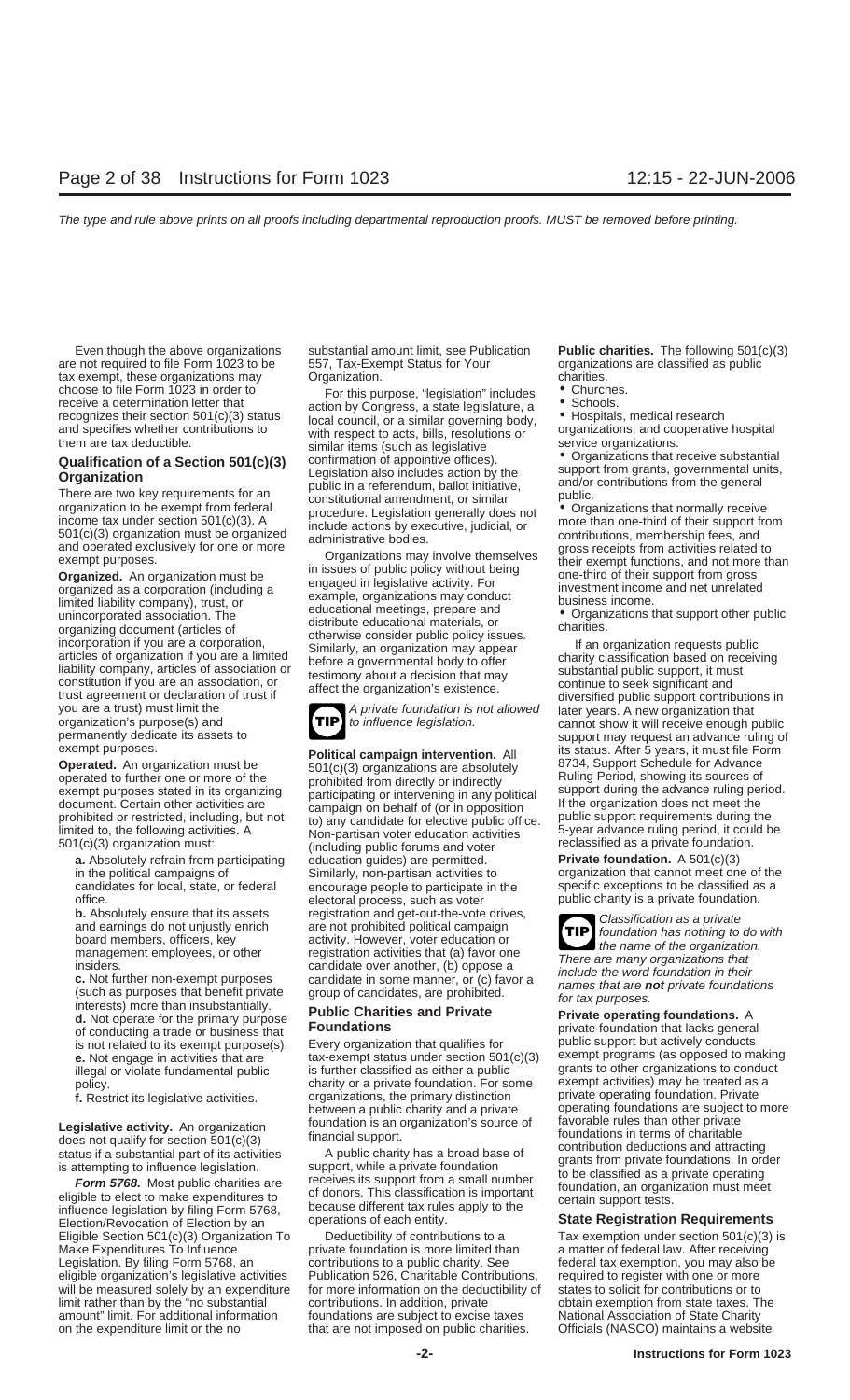Even though the above organizations are not required to file Form 1023 to be tax exempt, these organizations may choose to file Form 1023 in order to receive a determination letter that recognizes their section 501(c)(3) status and specifies whether contributions to them are tax deductible.

## Qualification of a Section 501(c)(3) Organization

There are two key requirements for an organization to be exempt from federal income tax under section 501(c)(3). A 501(c)(3) organization must be organized and operated exclusively for one or more exempt purposes.

**Organized.** An organization must be organized as a corporation (including a limited liability company), trust, or unincorporated association. The organizing document (articles of incorporation if you are a corporation, articles of organization if you are a limited liability company, articles of association or constitution if you are an association, or trust agreement or declaration of trust if you are a trust) must limit the organization's purpose(s) and permanently dedicate its assets to exempt purposes.

**Operated.** An organization must be operated to further one or more of the exempt purposes stated in its organizing document. Certain other activities are prohibited or restricted, including, but not limited to, the following activities. A 501(c)(3) organization must:

**a.** Absolutely refrain from participating in the political campaigns of candidates for local, state, or federal office.

**b.** Absolutely ensure that its assets and earnings do not unjustly enrich board members, officers, key management employees, or other insiders.

**c.** Not further non-exempt purposes (such as purposes that benefit private interests) more than insubstantially.

**d.** Not operate for the primary purpose of conducting a trade or business that is not related to its exempt purpose(s).

**e.** Not engage in activities that are illegal or violate fundamental public policy.

**f.** Restrict its legislative activities.

**Legislative activity.** An organization does not qualify for section 501(c)(3) status if a substantial part of its activities is attempting to influence legislation.

***Form 5768.*** Most public charities are eligible to elect to make expenditures to influence legislation by filing Form 5768, Election/Revocation of Election by an Eligible Section 501(c)(3) Organization To Make Expenditures To Influence Legislation. By filing Form 5768, an eligible organization's legislative activities will be measured solely by an expenditure limit rather than by the "no substantial amount" limit. For additional information on the expenditure limit or the no substantial amount limit, see Publication 557, Tax-Exempt Status for Your Organization.

For this purpose, "legislation" includes action by Congress, a state legislature, a local council, or a similar governing body, with respect to acts, bills, resolutions or similar items (such as legislative confirmation of appointive offices). Legislation also includes action by the public in a referendum, ballot initiative, constitutional amendment, or similar procedure. Legislation generally does not include actions by executive, judicial, or administrative bodies.

Organizations may involve themselves in issues of public policy without being engaged in legislative activity. For example, organizations may conduct educational meetings, prepare and distribute educational materials, or otherwise consider public policy issues. Similarly, an organization may appear before a governmental body to offer testimony about a decision that may affect the organization's existence.

**TIP** *A private foundation is not allowed to influence legislation.*

**Political campaign intervention.** All 501(c)(3) organizations are absolutely prohibited from directly or indirectly participating or intervening in any political campaign on behalf of (or in opposition to) any candidate for elective public office. Non-partisan voter education activities (including public forums and voter education guides) are permitted. Similarly, non-partisan activities to encourage people to participate in the electoral process, such as voter registration and get-out-the-vote drives, are not prohibited political campaign activity. However, voter education or registration activities that (a) favor one candidate over another, (b) oppose a candidate in some manner, or (c) favor a group of candidates, are prohibited.

## Public Charities and Private Foundations

Every organization that qualifies for tax-exempt status under section 501(c)(3) is further classified as either a public charity or a private foundation. For some organizations, the primary distinction between a public charity and a private foundation is an organization's source of financial support.

A public charity has a broad base of support, while a private foundation receives its support from a small number of donors. This classification is important because different tax rules apply to the operations of each entity.

Deductibility of contributions to a private foundation is more limited than contributions to a public charity. See Publication 526, Charitable Contributions, for more information on the deductibility of contributions. In addition, private foundations are subject to excise taxes that are not imposed on public charities.

**Public charities.** The following 501(c)(3) organizations are classified as public charities.

- Churches.
- Schools.
- Hospitals, medical research organizations, and cooperative hospital service organizations.
- Organizations that receive substantial support from grants, governmental units, and/or contributions from the general public.
- Organizations that normally receive more than one-third of their support from contributions, membership fees, and gross receipts from activities related to their exempt functions, and not more than one-third of their support from gross investment income and net unrelated business income.
- Organizations that support other public charities.

If an organization requests public charity classification based on receiving substantial public support, it must continue to seek significant and diversified public support contributions in later years. A new organization that cannot show it will receive enough public support may request an advance ruling of its status. After 5 years, it must file Form 8734, Support Schedule for Advance Ruling Period, showing its sources of support during the advance ruling period. If the organization does not meet the public support requirements during the 5-year advance ruling period, it could be reclassified as a private foundation.

**Private foundation.** A 501(c)(3) organization that cannot meet one of the specific exceptions to be classified as a public charity is a private foundation.

**TIP** *Classification as a private foundation has nothing to do with the name of the organization. There are many organizations that include the word foundation in their names that are **not** private foundations for tax purposes.*

**Private operating foundations.** A private foundation that lacks general public support but actively conducts exempt programs (as opposed to making grants to other organizations to conduct exempt activities) may be treated as a private operating foundation. Private operating foundations are subject to more favorable rules than other private foundations in terms of charitable contribution deductions and attracting grants from private foundations. In order to be classified as a private operating foundation, an organization must meet certain support tests.

## State Registration Requirements

Tax exemption under section 501(c)(3) is a matter of federal law. After receiving federal tax exemption, you may also be required to register with one or more states to solicit for contributions or to obtain exemption from state taxes. The National Association of State Charity Officials (NASCO) maintains a website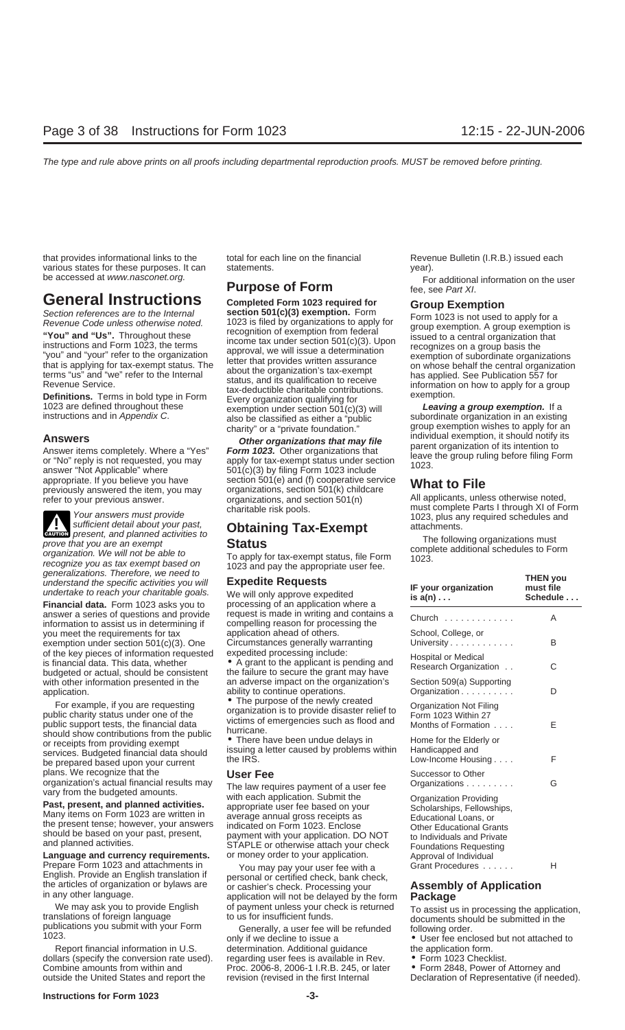that provides informational links to the various states for these purposes. It can be accessed at *www.nasconet.org.*

# General Instructions

Section references are to the Internal Revenue Code unless otherwise noted.

**"You" and "Us".** Throughout these instructions and Form 1023, the terms "you" and "your" refer to the organization that is applying for tax-exempt status. The terms "us" and "we" refer to the Internal Revenue Service.

**Definitions.** Terms in bold type in Form 1023 are defined throughout these instructions and in *Appendix C*.

## Answers

Answer items completely. Where a "Yes" or "No" reply is not requested, you may answer "Not Applicable" where appropriate. If you believe you have previously answered the item, you may refer to your previous answer.

**CAUTION** *Your answers must provide sufficient detail about your past, present, and planned activities to prove that you are an exempt organization. We will not be able to recognize you as tax exempt based on generalizations. Therefore, we need to understand the specific activities you will undertake to reach your charitable goals.*

**Financial data.** Form 1023 asks you to answer a series of questions and provide information to assist us in determining if you meet the requirements for tax exemption under section 501(c)(3). One of the key pieces of information requested is financial data. This data, whether budgeted or actual, should be consistent with other information presented in the application.

For example, if you are requesting public charity status under one of the public support tests, the financial data should show contributions from the public or receipts from providing exempt services. Budgeted financial data should be prepared based upon your current plans. We recognize that the organization's actual financial results may vary from the budgeted amounts.

**Past, present, and planned activities.** Many items on Form 1023 are written in the present tense; however, your answers should be based on your past, present, and planned activities.

**Language and currency requirements.** Prepare Form 1023 and attachments in English. Provide an English translation if the articles of organization or bylaws are in any other language.

We may ask you to provide English translations of foreign language publications you submit with your Form 1023.

Report financial information in U.S. dollars (specify the conversion rate used). Combine amounts from within and outside the United States and report the total for each line on the financial statements.

# Purpose of Form

**Completed Form 1023 required for section 501(c)(3) exemption.** Form 1023 is filed by organizations to apply for recognition of exemption from federal income tax under section 501(c)(3). Upon approval, we will issue a determination letter that provides written assurance about the organization's tax-exempt status, and its qualification to receive tax-deductible charitable contributions. Every organization qualifying for exemption under section 501(c)(3) will also be classified as either a "public charity" or a "private foundation."

***Other organizations that may file Form 1023.*** Other organizations that apply for tax-exempt status under section 501(c)(3) by filing Form 1023 include section 501(e) and (f) cooperative service organizations, section 501(k) childcare organizations, and section 501(n) charitable risk pools.

# Obtaining Tax-Exempt Status

To apply for tax-exempt status, file Form 1023 and pay the appropriate user fee.

## Expedite Requests

We will only approve expedited processing of an application where a request is made in writing and contains a compelling reason for processing the application ahead of others. Circumstances generally warranting expedited processing include:

- A grant to the applicant is pending and the failure to secure the grant may have an adverse impact on the organization's ability to continue operations.
- The purpose of the newly created organization is to provide disaster relief to victims of emergencies such as flood and hurricane.
- There have been undue delays in issuing a letter caused by problems within the IRS.

## User Fee

The law requires payment of a user fee with each application. Submit the appropriate user fee based on your average annual gross receipts as indicated on Form 1023. Enclose payment with your application. DO NOT STAPLE or otherwise attach your check or money order to your application.

You may pay your user fee with a personal or certified check, bank check, or cashier's check. Processing your application will not be delayed by the form of payment unless your check is returned to us for insufficient funds.

Generally, a user fee will be refunded only if we decline to issue a determination. Additional guidance regarding user fees is available in Rev. Proc. 2006-8, 2006-1 I.R.B. 245, or later revision (revised in the first Internal Revenue Bulletin (I.R.B.) issued each year).

For additional information on the user fee, see *Part XI*.

## Group Exemption

Form 1023 is not used to apply for a group exemption. A group exemption is issued to a central organization that recognizes on a group basis the exemption of subordinate organizations on whose behalf the central organization has applied. See Publication 557 for information on how to apply for a group exemption.

***Leaving a group exemption.*** If a subordinate organization in an existing group exemption wishes to apply for an individual exemption, it should notify its parent organization of its intention to leave the group ruling before filing Form 1023.

# What to File

All applicants, unless otherwise noted, must complete Parts I through XI of Form 1023, plus any required schedules and attachments.

The following organizations must complete additional schedules to Form 1023.

| IF your organization is a(n) . . . | THEN you must file Schedule . . . |
|---|---|
| Church . . . . . . . . . . . . | A |
| School, College, or University . . . . . . . . . . . | B |
| Hospital or Medical Research Organization . . | C |
| Section 509(a) Supporting Organization . . . . . . . . . | D |
| Organization Not Filing Form 1023 Within 27 Months of Formation . . . . | E |
| Home for the Elderly or Handicapped and Low-Income Housing . . . . | F |
| Successor to Other Organizations . . . . . . . . | G |
| Organization Providing Scholarships, Fellowships, Educational Loans, or Other Educational Grants to Individuals and Private Foundations Requesting Approval of Individual Grant Procedures . . . . . . | H |

## Assembly of Application Package

To assist us in processing the application, documents should be submitted in the following order.

- User fee enclosed but not attached to the application form.
- Form 1023 Checklist.
- Form 2848, Power of Attorney and Declaration of Representative (if needed).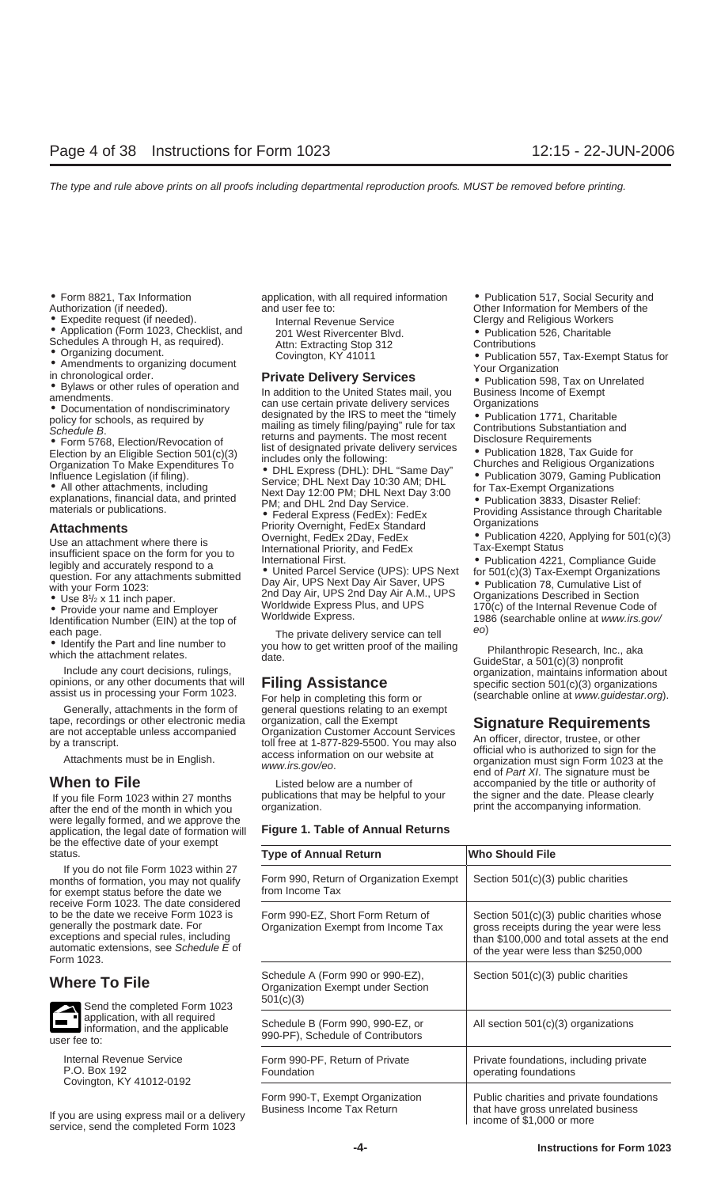- Form 8821, Tax Information Authorization (if needed).
- Expedite request (if needed).
- Application (Form 1023, Checklist, and Schedules A through H, as required).
- Organizing document.
- Amendments to organizing document in chronological order.
- Bylaws or other rules of operation and amendments.
- Documentation of nondiscriminatory policy for schools, as required by *Schedule B*.
- Form 5768, Election/Revocation of Election by an Eligible Section 501(c)(3) Organization To Make Expenditures To Influence Legislation (if filing).
- All other attachments, including explanations, financial data, and printed materials or publications.

## Attachments

Use an attachment where there is insufficient space on the form for you to legibly and accurately respond to a question. For any attachments submitted with your Form 1023:

- Use 8½ x 11 inch paper.
- Provide your name and Employer Identification Number (EIN) at the top of each page.
- Identify the Part and line number to which the attachment relates.

Include any court decisions, rulings, opinions, or any other documents that will assist us in processing your Form 1023.

Generally, attachments in the form of tape, recordings or other electronic media are not acceptable unless accompanied by a transcript.

Attachments must be in English.

## When to File

If you file Form 1023 within 27 months after the end of the month in which you were legally formed, and we approve the application, the legal date of formation will be the effective date of your exempt status.

If you do not file Form 1023 within 27 months of formation, you may not qualify for exempt status before the date we receive Form 1023. The date considered to be the date we receive Form 1023 is generally the postmark date. For exceptions and special rules, including automatic extensions, see *Schedule E* of Form 1023.

## Where To File

Send the completed Form 1023 application, with all required information, and the applicable user fee to:

Internal Revenue Service
P.O. Box 192
Covington, KY 41012-0192

If you are using express mail or a delivery service, send the completed Form 1023 application, with all required information and user fee to:

Internal Revenue Service
201 West Rivercenter Blvd.
Attn: Extracting Stop 312
Covington, KY 41011

## Private Delivery Services

In addition to the United States mail, you can use certain private delivery services designated by the IRS to meet the "timely mailing as timely filing/paying" rule for tax returns and payments. The most recent list of designated private delivery services includes only the following:

- DHL Express (DHL): DHL "Same Day" Service; DHL Next Day 10:30 AM; DHL Next Day 12:00 PM; DHL Next Day 3:00 PM; and DHL 2nd Day Service.
- Federal Express (FedEx): FedEx Priority Overnight, FedEx Standard Overnight, FedEx 2Day, FedEx International Priority, and FedEx International First.
- United Parcel Service (UPS): UPS Next Day Air, UPS Next Day Air Saver, UPS 2nd Day Air, UPS 2nd Day Air A.M., UPS Worldwide Express Plus, and UPS Worldwide Express.

The private delivery service can tell you how to get written proof of the mailing date.

## Filing Assistance

For help in completing this form or general questions relating to an exempt organization, call the Exempt Organization Customer Account Services toll free at 1-877-829-5500. You may also access information on our website at *www.irs.gov/eo*.

Listed below are a number of publications that may be helpful to your organization.

- Publication 517, Social Security and Other Information for Members of the Clergy and Religious Workers
- Publication 526, Charitable Contributions
- Publication 557, Tax-Exempt Status for Your Organization
- Publication 598, Tax on Unrelated Business Income of Exempt Organizations
- Publication 1771, Charitable Contributions Substantiation and Disclosure Requirements
- Publication 1828, Tax Guide for Churches and Religious Organizations
- Publication 3079, Gaming Publication for Tax-Exempt Organizations
- Publication 3833, Disaster Relief: Providing Assistance through Charitable Organizations
- Publication 4220, Applying for 501(c)(3) Tax-Exempt Status
- Publication 4221, Compliance Guide for 501(c)(3) Tax-Exempt Organizations
- Publication 78, Cumulative List of Organizations Described in Section 170(c) of the Internal Revenue Code of 1986 (searchable online at *www.irs.gov/eo*)

Philanthropic Research, Inc., aka GuideStar, a 501(c)(3) nonprofit organization, maintains information about specific section 501(c)(3) organizations (searchable online at *www.guidestar.org*).

## Signature Requirements

An officer, director, trustee, or other official who is authorized to sign for the organization must sign Form 1023 at the end of *Part XI*. The signature must be accompanied by the title or authority of the signer and the date. Please clearly print the accompanying information.

**Figure 1. Table of Annual Returns**

| Type of Annual Return | Who Should File |
|---|---|
| Form 990, Return of Organization Exempt from Income Tax | Section 501(c)(3) public charities |
| Form 990-EZ, Short Form Return of Organization Exempt from Income Tax | Section 501(c)(3) public charities whose gross receipts during the year were less than $100,000 and total assets at the end of the year were less than $250,000 |
| Schedule A (Form 990 or 990-EZ), Organization Exempt under Section 501(c)(3) | Section 501(c)(3) public charities |
| Schedule B (Form 990, 990-EZ, or 990-PF), Schedule of Contributors | All section 501(c)(3) organizations |
| Form 990-PF, Return of Private Foundation | Private foundations, including private operating foundations |
| Form 990-T, Exempt Organization Business Income Tax Return | Public charities and private foundations that have gross unrelated business income of $1,000 or more |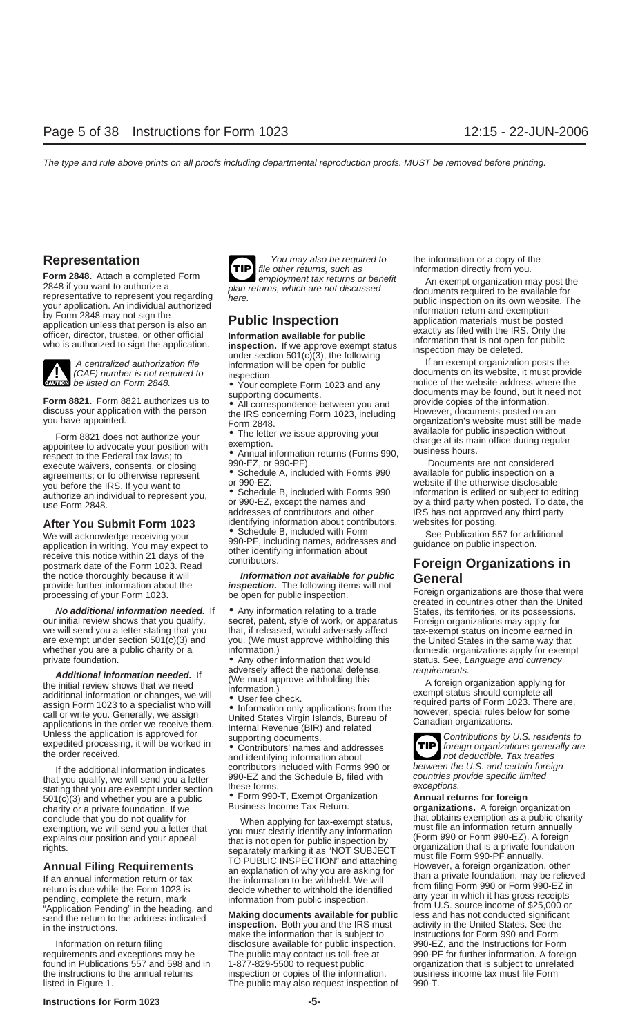## Representation

**Form 2848.** Attach a completed Form 2848 if you want to authorize a representative to represent you regarding your application. An individual authorized by Form 2848 may not sign the application unless that person is also an officer, director, trustee, or other official who is authorized to sign the application.

**CAUTION** *A centralized authorization file (CAF) number is not required to be listed on Form 2848.*

**Form 8821.** Form 8821 authorizes us to discuss your application with the person you have appointed.

Form 8821 does not authorize your appointee to advocate your position with respect to the Federal tax laws; to execute waivers, consents, or closing agreements; or to otherwise represent you before the IRS. If you want to authorize an individual to represent you, use Form 2848.

## After You Submit Form 1023

We will acknowledge receiving your application in writing. You may expect to receive this notice within 21 days of the postmark date of the Form 1023. Read the notice thoroughly because it will provide further information about the processing of your Form 1023.

***No additional information needed.*** If our initial review shows that you qualify, we will send you a letter stating that you are exempt under section 501(c)(3) and whether you are a public charity or a private foundation.

***Additional information needed.*** If the initial review shows that we need additional information or changes, we will assign Form 1023 to a specialist who will call or write you. Generally, we assign applications in the order we receive them. Unless the application is approved for expedited processing, it will be worked in the order received.

If the additional information indicates that you qualify, we will send you a letter stating that you are exempt under section 501(c)(3) and whether you are a public charity or a private foundation. If we conclude that you do not qualify for exemption, we will send you a letter that explains our position and your appeal rights.

## Annual Filing Requirements

If an annual information return or tax return is due while the Form 1023 is pending, complete the return, mark "Application Pending" in the heading, and send the return to the address indicated in the instructions.

Information on return filing requirements and exceptions may be found in Publications 557 and 598 and in the instructions to the annual returns listed in Figure 1.

**TIP** *You may also be required to file other returns, such as employment tax returns or benefit plan returns, which are not discussed here.*

## Public Inspection

**Information available for public inspection.** If we approve exempt status under section 501(c)(3), the following information will be open for public inspection.

- Your complete Form 1023 and any supporting documents.
- All correspondence between you and the IRS concerning Form 1023, including Form 2848.
- The letter we issue approving your exemption.
- Annual information returns (Forms 990, 990-EZ, or 990-PF).
- Schedule A, included with Forms 990 or 990-EZ.
- Schedule B, included with Forms 990 or 990-EZ, except the names and addresses of contributors and other identifying information about contributors.
- Schedule B, included with Form 990-PF, including names, addresses and other identifying information about contributors.

***Information not available for public inspection.*** The following items will not be open for public inspection.

- Any information relating to a trade secret, patent, style of work, or apparatus that, if released, would adversely affect you. (We must approve withholding this information.)
- Any other information that would adversely affect the national defense. (We must approve withholding this information.)
- User fee check.
- Information only applications from the United States Virgin Islands, Bureau of Internal Revenue (BIR) and related supporting documents.
- Contributors' names and addresses and identifying information about contributors included with Forms 990 or 990-EZ and the Schedule B, filed with these forms.
- Form 990-T, Exempt Organization Business Income Tax Return.

When applying for tax-exempt status, you must clearly identify any information that is not open for public inspection by separately marking it as "NOT SUBJECT TO PUBLIC INSPECTION" and attaching an explanation of why you are asking for the information to be withheld. We will decide whether to withhold the identified information from public inspection.

**Making documents available for public inspection.** Both you and the IRS must make the information that is subject to disclosure available for public inspection. The public may contact us toll-free at 1-877-829-5500 to request public inspection or copies of the information. The public may also request inspection of the information or a copy of the information directly from you.

An exempt organization may post the documents required to be available for public inspection on its own website. The information return and exemption application materials must be posted exactly as filed with the IRS. Only the information that is not open for public inspection may be deleted.

If an exempt organization posts the documents on its website, it must provide notice of the website address where the documents may be found, but it need not provide copies of the information. However, documents posted on an organization's website must still be made available for public inspection without charge at its main office during regular business hours.

Documents are not considered available for public inspection on a website if the otherwise disclosable information is edited or subject to editing by a third party when posted. To date, the IRS has not approved any third party websites for posting.

See Publication 557 for additional guidance on public inspection.

## Foreign Organizations in General

Foreign organizations are those that were created in countries other than the United States, its territories, or its possessions. Foreign organizations may apply for tax-exempt status on income earned in the United States in the same way that domestic organizations apply for exempt status. See, *Language and currency requirements.*

A foreign organization applying for exempt status should complete all required parts of Form 1023. There are, however, special rules below for some Canadian organizations.

**TIP** *Contributions by U.S. residents to foreign organizations generally are not deductible. Tax treaties between the U.S. and certain foreign countries provide specific limited exceptions.*

**Annual returns for foreign organizations.** A foreign organization that obtains exemption as a public charity must file an information return annually (Form 990 or Form 990-EZ). A foreign organization that is a private foundation must file Form 990-PF annually. However, a foreign organization, other than a private foundation, may be relieved from filing Form 990 or Form 990-EZ in any year in which it has gross receipts from U.S. source income of $25,000 or less and has not conducted significant activity in the United States. See the Instructions for Form 990 and Form 990-EZ, and the Instructions for Form 990-PF for further information. A foreign organization that is subject to unrelated business income tax must file Form 990-T.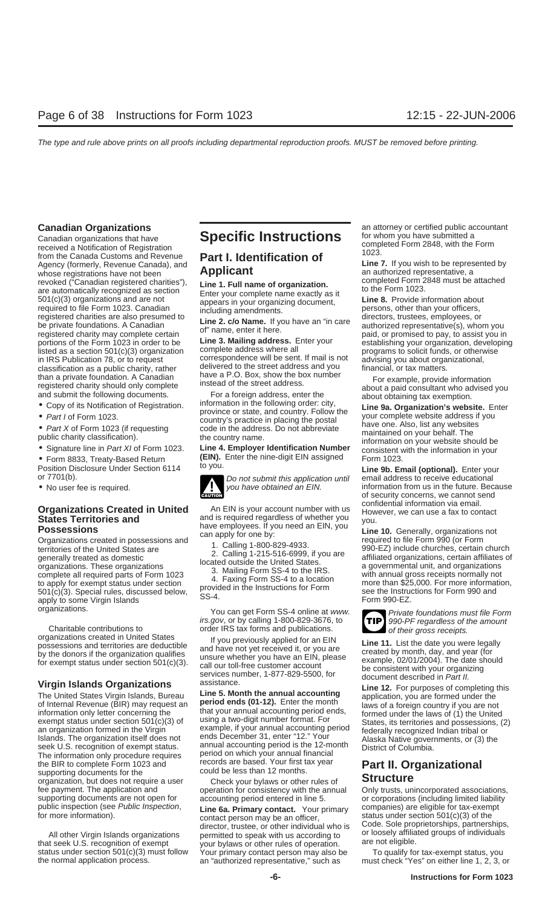### Canadian Organizations

Canadian organizations that have received a Notification of Registration from the Canada Customs and Revenue Agency (formerly, Revenue Canada), and whose registrations have not been revoked ("Canadian registered charities"), are automatically recognized as section 501(c)(3) organizations and are not required to file Form 1023. Canadian registered charities are also presumed to be private foundations. A Canadian registered charity may complete certain portions of the Form 1023 in order to be listed as a section 501(c)(3) organization in IRS Publication 78, or to request classification as a public charity, rather than a private foundation. A Canadian registered charity should only complete and submit the following documents.

- Copy of its Notification of Registration.
- *Part I* of Form 1023.
- *Part X* of Form 1023 (if requesting public charity classification).
- Signature line in *Part XI* of Form 1023.
- Form 8833, Treaty-Based Return Position Disclosure Under Section 6114 or 7701(b).
- No user fee is required.

### Organizations Created in United States Territories and Possessions

Organizations created in possessions and territories of the United States are generally treated as domestic organizations. These organizations complete all required parts of Form 1023 to apply for exempt status under section 501(c)(3). Special rules, discussed below, apply to some Virgin Islands organizations.

Charitable contributions to organizations created in United States possessions and territories are deductible by the donors if the organization qualifies for exempt status under section 501(c)(3).

### Virgin Islands Organizations

The United States Virgin Islands, Bureau of Internal Revenue (BIR) may request an information only letter concerning the exempt status under section 501(c)(3) of an organization formed in the Virgin Islands. The organization itself does not seek U.S. recognition of exempt status. The information only procedure requires the BIR to complete Form 1023 and supporting documents for the organization, but does not require a user fee payment. The application and supporting documents are not open for public inspection (see *Public Inspection*, for more information).

All other Virgin Islands organizations that seek U.S. recognition of exempt status under section 501(c)(3) must follow the normal application process.

# Specific Instructions

## Part I. Identification of Applicant

**Line 1. Full name of organization.** Enter your complete name exactly as it appears in your organizing document, including amendments.

**Line 2. c/o Name.** If you have an "in care of" name, enter it here.

**Line 3. Mailing address.** Enter your complete address where all correspondence will be sent. If mail is not delivered to the street address and you have a P.O. Box, show the box number instead of the street address.

For a foreign address, enter the information in the following order: city, province or state, and country. Follow the country's practice in placing the postal code in the address. Do not abbreviate the country name.

**Line 4. Employer Identification Number (EIN).** Enter the nine-digit EIN assigned to you.

> **CAUTION:** *Do not submit this application until you have obtained an EIN.*

An EIN is your account number with us and is required regardless of whether you have employees. If you need an EIN, you can apply for one by:

1. Calling 1-800-829-4933.
2. Calling 1-215-516-6999, if you are located outside the United States.
3. Mailing Form SS-4 to the IRS.
4. Faxing Form SS-4 to a location provided in the Instructions for Form SS-4.

You can get Form SS-4 online at *www.irs.gov*, or by calling 1-800-829-3676, to order IRS tax forms and publications.

If you previously applied for an EIN and have not yet received it, or you are unsure whether you have an EIN, please call our toll-free customer account services number, 1-877-829-5500, for assistance.

**Line 5. Month the annual accounting period ends (01-12).** Enter the month that your annual accounting period ends, using a two-digit number format. For example, if your annual accounting period ends December 31, enter "12." Your annual accounting period is the 12-month period on which your annual financial records are based. Your first tax year could be less than 12 months.

Check your bylaws or other rules of operation for consistency with the annual accounting period entered in line 5.

**Line 6a. Primary contact.** Your primary contact person may be an officer, director, trustee, or other individual who is permitted to speak with us according to your bylaws or other rules of operation. Your primary contact person may also be an "authorized representative," such as an attorney or certified public accountant for whom you have submitted a completed Form 2848, with the Form 1023.

**Line 7.** If you wish to be represented by an authorized representative, a completed Form 2848 must be attached to the Form 1023.

**Line 8.** Provide information about persons, other than your officers, directors, trustees, employees, or authorized representative(s), whom you paid, or promised to pay, to assist you in establishing your organization, developing programs to solicit funds, or otherwise advising you about organizational, financial, or tax matters.

For example, provide information about a paid consultant who advised you about obtaining tax exemption.

**Line 9a. Organization's website.** Enter your complete website address if you have one. Also, list any websites maintained on your behalf. The information on your website should be consistent with the information in your Form 1023.

**Line 9b. Email (optional).** Enter your email address to receive educational information from us in the future. Because of security concerns, we cannot send confidential information via email. However, we can use a fax to contact you.

**Line 10.** Generally, organizations not required to file Form 990 (or Form 990-EZ) include churches, certain church affiliated organizations, certain affiliates of a governmental unit, and organizations with annual gross receipts normally not more than $25,000. For more information, see the Instructions for Form 990 and Form 990-EZ.

> **TIP:** *Private foundations must file Form 990-PF regardless of the amount of their gross receipts.*

**Line 11.** List the date you were legally created by month, day, and year (for example, 02/01/2004). The date should be consistent with your organizing document described in *Part II*.

**Line 12.** For purposes of completing this application, you are formed under the laws of a foreign country if you are not formed under the laws of (1) the United States, its territories and possessions, (2) federally recognized Indian tribal or Alaska Native governments, or (3) the District of Columbia.

## Part II. Organizational Structure

Only trusts, unincorporated associations, or corporations (including limited liability companies) are eligible for tax-exempt status under section 501(c)(3) of the Code. Sole proprietorships, partnerships, or loosely affiliated groups of individuals are not eligible.

To qualify for tax-exempt status, you must check "Yes" on either line 1, 2, 3, or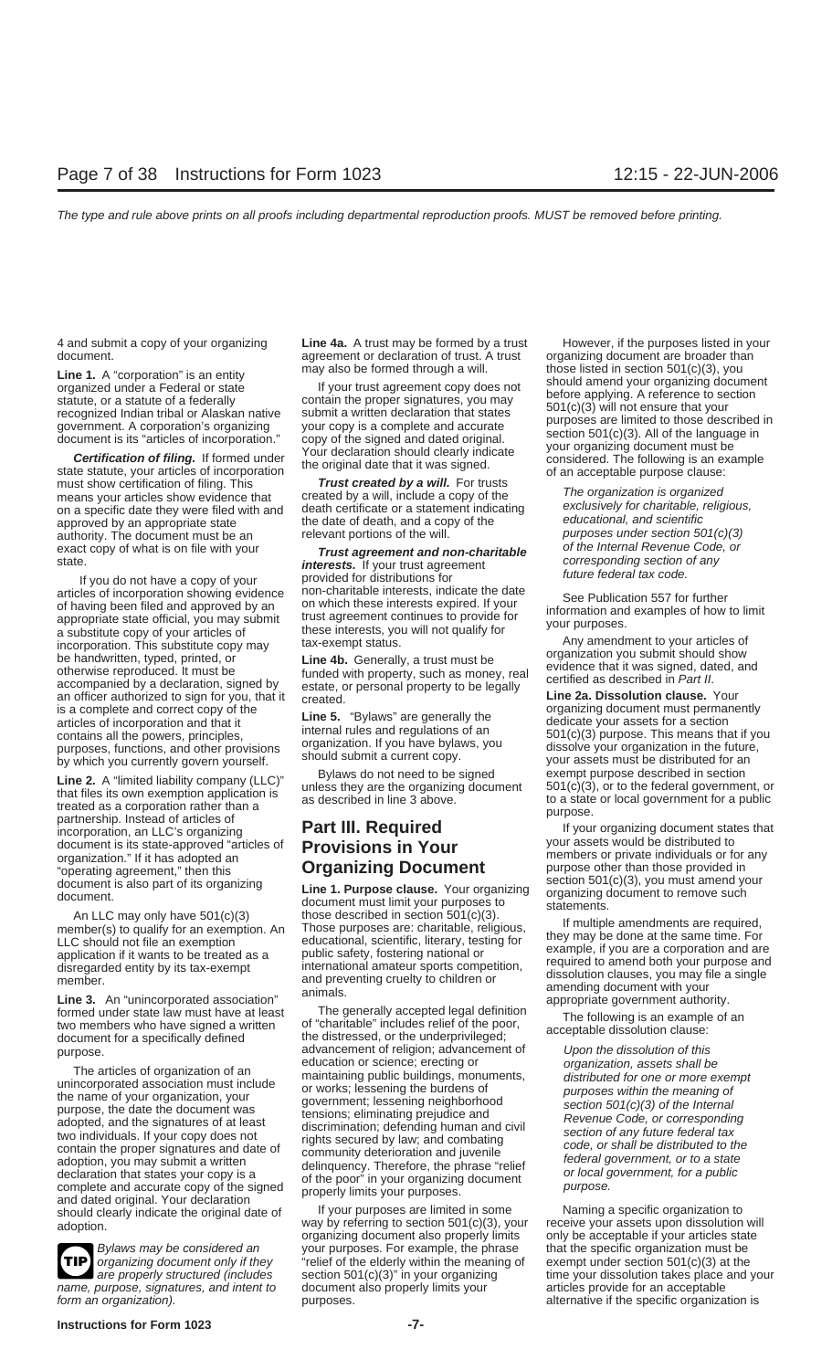4 and submit a copy of your organizing document.

**Line 1.** A "corporation" is an entity organized under a Federal or state statute, or a statute of a federally recognized Indian tribal or Alaskan native government. A corporation's organizing document is its "articles of incorporation."

***Certification of filing.*** If formed under state statute, your articles of incorporation must show certification of filing. This means your articles show evidence that on a specific date they were filed with and approved by an appropriate state authority. The document must be an exact copy of what is on file with your state.

If you do not have a copy of your articles of incorporation showing evidence of having been filed and approved by an appropriate state official, you may submit a substitute copy of your articles of incorporation. This substitute copy may be handwritten, typed, printed, or otherwise reproduced. It must be accompanied by a declaration, signed by an officer authorized to sign for you, that it is a complete and correct copy of the articles of incorporation and that it contains all the powers, principles, purposes, functions, and other provisions by which you currently govern yourself.

**Line 2.** A "limited liability company (LLC)" that files its own exemption application is treated as a corporation rather than a partnership. Instead of articles of incorporation, an LLC's organizing document is its state-approved "articles of organization." If it has adopted an "operating agreement," then this document is also part of its organizing document.

An LLC may only have 501(c)(3) member(s) to qualify for an exemption. An LLC should not file an exemption application if it wants to be treated as a disregarded entity by its tax-exempt member.

**Line 3.** An "unincorporated association" formed under state law must have at least two members who have signed a written document for a specifically defined purpose.

The articles of organization of an unincorporated association must include the name of your organization, your purpose, the date the document was adopted, and the signatures of at least two individuals. If your copy does not contain the proper signatures and date of adoption, you may submit a written declaration that states your copy is a complete and accurate copy of the signed and dated original. Your declaration should clearly indicate the original date of adoption.

**TIP** *Bylaws may be considered an organizing document only if they are properly structured (includes name, purpose, signatures, and intent to form an organization).*

**Line 4a.** A trust may be formed by a trust agreement or declaration of trust. A trust may also be formed through a will.

If your trust agreement copy does not contain the proper signatures, you may submit a written declaration that states your copy is a complete and accurate copy of the signed and dated original. Your declaration should clearly indicate the original date that it was signed.

***Trust created by a will.*** For trusts created by a will, include a copy of the death certificate or a statement indicating the date of death, and a copy of the relevant portions of the will.

***Trust agreement and non-charitable interests.*** If your trust agreement provided for distributions for non-charitable interests, indicate the date on which these interests expired. If your trust agreement continues to provide for these interests, you will not qualify for tax-exempt status.

**Line 4b.** Generally, a trust must be funded with property, such as money, real estate, or personal property to be legally created.

**Line 5.** "Bylaws" are generally the internal rules and regulations of an organization. If you have bylaws, you should submit a current copy.

Bylaws do not need to be signed unless they are the organizing document as described in line 3 above.

## Part III. Required Provisions in Your Organizing Document

**Line 1. Purpose clause.** Your organizing document must limit your purposes to those described in section 501(c)(3). Those purposes are: charitable, religious, educational, scientific, literary, testing for public safety, fostering national or international amateur sports competition, and preventing cruelty to children or animals.

The generally accepted legal definition of "charitable" includes relief of the poor, the distressed, or the underprivileged; advancement of religion; advancement of education or science; erecting or maintaining public buildings, monuments, or works; lessening the burdens of government; lessening neighborhood tensions; eliminating prejudice and discrimination; defending human and civil rights secured by law; and combating community deterioration and juvenile delinquency. Therefore, the phrase "relief of the poor" in your organizing document properly limits your purposes.

If your purposes are limited in some way by referring to section 501(c)(3), your organizing document also properly limits your purposes. For example, the phrase "relief of the elderly within the meaning of section 501(c)(3)" in your organizing document also properly limits your purposes.

However, if the purposes listed in your organizing document are broader than those listed in section 501(c)(3), you should amend your organizing document before applying. A reference to section 501(c)(3) will not ensure that your purposes are limited to those described in section 501(c)(3). All of the language in your organizing document must be considered. The following is an example of an acceptable purpose clause:

*The organization is organized exclusively for charitable, religious, educational, and scientific purposes under section 501(c)(3) of the Internal Revenue Code, or corresponding section of any future federal tax code.*

See Publication 557 for further information and examples of how to limit your purposes.

Any amendment to your articles of organization you submit should show evidence that it was signed, dated, and certified as described in *Part II*.

**Line 2a. Dissolution clause.** Your organizing document must permanently dedicate your assets for a section 501(c)(3) purpose. This means that if you dissolve your organization in the future, your assets must be distributed for an exempt purpose described in section 501(c)(3), or to the federal government, or to a state or local government for a public purpose.

If your organizing document states that your assets would be distributed to members or private individuals or for any purpose other than those provided in section 501(c)(3), you must amend your organizing document to remove such statements.

If multiple amendments are required, they may be done at the same time. For example, if you are a corporation and are required to amend both your purpose and dissolution clauses, you may file a single amending document with your appropriate government authority.

The following is an example of an acceptable dissolution clause:

*Upon the dissolution of this organization, assets shall be distributed for one or more exempt purposes within the meaning of section 501(c)(3) of the Internal Revenue Code, or corresponding section of any future federal tax code, or shall be distributed to the federal government, or to a state or local government, for a public purpose.*

Naming a specific organization to receive your assets upon dissolution will only be acceptable if your articles state that the specific organization must be exempt under section 501(c)(3) at the time your dissolution takes place and your articles provide for an acceptable alternative if the specific organization is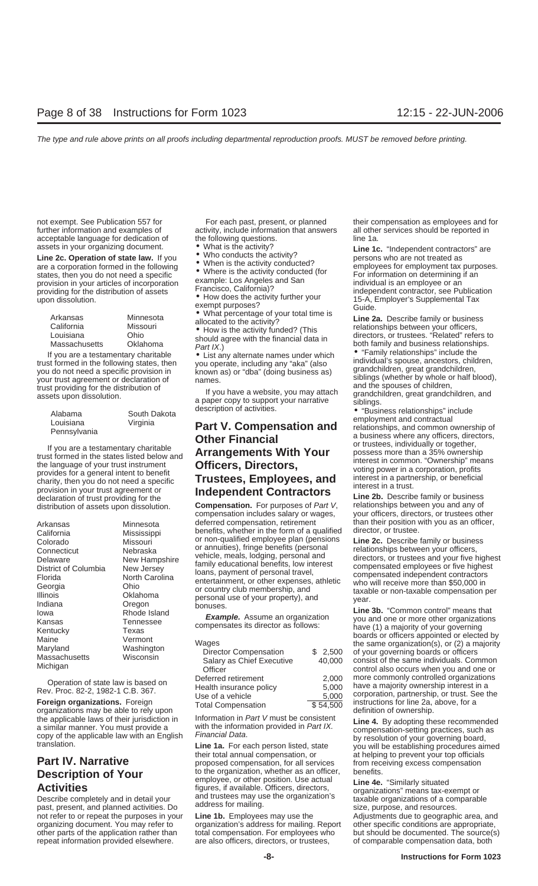not exempt. See Publication 557 for further information and examples of acceptable language for dedication of assets in your organizing document.

**Line 2c. Operation of state law.** If you are a corporation formed in the following states, then you do not need a specific provision in your articles of incorporation providing for the distribution of assets upon dissolution.

| | |
|---|---|
| Arkansas | Minnesota |
| California | Missouri |
| Louisiana | Ohio |
| Massachusetts | Oklahoma |

If you are a testamentary charitable trust formed in the following states, then you do not need a specific provision in your trust agreement or declaration of trust providing for the distribution of assets upon dissolution.

| | |
|---|---|
| Alabama | South Dakota |
| Louisiana | Virginia |
| Pennsylvania | |

If you are a testamentary charitable trust formed in the states listed below and the language of your trust instrument provides for a general intent to benefit charity, then you do not need a specific provision in your trust agreement or declaration of trust providing for the distribution of assets upon dissolution.

| | |
|---|---|
| Arkansas | Minnesota |
| California | Mississippi |
| Colorado | Missouri |
| Connecticut | Nebraska |
| Delaware | New Hampshire |
| District of Columbia | New Jersey |
| Florida | North Carolina |
| Georgia | Ohio |
| Illinois | Oklahoma |
| Indiana | Oregon |
| Iowa | Rhode Island |
| Kansas | Tennessee |
| Kentucky | Texas |
| Maine | Vermont |
| Maryland | Washington |
| Massachusetts | Wisconsin |
| Michigan | |

Operation of state law is based on Rev. Proc. 82-2, 1982-1 C.B. 367.

**Foreign organizations.** Foreign organizations may be able to rely upon the applicable laws of their jurisdiction in a similar manner. You must provide a copy of the applicable law with an English translation.

## Part IV. Narrative Description of Your Activities

Describe completely and in detail your past, present, and planned activities. Do not refer to or repeat the purposes in your organizing document. You may refer to other parts of the application rather than repeat information provided elsewhere.

For each past, present, or planned activity, include information that answers the following questions.

- What is the activity?
- Who conducts the activity?
- When is the activity conducted?
- Where is the activity conducted (for example: Los Angeles and San Francisco, California)?
- How does the activity further your exempt purposes?
- What percentage of your total time is allocated to the activity?
- How is the activity funded? (This should agree with the financial data in *Part IX*.)
- List any alternate names under which you operate, including any "aka" (also known as) or "dba" (doing business as) names.

If you have a website, you may attach a paper copy to support your narrative description of activities.

## Part V. Compensation and Other Financial Arrangements With Your Officers, Directors, Trustees, Employees, and Independent Contractors

**Compensation.** For purposes of *Part V*, compensation includes salary or wages, deferred compensation, retirement benefits, whether in the form of a qualified or non-qualified employee plan (pensions or annuities), fringe benefits (personal vehicle, meals, lodging, personal and family educational benefits, low interest loans, payment of personal travel, entertainment, or other expenses, athletic or country club membership, and personal use of your property), and bonuses.

***Example.*** Assume an organization compensates its director as follows:

| | |
|---|---|
| Wages | |
| Director Compensation | $ 2,500 |
| Salary as Chief Executive Officer | 40,000 |
| Deferred retirement | 2,000 |
| Health insurance policy | 5,000 |
| Use of a vehicle | 5,000 |
| Total Compensation | $ 54,500 |

Information in *Part V* must be consistent with the information provided in *Part IX. Financial Data*.

**Line 1a.** For each person listed, state their total annual compensation, or proposed compensation, for all services to the organization, whether as an officer, employee, or other position. Use actual figures, if available. Officers, directors, and trustees may use the organization's address for mailing.

**Line 1b.** Employees may use the organization's address for mailing. Report total compensation. For employees who are also officers, directors, or trustees, their compensation as employees and for all other services should be reported in line 1a.

**Line 1c.** "Independent contractors" are persons who are not treated as employees for employment tax purposes. For information on determining if an individual is an employee or an independent contractor, see Publication 15-A, Employer's Supplemental Tax Guide.

**Line 2a.** Describe family or business relationships between your officers, directors, or trustees. "Related" refers to both family and business relationships.

- "Family relationships" include the individual's spouse, ancestors, children, grandchildren, great grandchildren, siblings (whether by whole or half blood), and the spouses of children, grandchildren, great grandchildren, and siblings.
- "Business relationships" include employment and contractual relationships, and common ownership of a business where any officers, directors, or trustees, individually or together, possess more than a 35% ownership interest in common. "Ownership" means voting power in a corporation, profits interest in a partnership, or beneficial interest in a trust.

**Line 2b.** Describe family or business relationships between you and any of your officers, directors, or trustees other than their position with you as an officer, director, or trustee.

**Line 2c.** Describe family or business relationships between your officers, directors, or trustees and your five highest compensated employees or five highest compensated independent contractors who will receive more than $50,000 in taxable or non-taxable compensation per year.

**Line 3b.** "Common control" means that you and one or more other organizations have (1) a majority of your governing boards or officers appointed or elected by the same organization(s), or (2) a majority of your governing boards or officers consist of the same individuals. Common control also occurs when you and one or more commonly controlled organizations have a majority ownership interest in a corporation, partnership, or trust. See the instructions for line 2a, above, for a definition of ownership.

**Line 4.** By adopting these recommended compensation-setting practices, such as by resolution of your governing board, you will be establishing procedures aimed at helping to prevent your top officials from receiving excess compensation benefits.

**Line 4e.** "Similarly situated organizations" means tax-exempt or taxable organizations of a comparable size, purpose, and resources. Adjustments due to geographic area, and other specific conditions are appropriate, but should be documented. The source(s) of comparable compensation data, both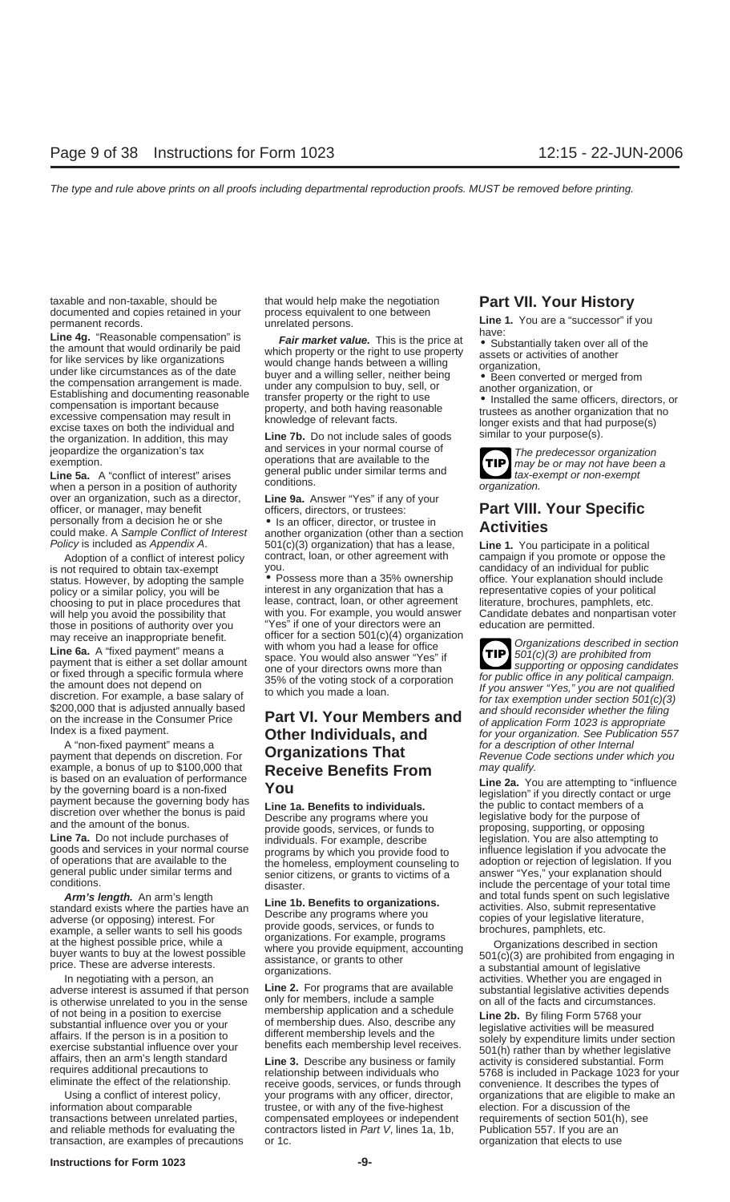taxable and non-taxable, should be documented and copies retained in your permanent records.

**Line 4g.** "Reasonable compensation" is the amount that would ordinarily be paid for like services by like organizations under like circumstances as of the date the compensation arrangement is made. Establishing and documenting reasonable compensation is important because excessive compensation may result in excise taxes on both the individual and the organization. In addition, this may jeopardize the organization's tax exemption.

**Line 5a.** A "conflict of interest" arises when a person in a position of authority over an organization, such as a director, officer, or manager, may benefit personally from a decision he or she could make. A *Sample Conflict of Interest Policy* is included as *Appendix A*.

Adoption of a conflict of interest policy is not required to obtain tax-exempt status. However, by adopting the sample policy or a similar policy, you will be choosing to put in place procedures that will help you avoid the possibility that those in positions of authority over you may receive an inappropriate benefit.

**Line 6a.** A "fixed payment" means a payment that is either a set dollar amount or fixed through a specific formula where the amount does not depend on discretion. For example, a base salary of $200,000 that is adjusted annually based on the increase in the Consumer Price Index is a fixed payment.

A "non-fixed payment" means a payment that depends on discretion. For example, a bonus of up to $100,000 that is based on an evaluation of performance by the governing board is a non-fixed payment because the governing body has discretion over whether the bonus is paid and the amount of the bonus.

**Line 7a.** Do not include purchases of goods and services in your normal course of operations that are available to the general public under similar terms and conditions.

***Arm's length.*** An arm's length standard exists where the parties have an adverse (or opposing) interest. For example, a seller wants to sell his goods at the highest possible price, while a buyer wants to buy at the lowest possible price. These are adverse interests.

In negotiating with a person, an adverse interest is assumed if that person is otherwise unrelated to you in the sense of not being in a position to exercise substantial influence over you or your affairs. If the person is in a position to exercise substantial influence over your affairs, then an arm's length standard requires additional precautions to eliminate the effect of the relationship.

Using a conflict of interest policy, information about comparable transactions between unrelated parties, and reliable methods for evaluating the transaction, are examples of precautions that would help make the negotiation process equivalent to one between unrelated persons.

***Fair market value.*** This is the price at which property or the right to use property would change hands between a willing buyer and a willing seller, neither being under any compulsion to buy, sell, or transfer property or the right to use property, and both having reasonable knowledge of relevant facts.

**Line 7b.** Do not include sales of goods and services in your normal course of operations that are available to the general public under similar terms and conditions.

**Line 9a.** Answer "Yes" if any of your officers, directors, or trustees:

- Is an officer, director, or trustee in another organization (other than a section 501(c)(3) organization) that has a lease, contract, loan, or other agreement with you.
- Possess more than a 35% ownership interest in any organization that has a lease, contract, loan, or other agreement with you. For example, you would answer "Yes" if one of your directors were an officer for a section 501(c)(4) organization with whom you had a lease for office space. You would also answer "Yes" if one of your directors owns more than 35% of the voting stock of a corporation to which you made a loan.

## Part VI. Your Members and Other Individuals, and Organizations That Receive Benefits From You

**Line 1a. Benefits to individuals.** Describe any programs where you provide goods, services, or funds to individuals. For example, describe programs by which you provide food to the homeless, employment counseling to senior citizens, or grants to victims of a disaster.

**Line 1b. Benefits to organizations.** Describe any programs where you provide goods, services, or funds to organizations. For example, programs where you provide equipment, accounting assistance, or grants to other organizations.

**Line 2.** For programs that are available only for members, include a sample membership application and a schedule of membership dues. Also, describe any different membership levels and the benefits each membership level receives.

**Line 3.** Describe any business or family relationship between individuals who receive goods, services, or funds through your programs with any officer, director, trustee, or with any of the five-highest compensated employees or independent contractors listed in *Part V*, lines 1a, 1b, or 1c.

## Part VII. Your History

**Line 1.** You are a "successor" if you have:

- Substantially taken over all of the assets or activities of another organization,
- Been converted or merged from another organization, or
- Installed the same officers, directors, or trustees as another organization that no longer exists and that had purpose(s) similar to your purpose(s).

**TIP** *The predecessor organization may be or may not have been a tax-exempt or non-exempt organization.*

## Part VIII. Your Specific Activities

**Line 1.** You participate in a political campaign if you promote or oppose the candidacy of an individual for public office. Your explanation should include representative copies of your political literature, brochures, pamphlets, etc. Candidate debates and nonpartisan voter education are permitted.

**TIP** *Organizations described in section 501(c)(3) are prohibited from supporting or opposing candidates for public office in any political campaign. If you answer "Yes," you are not qualified for tax exemption under section 501(c)(3) and should reconsider whether the filing of application Form 1023 is appropriate for your organization. See Publication 557 for a description of other Internal Revenue Code sections under which you may qualify.*

**Line 2a.** You are attempting to "influence legislation" if you directly contact or urge the public to contact members of a legislative body for the purpose of proposing, supporting, or opposing legislation. You are also attempting to influence legislation if you advocate the adoption or rejection of legislation. If you answer "Yes," your explanation should include the percentage of your total time and total funds spent on such legislative activities. Also, submit representative copies of your legislative literature, brochures, pamphlets, etc.

Organizations described in section 501(c)(3) are prohibited from engaging in a substantial amount of legislative activities. Whether you are engaged in substantial legislative activities depends on all of the facts and circumstances.

**Line 2b.** By filing Form 5768 your legislative activities will be measured solely by expenditure limits under section 501(h) rather than by whether legislative activity is considered substantial. Form 5768 is included in Package 1023 for your convenience. It describes the types of organizations that are eligible to make an election. For a discussion of the requirements of section 501(h), see Publication 557. If you are an organization that elects to use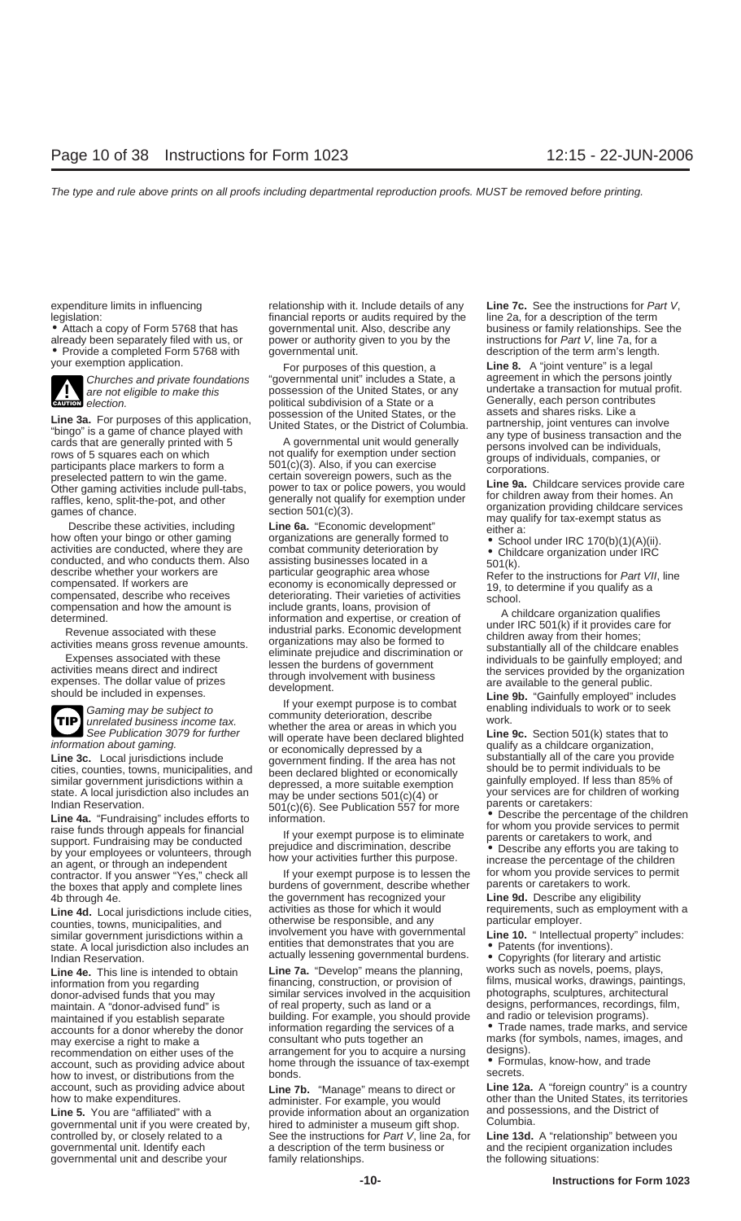expenditure limits in influencing legislation:

- Attach a copy of Form 5768 that has already been separately filed with us, or
- Provide a completed Form 5768 with your exemption application.

**CAUTION** *Churches and private foundations are not eligible to make this election.*

**Line 3a.** For purposes of this application, "bingo" is a game of chance played with cards that are generally printed with 5 rows of 5 squares each on which participants place markers to form a preselected pattern to win the game. Other gaming activities include pull-tabs, raffles, keno, split-the-pot, and other games of chance.

Describe these activities, including how often your bingo or other gaming activities are conducted, where they are conducted, and who conducts them. Also describe whether your workers are compensated. If workers are compensated, describe who receives compensation and how the amount is determined.

Revenue associated with these activities means gross revenue amounts.

Expenses associated with these activities means direct and indirect expenses. The dollar value of prizes should be included in expenses.

**TIP** *Gaming may be subject to unrelated business income tax. See Publication 3079 for further information about gaming.*

**Line 3c.** Local jurisdictions include cities, counties, towns, municipalities, and similar government jurisdictions within a state. A local jurisdiction also includes an Indian Reservation.

**Line 4a.** "Fundraising" includes efforts to raise funds through appeals for financial support. Fundraising may be conducted by your employees or volunteers, through an agent, or through an independent contractor. If you answer "Yes," check all the boxes that apply and complete lines 4b through 4e.

**Line 4d.** Local jurisdictions include cities, counties, towns, municipalities, and similar government jurisdictions within a state. A local jurisdiction also includes an Indian Reservation.

**Line 4e.** This line is intended to obtain information from you regarding donor-advised funds that you may maintain. A "donor-advised fund" is maintained if you establish separate accounts for a donor whereby the donor may exercise a right to make a recommendation on either uses of the account, such as providing advice about how to invest, or distributions from the account, such as providing advice about how to make expenditures.

**Line 5.** You are "affiliated" with a governmental unit if you were created by, controlled by, or closely related to a governmental unit. Identify each governmental unit and describe your relationship with it. Include details of any financial reports or audits required by the governmental unit. Also, describe any power or authority given to you by the governmental unit.

For purposes of this question, a "governmental unit" includes a State, a possession of the United States, or any political subdivision of a State or a possession of the United States, or the United States, or the District of Columbia.

A governmental unit would generally not qualify for exemption under section 501(c)(3). Also, if you can exercise certain sovereign powers, such as the power to tax or police powers, you would generally not qualify for exemption under section 501(c)(3).

**Line 6a.** "Economic development" organizations are generally formed to combat community deterioration by assisting businesses located in a particular geographic area whose economy is economically depressed or deteriorating. Their varieties of activities include grants, loans, provision of information and expertise, or creation of industrial parks. Economic development organizations may also be formed to eliminate prejudice and discrimination or lessen the burdens of government through involvement with business development.

If your exempt purpose is to combat community deterioration, describe whether the area or areas in which you will operate have been declared blighted or economically depressed by a government finding. If the area has not been declared blighted or economically depressed, a more suitable exemption may be under sections 501(c)(4) or 501(c)(6). See Publication 557 for more information.

If your exempt purpose is to eliminate prejudice and discrimination, describe how your activities further this purpose.

If your exempt purpose is to lessen the burdens of government, describe whether the government has recognized your activities as those for which it would otherwise be responsible, and any involvement you have with governmental entities that demonstrates that you are actually lessening governmental burdens.

**Line 7a.** "Develop" means the planning, financing, construction, or provision of similar services involved in the acquisition of real property, such as land or a building. For example, you should provide information regarding the services of a consultant who puts together an arrangement for you to acquire a nursing home through the issuance of tax-exempt bonds.

**Line 7b.** "Manage" means to direct or administer. For example, you would provide information about an organization hired to administer a museum gift shop. See the instructions for *Part V*, line 2a, for a description of the term business or family relationships.

**Line 7c.** See the instructions for *Part V*, line 2a, for a description of the term business or family relationships. See the instructions for *Part V*, line 7a, for a description of the term arm's length.

**Line 8.** A "joint venture" is a legal agreement in which the persons jointly undertake a transaction for mutual profit. Generally, each person contributes assets and shares risks. Like a partnership, joint ventures can involve any type of business transaction and the persons involved can be individuals, groups of individuals, companies, or corporations.

**Line 9a.** Childcare services provide care for children away from their homes. An organization providing childcare services may qualify for tax-exempt status as either a:

- School under IRC 170(b)(1)(A)(ii).
- Childcare organization under IRC 501(k).

Refer to the instructions for *Part VII*, line 19, to determine if you qualify as a school.

A childcare organization qualifies under IRC 501(k) if it provides care for children away from their homes; substantially all of the childcare enables individuals to be gainfully employed; and the services provided by the organization are available to the general public.

**Line 9b.** "Gainfully employed" includes enabling individuals to work or to seek work.

**Line 9c.** Section 501(k) states that to qualify as a childcare organization, substantially all of the care you provide should be to permit individuals to be gainfully employed. If less than 85% of your services are for children of working parents or caretakers:

- Describe the percentage of the children for whom you provide services to permit parents or caretakers to work, and
- Describe any efforts you are taking to increase the percentage of the children for whom you provide services to permit parents or caretakers to work.

**Line 9d.** Describe any eligibility requirements, such as employment with a particular employer.

**Line 10.** "Intellectual property" includes:

- Patents (for inventions).
- Copyrights (for literary and artistic works such as novels, poems, plays, films, musical works, drawings, paintings, photographs, sculptures, architectural designs, performances, recordings, film, and radio or television programs).
- Trade names, trade marks, and service marks (for symbols, names, images, and designs).
- Formulas, know-how, and trade secrets.

**Line 12a.** A "foreign country" is a country other than the United States, its territories and possessions, and the District of Columbia.

**Line 13d.** A "relationship" between you and the recipient organization includes the following situations: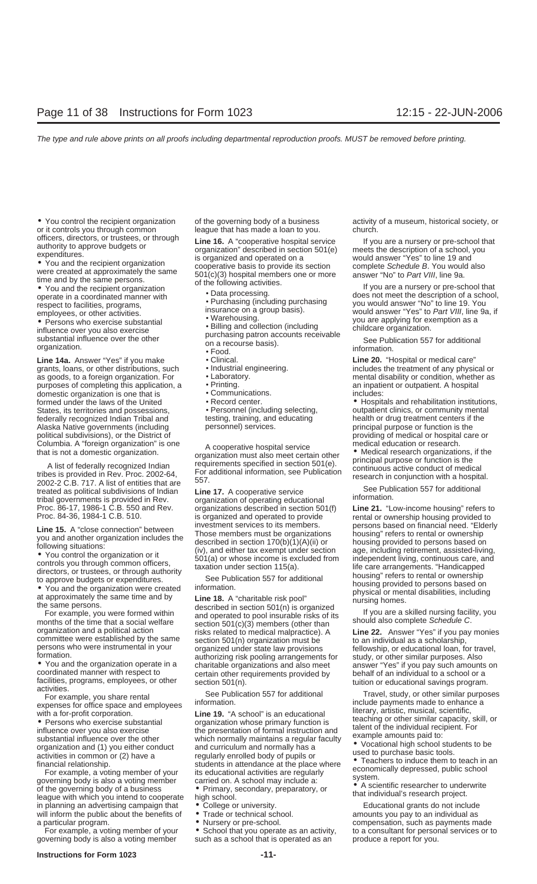- You control the recipient organization or it controls you through common officers, directors, or trustees, or through authority to approve budgets or expenditures.
- You and the recipient organization were created at approximately the same time and by the same persons.
- You and the recipient organization operate in a coordinated manner with respect to facilities, programs, employees, or other activities.
- Persons who exercise substantial influence over you also exercise substantial influence over the other organization.

**Line 14a.** Answer "Yes" if you make grants, loans, or other distributions, such as goods, to a foreign organization. For purposes of completing this application, a domestic organization is one that is formed under the laws of the United States, its territories and possessions, federally recognized Indian Tribal and Alaska Native governments (including political subdivisions), or the District of Columbia. A "foreign organization" is one that is not a domestic organization.

A list of federally recognized Indian tribes is provided in Rev. Proc. 2002-64, 2002-2 C.B. 717. A list of entities that are treated as political subdivisions of Indian tribal governments is provided in Rev. Proc. 86-17, 1986-1 C.B. 550 and Rev. Proc. 84-36, 1984-1 C.B. 510.

**Line 15.** A "close connection" between you and another organization includes the following situations:

- You control the organization or it controls you through common officers, directors, or trustees, or through authority to approve budgets or expenditures.
- You and the organization were created at approximately the same time and by the same persons.

For example, you were formed within months of the time that a social welfare organization and a political action committee were established by the same persons who were instrumental in your formation.

- You and the organization operate in a coordinated manner with respect to facilities, programs, employees, or other activities.

For example, you share rental expenses for office space and employees with a for-profit corporation.

- Persons who exercise substantial influence over you also exercise substantial influence over the other organization and (1) you either conduct activities in common or (2) have a financial relationship.

For example, a voting member of your governing body is also a voting member of the governing body of a business league with which you intend to cooperate in planning an advertising campaign that will inform the public about the benefits of a particular program.

For example, a voting member of your governing body is also a voting member of the governing body of a business league that has made a loan to you.

**Line 16.** A "cooperative hospital service organization" described in section 501(e) is organized and operated on a cooperative basis to provide its section 501(c)(3) hospital members one or more of the following activities.

- Data processing.
- Purchasing (including purchasing insurance on a group basis).
- Warehousing.
- Billing and collection (including purchasing patron accounts receivable on a recourse basis).
- Food.
- Clinical.
- Industrial engineering.
- Laboratory.
- Printing.
- Communications.
- Record center.
- Personnel (including selecting, testing, training, and educating personnel) services.

A cooperative hospital service organization must also meet certain other requirements specified in section 501(e). For additional information, see Publication 557.

**Line 17.** A cooperative service organization of operating educational organizations described in section 501(f) is organized and operated to provide investment services to its members. Those members must be organizations described in section 170(b)(1)(A)(ii) or (iv), and either tax exempt under section 501(a) or whose income is excluded from taxation under section 115(a).

See Publication 557 for additional information.

**Line 18.** A "charitable risk pool" described in section 501(n) is organized and operated to pool insurable risks of its section 501(c)(3) members (other than risks related to medical malpractice). A section 501(n) organization must be organized under state law provisions authorizing risk pooling arrangements for charitable organizations and also meet certain other requirements provided by section 501(n).

See Publication 557 for additional information.

**Line 19.** "A school" is an educational organization whose primary function is the presentation of formal instruction and which normally maintains a regular faculty and curriculum and normally has a regularly enrolled body of pupils or students in attendance at the place where its educational activities are regularly carried on. A school may include a:

- Primary, secondary, preparatory, or high school.
- College or university.
- Trade or technical school.
- Nursery or pre-school.
- School that you operate as an activity, such as a school that is operated as an activity of a museum, historical society, or church.

If you are a nursery or pre-school that meets the description of a school, you would answer "Yes" to line 19 and complete *Schedule B*. You would also answer "No" to *Part VIII*, line 9a.

If you are a nursery or pre-school that does not meet the description of a school, you would answer "No" to line 19. You would answer "Yes" to *Part VIII*, line 9a, if you are applying for exemption as a childcare organization.

See Publication 557 for additional information.

**Line 20.** "Hospital or medical care" includes the treatment of any physical or mental disability or condition, whether as an inpatient or outpatient. A hospital includes:

- Hospitals and rehabilitation institutions, outpatient clinics, or community mental health or drug treatment centers if the principal purpose or function is the providing of medical or hospital care or medical education or research.
- Medical research organizations, if the principal purpose or function is the continuous active conduct of medical research in conjunction with a hospital.

See Publication 557 for additional information.

**Line 21.** "Low-income housing" refers to rental or ownership housing provided to persons based on financial need. "Elderly housing" refers to rental or ownership housing provided to persons based on age, including retirement, assisted-living, independent living, continuous care, and life care arrangements. "Handicapped housing" refers to rental or ownership housing provided to persons based on physical or mental disabilities, including nursing homes.

If you are a skilled nursing facility, you should also complete *Schedule C*.

**Line 22.** Answer "Yes" if you pay monies to an individual as a scholarship, fellowship, or educational loan, for travel, study, or other similar purposes. Also answer "Yes" if you pay such amounts on behalf of an individual to a school or a tuition or educational savings program.

Travel, study, or other similar purposes include payments made to enhance a literary, artistic, musical, scientific, teaching or other similar capacity, skill, or talent of the individual recipient. For example amounts paid to:

- Vocational high school students to be used to purchase basic tools.
- Teachers to induce them to teach in an economically depressed, public school system.
- A scientific researcher to underwrite that individual's research project.

Educational grants do not include amounts you pay to an individual as compensation, such as payments made to a consultant for personal services or to produce a report for you.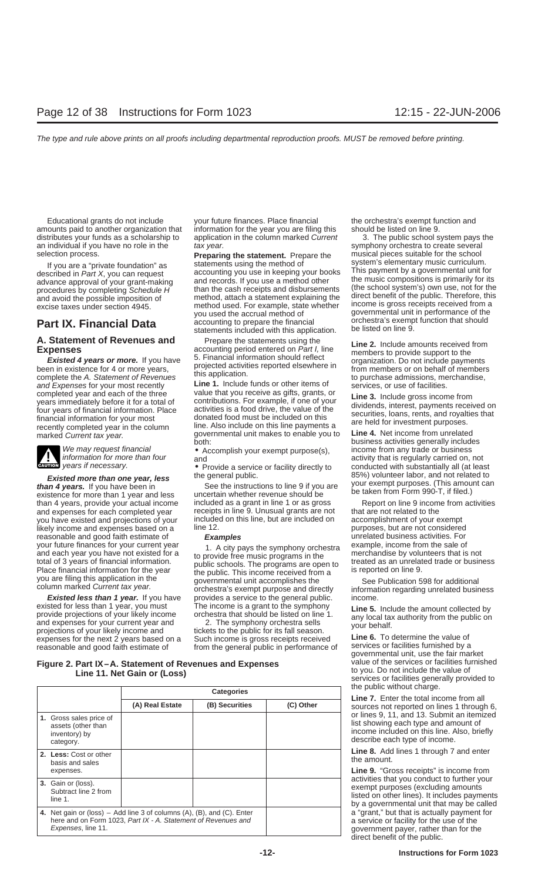Educational grants do not include amounts paid to another organization that distributes your funds as a scholarship to an individual if you have no role in the selection process.

If you are a "private foundation" as described in *Part X*, you can request advance approval of your grant-making procedures by completing *Schedule H* and avoid the possible imposition of excise taxes under section 4945.

## Part IX. Financial Data

### A. Statement of Revenues and Expenses

***Existed 4 years or more.*** If you have been in existence for 4 or more years, complete the *A. Statement of Revenues and Expenses* for your most recently completed year and each of the three years immediately before it for a total of four years of financial information. Place financial information for your most recently completed year in the column marked *Current tax year.*

**CAUTION** *We may request financial information for more than four years if necessary.*

***Existed more than one year, less than 4 years.*** If you have been in existence for more than 1 year and less than 4 years, provide your actual income and expenses for each completed year you have existed and projections of your likely income and expenses based on a reasonable and good faith estimate of your future finances for your current year and each year you have not existed for a total of 3 years of financial information. Place financial information for the year you are filing this application in the column marked *Current tax year.*

***Existed less than 1 year.*** If you have existed for less than 1 year, you must provide projections of your likely income and expenses for your current year and projections of your likely income and expenses for the next 2 years based on a reasonable and good faith estimate of your future finances. Place financial information for the year you are filing this application in the column marked *Current tax year.*

**Preparing the statement.** Prepare the statements using the method of accounting you use in keeping your books and records. If you use a method other than the cash receipts and disbursements method, attach a statement explaining the method used. For example, state whether you used the accrual method of accounting to prepare the financial statements included with this application.

Prepare the statements using the accounting period entered on *Part I*, line 5. Financial information should reflect projected activities reported elsewhere in this application.

**Line 1.** Include funds or other items of value that you receive as gifts, grants, or contributions. For example, if one of your activities is a food drive, the value of the donated food must be included on this line. Also include on this line payments a governmental unit makes to enable you to both:

- Accomplish your exempt purpose(s), and
- Provide a service or facility directly to the general public.

See the instructions to line 9 if you are uncertain whether revenue should be included as a grant in line 1 or as gross receipts in line 9. Unusual grants are not included on this line, but are included on line 12.

***Examples***

1. A city pays the symphony orchestra to provide free music programs in the public schools. The programs are open to the public. This income received from a governmental unit accomplishes the orchestra's exempt purpose and directly provides a service to the general public. The income is a grant to the symphony orchestra that should be listed on line 1.

2. The symphony orchestra sells tickets to the public for its fall season. Such income is gross receipts received from the general public in performance of the orchestra's exempt function and should be listed on line 9.

3. The public school system pays the symphony orchestra to create several musical pieces suitable for the school system's elementary music curriculum. This payment by a governmental unit for the music compositions is primarily for its (the school system's) own use, not for the direct benefit of the public. Therefore, this income is gross receipts received from a governmental unit in performance of the orchestra's exempt function that should be listed on line 9.

**Line 2.** Include amounts received from members to provide support to the organization. Do not include payments from members or on behalf of members to purchase admissions, merchandise, services, or use of facilities.

**Line 3.** Include gross income from dividends, interest, payments received on securities, loans, rents, and royalties that are held for investment purposes.

**Line 4.** Net income from unrelated business activities generally includes income from any trade or business activity that is regularly carried on, not conducted with substantially all (at least 85%) volunteer labor, and not related to your exempt purposes. (This amount can be taken from Form 990-T, if filed.)

Report on line 9 income from activities that are not related to the accomplishment of your exempt purposes, but are not considered unrelated business activities. For example, income from the sale of merchandise by volunteers that is not treated as an unrelated trade or business is reported on line 9.

See Publication 598 for additional information regarding unrelated business income.

**Line 5.** Include the amount collected by any local tax authority from the public on your behalf.

**Line 6.** To determine the value of services or facilities furnished by a governmental unit, use the fair market value of the services or facilities furnished to you. Do not include the value of services or facilities generally provided to the public without charge.

**Line 7.** Enter the total income from all sources not reported on lines 1 through 6, or lines 9, 11, and 13. Submit an itemized list showing each type and amount of income included on this line. Also, briefly describe each type of income.

**Line 8.** Add lines 1 through 7 and enter the amount.

**Line 9.** "Gross receipts" is income from activities that you conduct to further your exempt purposes (excluding amounts listed on other lines). It includes payments by a governmental unit that may be called a "grant," but that is actually payment for a service or facility for the use of the government payer, rather than for the direct benefit of the public.

**Figure 2. Part IX – A. Statement of Revenues and Expenses Line 11. Net Gain or (Loss)**

| | Categories | | |
|---|---|---|---|
| | (A) Real Estate | (B) Securities | (C) Other |
| **1.** Gross sales price of assets (other than inventory) by category. | | | |
| **2. Less:** Cost or other basis and sales expenses. | | | |
| **3.** Gain or (loss). Subtract line 2 from line 1. | | | |
| **4.** Net gain or (loss) – Add line 3 of columns (A), (B), and (C). Enter here and on Form 1023, *Part IX - A. Statement of Revenues and Expenses*, line 11. | | | |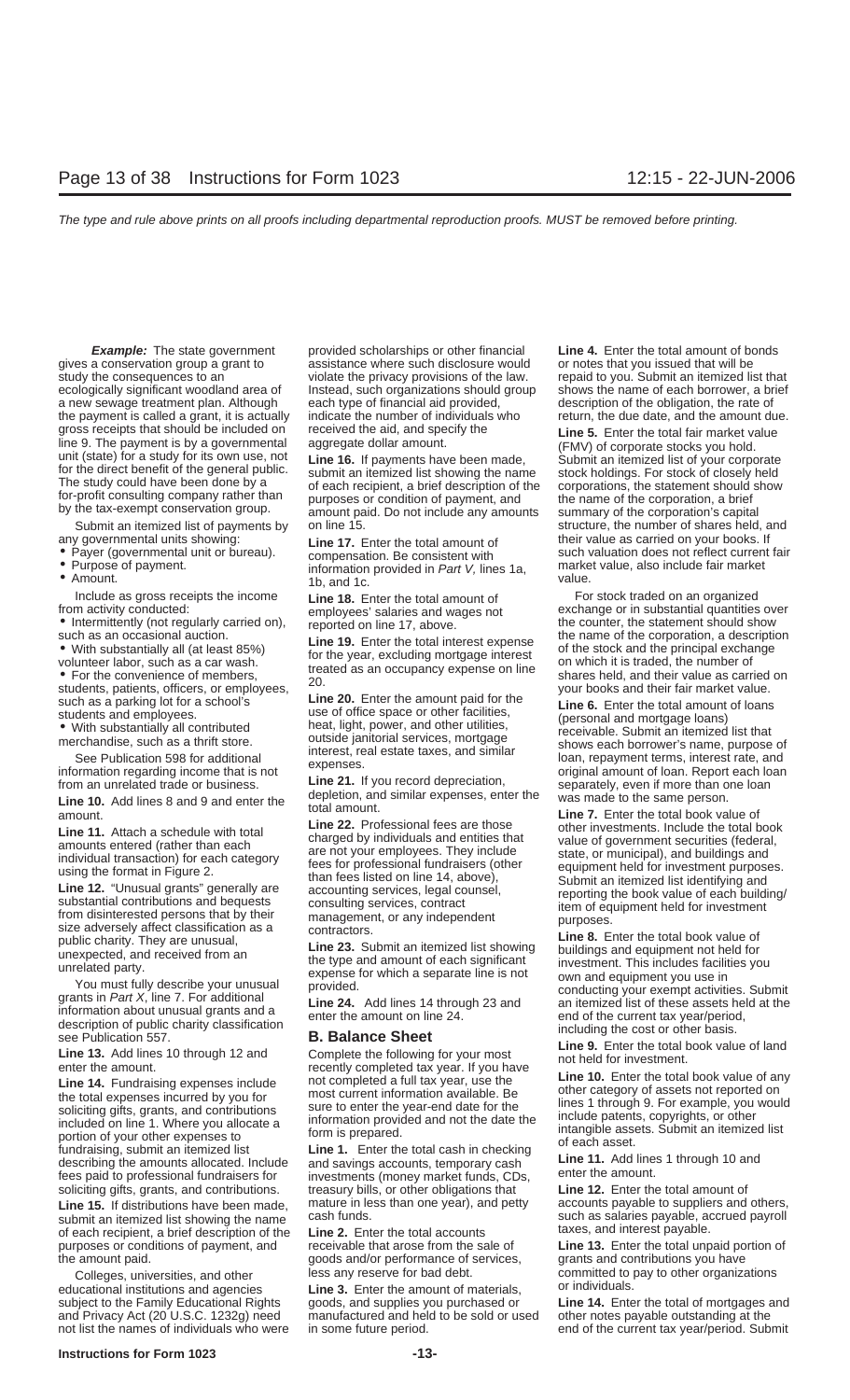***Example:*** The state government gives a conservation group a grant to study the consequences to an ecologically significant woodland area of a new sewage treatment plan. Although the payment is called a grant, it is actually gross receipts that should be included on line 9. The payment is by a governmental unit (state) for a study for its own use, not for the direct benefit of the general public. The study could have been done by a for-profit consulting company rather than by the tax-exempt conservation group.

Submit an itemized list of payments by any governmental units showing:

- Payer (governmental unit or bureau).
- Purpose of payment.
- Amount.

Include as gross receipts the income from activity conducted:

- Intermittently (not regularly carried on), such as an occasional auction.
- With substantially all (at least 85%) volunteer labor, such as a car wash.
- For the convenience of members, students, patients, officers, or employees, such as a parking lot for a school's students and employees.
- With substantially all contributed merchandise, such as a thrift store.

See Publication 598 for additional information regarding income that is not from an unrelated trade or business.

**Line 10.** Add lines 8 and 9 and enter the amount.

**Line 11.** Attach a schedule with total amounts entered (rather than each individual transaction) for each category using the format in Figure 2.

**Line 12.** "Unusual grants" generally are substantial contributions and bequests from disinterested persons that by their size adversely affect classification as a public charity. They are unusual, unexpected, and received from an unrelated party.

You must fully describe your unusual grants in *Part X*, line 7. For additional information about unusual grants and a description of public charity classification see Publication 557.

**Line 13.** Add lines 10 through 12 and enter the amount.

**Line 14.** Fundraising expenses include the total expenses incurred by you for soliciting gifts, grants, and contributions included on line 1. Where you allocate a portion of your other expenses to fundraising, submit an itemized list describing the amounts allocated. Include fees paid to professional fundraisers for soliciting gifts, grants, and contributions.

**Line 15.** If distributions have been made, submit an itemized list showing the name of each recipient, a brief description of the purposes or conditions of payment, and the amount paid.

Colleges, universities, and other educational institutions and agencies subject to the Family Educational Rights and Privacy Act (20 U.S.C. 1232g) need not list the names of individuals who were provided scholarships or other financial assistance where such disclosure would violate the privacy provisions of the law. Instead, such organizations should group each type of financial aid provided, indicate the number of individuals who received the aid, and specify the aggregate dollar amount.

**Line 16.** If payments have been made, submit an itemized list showing the name of each recipient, a brief description of the purposes or condition of payment, and amount paid. Do not include any amounts on line 15.

**Line 17.** Enter the total amount of compensation. Be consistent with information provided in *Part V*, lines 1a, 1b, and 1c.

**Line 18.** Enter the total amount of employees' salaries and wages not reported on line 17, above.

**Line 19.** Enter the total interest expense for the year, excluding mortgage interest treated as an occupancy expense on line 20.

**Line 20.** Enter the amount paid for the use of office space or other facilities, heat, light, power, and other utilities, outside janitorial services, mortgage interest, real estate taxes, and similar expenses.

**Line 21.** If you record depreciation, depletion, and similar expenses, enter the total amount.

**Line 22.** Professional fees are those charged by individuals and entities that are not your employees. They include fees for professional fundraisers (other than fees listed on line 14, above), accounting services, legal counsel, consulting services, contract management, or any independent contractors.

**Line 23.** Submit an itemized list showing the type and amount of each significant expense for which a separate line is not provided.

**Line 24.** Add lines 14 through 23 and enter the amount on line 24.

## B. Balance Sheet

Complete the following for your most recently completed tax year. If you have not completed a full tax year, use the most current information available. Be sure to enter the year-end date for the information provided and not the date the form is prepared.

**Line 1.** Enter the total cash in checking and savings accounts, temporary cash investments (money market funds, CDs, treasury bills, or other obligations that mature in less than one year), and petty cash funds.

**Line 2.** Enter the total accounts receivable that arose from the sale of goods and/or performance of services, less any reserve for bad debt.

**Line 3.** Enter the amount of materials, goods, and supplies you purchased or manufactured and held to be sold or used in some future period.

**Line 4.** Enter the total amount of bonds or notes that you issued that will be repaid to you. Submit an itemized list that shows the name of each borrower, a brief description of the obligation, the rate of return, the due date, and the amount due.

**Line 5.** Enter the total fair market value (FMV) of corporate stocks you hold. Submit an itemized list of your corporate stock holdings. For stock of closely held corporations, the statement should show the name of the corporation, a brief summary of the corporation's capital structure, the number of shares held, and their value as carried on your books. If such valuation does not reflect current fair market value, also include fair market value.

For stock traded on an organized exchange or in substantial quantities over the counter, the statement should show the name of the corporation, a description of the stock and the principal exchange on which it is traded, the number of shares held, and their value as carried on your books and their fair market value.

**Line 6.** Enter the total amount of loans (personal and mortgage loans) receivable. Submit an itemized list that shows each borrower's name, purpose of loan, repayment terms, interest rate, and original amount of loan. Report each loan separately, even if more than one loan was made to the same person.

**Line 7.** Enter the total book value of other investments. Include the total book value of government securities (federal, state, or municipal), and buildings and equipment held for investment purposes. Submit an itemized list identifying and reporting the book value of each building/item of equipment held for investment purposes.

**Line 8.** Enter the total book value of buildings and equipment not held for investment. This includes facilities you own and equipment you use in conducting your exempt activities. Submit an itemized list of these assets held at the end of the current tax year/period, including the cost or other basis.

**Line 9.** Enter the total book value of land not held for investment.

**Line 10.** Enter the total book value of any other category of assets not reported on lines 1 through 9. For example, you would include patents, copyrights, or other intangible assets. Submit an itemized list of each asset.

**Line 11.** Add lines 1 through 10 and enter the amount.

**Line 12.** Enter the total amount of accounts payable to suppliers and others, such as salaries payable, accrued payroll taxes, and interest payable.

**Line 13.** Enter the total unpaid portion of grants and contributions you have committed to pay to other organizations or individuals.

**Line 14.** Enter the total of mortgages and other notes payable outstanding at the end of the current tax year/period. Submit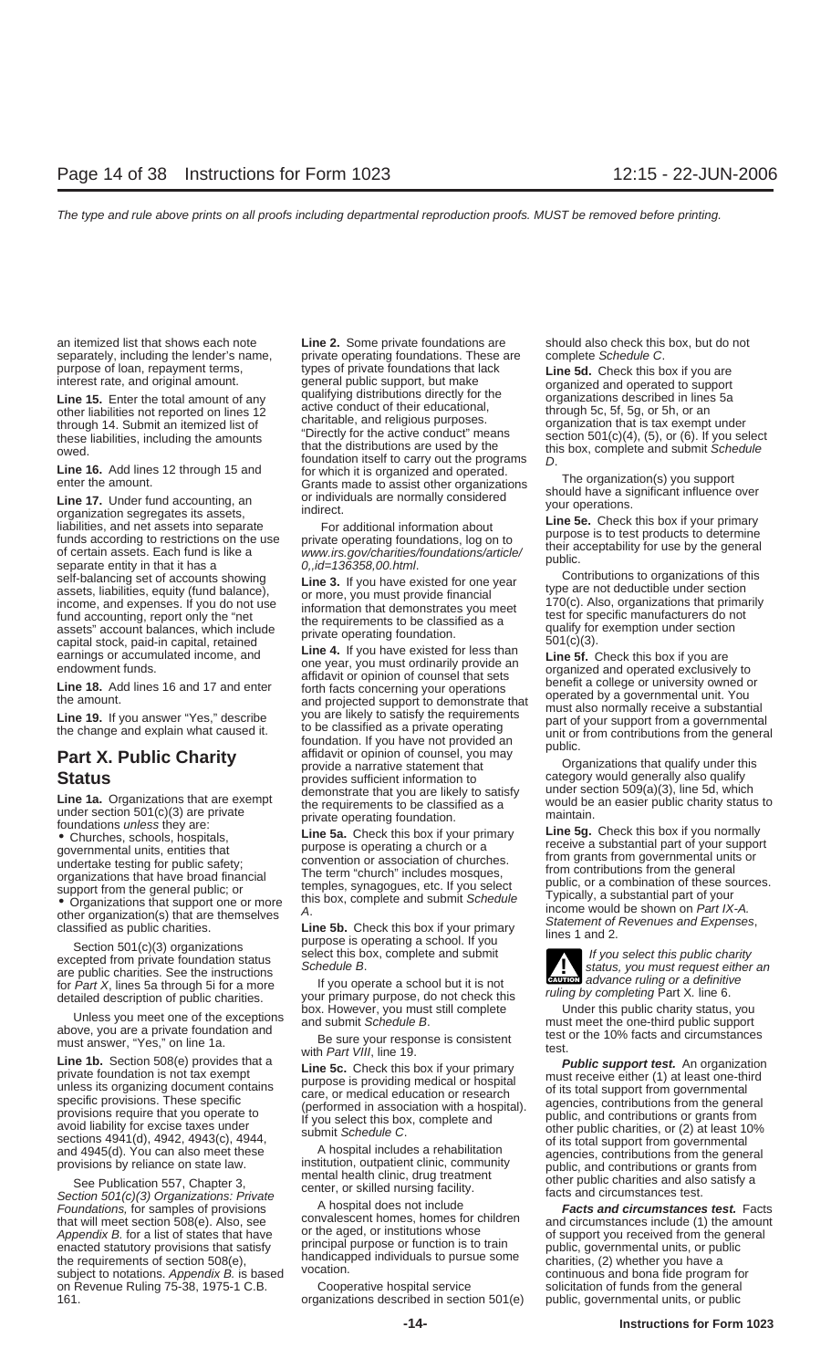an itemized list that shows each note separately, including the lender's name, purpose of loan, repayment terms, interest rate, and original amount.

**Line 15.** Enter the total amount of any other liabilities not reported on lines 12 through 14. Submit an itemized list of these liabilities, including the amounts owed.

**Line 16.** Add lines 12 through 15 and enter the amount.

**Line 17.** Under fund accounting, an organization segregates its assets, liabilities, and net assets into separate funds according to restrictions on the use of certain assets. Each fund is like a separate entity in that it has a self-balancing set of accounts showing assets, liabilities, equity (fund balance), income, and expenses. If you do not use fund accounting, report only the "net assets" account balances, which include capital stock, paid-in capital, retained earnings or accumulated income, and endowment funds.

**Line 18.** Add lines 16 and 17 and enter the amount.

**Line 19.** If you answer "Yes," describe the change and explain what caused it.

## Part X. Public Charity Status

**Line 1a.** Organizations that are exempt under section 501(c)(3) are private foundations *unless* they are:

- Churches, schools, hospitals, governmental units, entities that undertake testing for public safety; organizations that have broad financial support from the general public; or
- Organizations that support one or more other organization(s) that are themselves classified as public charities.

Section 501(c)(3) organizations excepted from private foundation status are public charities. See the instructions for *Part X*, lines 5a through 5i for a more detailed description of public charities.

Unless you meet one of the exceptions above, you are a private foundation and must answer, "Yes," on line 1a.

**Line 1b.** Section 508(e) provides that a private foundation is not tax exempt unless its organizing document contains specific provisions. These specific provisions require that you operate to avoid liability for excise taxes under sections 4941(d), 4942, 4943(c), 4944, and 4945(d). You can also meet these provisions by reliance on state law.

See Publication 557, Chapter 3, *Section 501(c)(3) Organizations: Private Foundations,* for samples of provisions that will meet section 508(e). Also, see *Appendix B.* for a list of states that have enacted statutory provisions that satisfy the requirements of section 508(e), subject to notations. *Appendix B.* is based on Revenue Ruling 75-38, 1975-1 C.B. 161.

**Line 2.** Some private foundations are private operating foundations. These are types of private foundations that lack general public support, but make qualifying distributions directly for the active conduct of their educational, charitable, and religious purposes. "Directly for the active conduct" means that the distributions are used by the foundation itself to carry out the programs for which it is organized and operated. Grants made to assist other organizations or individuals are normally considered indirect.

For additional information about private operating foundations, log on to *www.irs.gov/charities/foundations/article/0,,id=136358,00.html*.

**Line 3.** If you have existed for one year or more, you must provide financial information that demonstrates you meet the requirements to be classified as a private operating foundation.

**Line 4.** If you have existed for less than one year, you must ordinarily provide an affidavit or opinion of counsel that sets forth facts concerning your operations and projected support to demonstrate that you are likely to satisfy the requirements to be classified as a private operating foundation. If you have not provided an affidavit or opinion of counsel, you may provide a narrative statement that provides sufficient information to demonstrate that you are likely to satisfy the requirements to be classified as a private operating foundation.

**Line 5a.** Check this box if your primary purpose is operating a church or a convention or association of churches. The term "church" includes mosques, temples, synagogues, etc. If you select this box, complete and submit *Schedule A*.

**Line 5b.** Check this box if your primary purpose is operating a school. If you select this box, complete and submit *Schedule B*.

If you operate a school but it is not your primary purpose, do not check this box. However, you must still complete and submit *Schedule B*.

Be sure your response is consistent with *Part VIII*, line 19.

**Line 5c.** Check this box if your primary purpose is providing medical or hospital care, or medical education or research (performed in association with a hospital). If you select this box, complete and submit *Schedule C*.

A hospital includes a rehabilitation institution, outpatient clinic, community mental health clinic, drug treatment center, or skilled nursing facility.

A hospital does not include convalescent homes, homes for children or the aged, or institutions whose principal purpose or function is to train handicapped individuals to pursue some vocation.

Cooperative hospital service organizations described in section 501(e) should also check this box, but do not complete *Schedule C*.

**Line 5d.** Check this box if you are organized and operated to support organizations described in lines 5a through 5c, 5f, 5g, or 5h, or an organization that is tax exempt under section 501(c)(4), (5), or (6). If you select this box, complete and submit *Schedule D*.

The organization(s) you support should have a significant influence over your operations.

**Line 5e.** Check this box if your primary purpose is to test products to determine their acceptability for use by the general public.

Contributions to organizations of this type are not deductible under section 170(c). Also, organizations that primarily test for specific manufacturers do not qualify for exemption under section 501(c)(3).

**Line 5f.** Check this box if you are organized and operated exclusively to benefit a college or university owned or operated by a governmental unit. You must also normally receive a substantial part of your support from a governmental unit or from contributions from the general public.

Organizations that qualify under this category would generally also qualify under section 509(a)(3), line 5d, which would be an easier public charity status to maintain.

**Line 5g.** Check this box if you normally receive a substantial part of your support from grants from governmental units or from contributions from the general public, or a combination of these sources. Typically, a substantial part of your income would be shown on *Part IX-A. Statement of Revenues and Expenses*, lines 1 and 2.

**CAUTION:** *If you select this public charity status, you must request either an advance ruling or a definitive ruling by completing* Part X. line 6.

Under this public charity status, you must meet the one-third public support test or the 10% facts and circumstances test.

***Public support test.*** An organization must receive either (1) at least one-third of its total support from governmental agencies, contributions from the general public, and contributions or grants from other public charities, or (2) at least 10% of its total support from governmental agencies, contributions from the general public, and contributions or grants from other public charities and also satisfy a facts and circumstances test.

***Facts and circumstances test.*** Facts and circumstances include (1) the amount of support you received from the general public, governmental units, or public charities, (2) whether you have a continuous and bona fide program for solicitation of funds from the general public, governmental units, or public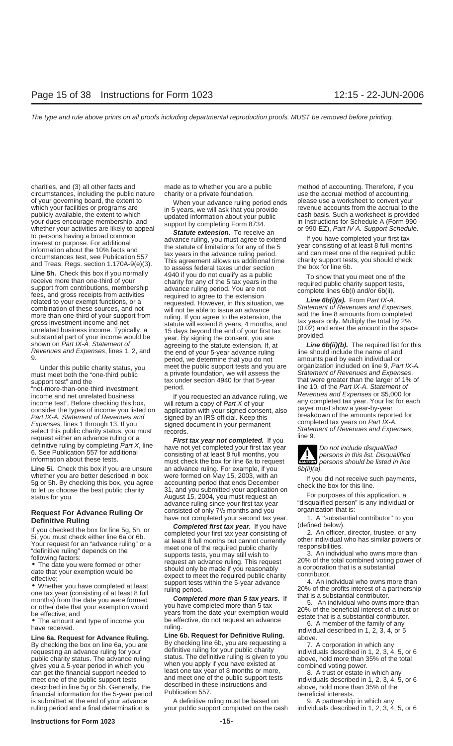charities, and (3) all other facts and circumstances, including the public nature of your governing board, the extent to which your facilities or programs are publicly available, the extent to which your dues encourage membership, and whether your activities are likely to appeal to persons having a broad common interest or purpose. For additional information about the 10% facts and circumstances test, see Publication 557 and Treas. Regs. section 1.170A-9(e)(3).

**Line 5h.** Check this box if you normally receive more than one-third of your support from contributions, membership fees, and gross receipts from activities related to your exempt functions, or a combination of these sources, and not more than one-third of your support from gross investment income and net unrelated business income. Typically, a substantial part of your income would be shown on *Part IX-A. Statement of Revenues and Expenses*, lines 1, 2, and 9.

Under this public charity status, you must meet both the "one-third public support test" and the "not-more-than-one-third investment income and net unrelated business income test". Before checking this box, consider the types of income you listed on *Part IX-A. Statement of Revenues and Expenses*, lines 1 through 13. If you select this public charity status, you must request either an advance ruling or a definitive ruling by completing *Part X*, line 6. See Publication 557 for additional information about these tests.

**Line 5i.** Check this box if you are unsure whether you are better described in box 5g or 5h. By checking this box, you agree to let us choose the best public charity status for you.

## Request For Advance Ruling Or Definitive Ruling

If you checked the box for line 5g, 5h, or 5i, you must check either line 6a or 6b. Your request for an "advance ruling" or a "definitive ruling" depends on the following factors:

- The date you were formed or other date that your exemption would be effective;
- Whether you have completed at least one tax year (consisting of at least 8 full months) from the date you were formed or other date that your exemption would be effective; and
- The amount and type of income you have received.

**Line 6a. Request for Advance Ruling.** By checking the box on line 6a, you are requesting an advance ruling for your public charity status. The advance ruling gives you a 5-year period in which you can get the financial support needed to meet one of the public support tests described in line 5g or 5h. Generally, the financial information for the 5-year period is submitted at the end of your advance ruling period and a final determination is made as to whether you are a public charity or a private foundation.

When your advance ruling period ends in 5 years, we will ask that you provide updated information about your public support by completing Form 8734.

***Statute extension.*** To receive an advance ruling, you must agree to extend the statute of limitations for any of the 5 tax years in the advance ruling period. This agreement allows us additional time to assess federal taxes under section 4940 if you do not qualify as a public charity for any of the 5 tax years in the advance ruling period. You are not required to agree to the extension requested. However, in this situation, we will not be able to issue an advance ruling. If you agree to the extension, the statute will extend 8 years, 4 months, and 15 days beyond the end of your first tax year. By signing the consent, you are agreeing to the statute extension. If, at the end of your 5-year advance ruling period, we determine that you do not meet the public support tests and you are a private foundation, we will assess the tax under section 4940 for that 5-year period.

If you requested an advance ruling, we will return a copy of *Part X* of your application with your signed consent, also signed by an IRS official. Keep this signed document in your permanent records.

***First tax year not completed.*** If you have not yet completed your first tax year consisting of at least 8 full months, you must check the box for line 6a to request an advance ruling. For example, if you were formed on May 15, 2003, with an accounting period that ends December 31, and you submitted your application on August 15, 2004, you must request an advance ruling since your first tax year consisted of only 7½ months and you have not completed your second tax year.

***Completed first tax year.*** If you have completed your first tax year consisting of at least 8 full months but cannot currently meet one of the required public charity supports tests, you may still wish to request an advance ruling. This request should only be made if you reasonably expect to meet the required public charity support tests within the 5-year advance ruling period.

***Completed more than 5 tax years.*** If you have completed more than 5 tax years from the date your exemption would be effective, do not request an advance ruling.

**Line 6b. Request for Definitive Ruling.** By checking line 6b, you are requesting a definitive ruling for your public charity status. The definitive ruling is given to you when you apply if you have existed at least one tax year of 8 months or more, and meet one of the public support tests described in these instructions and Publication 557.

A definitive ruling must be based on your public support computed on the cash method of accounting. Therefore, if you use the accrual method of accounting, please use a worksheet to convert your revenue accounts from the accrual to the cash basis. Such a worksheet is provided in Instructions for Schedule A (Form 990 or 990-EZ), *Part IV-A. Support Schedule*.

If you have completed your first tax year consisting of at least 8 full months and can meet one of the required public charity support tests, you should check the box for line 6b.

To show that you meet one of the required public charity support tests, complete lines 6b(i) and/or 6b(ii).

***Line 6b(i)(a).*** From *Part IX-A. Statement of Revenues and Expenses*, add the line 8 amounts from completed tax years only. Multiply the total by 2% (0.02) and enter the amount in the space provided.

***Line 6b(ii)(b).*** The required list for this line should include the name of and amounts paid by each individual or organization included on line 9, *Part IX-A. Statement of Revenues and Expenses*, that were greater than the larger of 1% of line 10, of the *Part IX-A. Statement of Revenues and Expenses* or $5,000 for any completed tax year. Your list for each payer must show a year-by-year breakdown of the amounts reported for completed tax years on *Part IX-A. Statement of Revenues and Expenses*, line 9.

**CAUTION** *Do not include disqualified persons in this list. Disqualified persons should be listed in line 6b(ii)(a).*

If you did not receive such payments, check the box for this line.

For purposes of this application, a "disqualified person" is any individual or organization that is:

1. A "substantial contributor" to you (defined below).
2. An officer, director, trustee, or any other individual who has similar powers or responsibilities.
3. An individual who owns more than 20% of the total combined voting power of a corporation that is a substantial contributor.
4. An individual who owns more than 20% of the profits interest of a partnership that is a substantial contributor.
5. An individual who owns more than 20% of the beneficial interest of a trust or estate that is a substantial contributor.
6. A member of the family of any individual described in 1, 2, 3, 4, or 5 above.
7. A corporation in which any individuals described in 1, 2, 3, 4, 5, or 6 above, hold more than 35% of the total combined voting power.
8. A trust or estate in which any individuals described in 1, 2, 3, 4, 5, or 6 above, hold more than 35% of the beneficial interests.
9. A partnership in which any individuals described in 1, 2, 3, 4, 5, or 6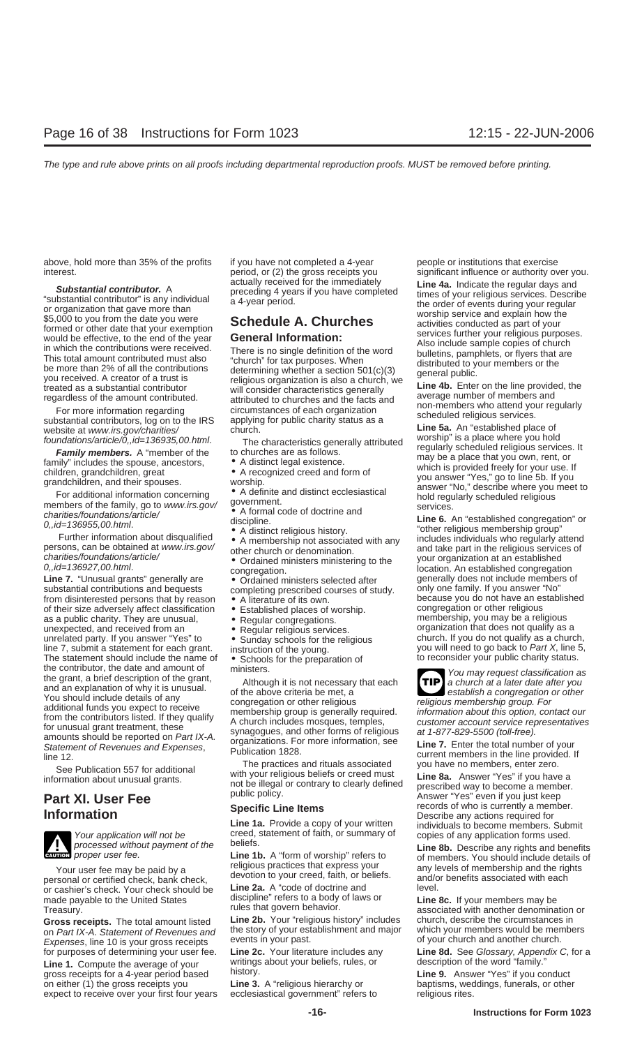above, hold more than 35% of the profits interest.

***Substantial contributor.*** A "substantial contributor" is any individual or organization that gave more than $5,000 to you from the date you were formed or other date that your exemption would be effective, to the end of the year in which the contributions were received. This total amount contributed must also be more than 2% of all the contributions you received. A creator of a trust is treated as a substantial contributor regardless of the amount contributed.

For more information regarding substantial contributors, log on to the IRS website at *www.irs.gov/charities/foundations/article/0,,id=136935,00.html*.

***Family members.*** A "member of the family" includes the spouse, ancestors, children, grandchildren, great grandchildren, and their spouses.

For additional information concerning members of the family, go to *www.irs.gov/charities/foundations/article/0,,id=136955,00.html*.

Further information about disqualified persons, can be obtained at *www.irs.gov/charities/foundations/article/0,,id=136927,00.html*.

**Line 7.** "Unusual grants" generally are substantial contributions and bequests from disinterested persons that by reason of their size adversely affect classification as a public charity. They are unusual, unexpected, and received from an unrelated party. If you answer "Yes" to line 7, submit a statement for each grant. The statement should include the name of the contributor, the date and amount of the grant, a brief description of the grant, and an explanation of why it is unusual. You should include details of any additional funds you expect to receive from the contributors listed. If they qualify for unusual grant treatment, these amounts should be reported on *Part IX-A. Statement of Revenues and Expenses*, line 12.

See Publication 557 for additional information about unusual grants.

## Part XI. User Fee Information

**CAUTION:** *Your application will not be processed without payment of the proper user fee.*

Your user fee may be paid by a personal or certified check, bank check, or cashier's check. Your check should be made payable to the United States Treasury.

**Gross receipts.** The total amount listed on *Part IX-A. Statement of Revenues and Expenses*, line 10 is your gross receipts for purposes of determining your user fee.

**Line 1.** Compute the average of your gross receipts for a 4-year period based on either (1) the gross receipts you expect to receive over your first four years if you have not completed a 4-year period, or (2) the gross receipts you actually received for the immediately preceding 4 years if you have completed a 4-year period.

## Schedule A. Churches

### General Information:

There is no single definition of the word "church" for tax purposes. When determining whether a section 501(c)(3) religious organization is also a church, we will consider characteristics generally attributed to churches and the facts and circumstances of each organization applying for public charity status as a church.

The characteristics generally attributed to churches are as follows.

- A distinct legal existence.
- A recognized creed and form of worship.
- A definite and distinct ecclesiastical government.
- A formal code of doctrine and discipline.
- A distinct religious history.
- A membership not associated with any other church or denomination.
- Ordained ministers ministering to the congregation.
- Ordained ministers selected after completing prescribed courses of study.
- A literature of its own.
- Established places of worship.
- Regular congregations.
- Regular religious services.
- Sunday schools for the religious instruction of the young.
- Schools for the preparation of ministers.

Although it is not necessary that each of the above criteria be met, a congregation or other religious membership group is generally required. A church includes mosques, temples, synagogues, and other forms of religious organizations. For more information, see Publication 1828.

The practices and rituals associated with your religious beliefs or creed must not be illegal or contrary to clearly defined public policy.

### Specific Line Items

**Line 1a.** Provide a copy of your written creed, statement of faith, or summary of beliefs.

**Line 1b.** A "form of worship" refers to religious practices that express your devotion to your creed, faith, or beliefs.

**Line 2a.** A "code of doctrine and discipline" refers to a body of laws or rules that govern behavior.

**Line 2b.** Your "religious history" includes the story of your establishment and major events in your past.

**Line 2c.** Your literature includes any writings about your beliefs, rules, or history.

**Line 3.** A "religious hierarchy or ecclesiastical government" refers to people or institutions that exercise significant influence or authority over you.

**Line 4a.** Indicate the regular days and times of your religious services. Describe the order of events during your regular worship service and explain how the activities conducted as part of your services further your religious purposes. Also include sample copies of church bulletins, pamphlets, or flyers that are distributed to your members or the general public.

**Line 4b.** Enter on the line provided, the average number of members and non-members who attend your regularly scheduled religious services.

**Line 5a.** An "established place of worship" is a place where you hold regularly scheduled religious services. It may be a place that you own, rent, or which is provided freely for your use. If you answer "Yes," go to line 5b. If you answer "No," describe where you meet to hold regularly scheduled religious services.

**Line 6.** An "established congregation" or "other religious membership group" includes individuals who regularly attend and take part in the religious services of your organization at an established location. An established congregation generally does not include members of only one family. If you answer "No" because you do not have an established congregation or other religious membership, you may be a religious organization that does not qualify as a church. If you do not qualify as a church, you will need to go back to *Part X*, line 5, to reconsider your public charity status.

**TIP:** *You may request classification as a church at a later date after you establish a congregation or other religious membership group. For information about this option, contact our customer account service representatives at 1-877-829-5500 (toll-free).*

**Line 7.** Enter the total number of your current members in the line provided. If you have no members, enter zero.

**Line 8a.** Answer "Yes" if you have a prescribed way to become a member. Answer "Yes" even if you just keep records of who is currently a member. Describe any actions required for individuals to become members. Submit copies of any application forms used.

**Line 8b.** Describe any rights and benefits of members. You should include details of any levels of membership and the rights and/or benefits associated with each level.

**Line 8c.** If your members may be associated with another denomination or church, describe the circumstances in which your members would be members of your church and another church.

**Line 8d.** See *Glossary, Appendix C*, for a description of the word "family."

**Line 9.** Answer "Yes" if you conduct baptisms, weddings, funerals, or other religious rites.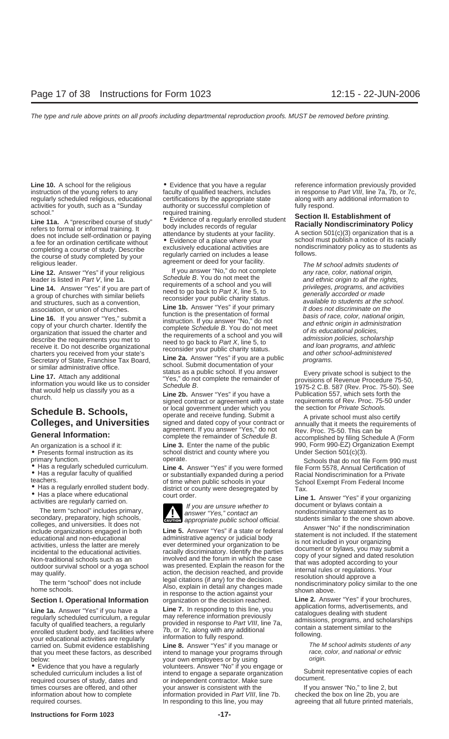**Line 10.** A school for the religious instruction of the young refers to any regularly scheduled religious, educational activities for youth, such as a "Sunday school."

**Line 11a.** A "prescribed course of study" refers to formal or informal training. It does not include self-ordination or paying a fee for an ordination certificate without completing a course of study. Describe the course of study completed by your religious leader.

**Line 12.** Answer "Yes" if your religious leader is listed in *Part V*, line 1a.

**Line 14.** Answer "Yes" if you are part of a group of churches with similar beliefs and structures, such as a convention, association, or union of churches.

**Line 16.** If you answer "Yes," submit a copy of your church charter. Identify the organization that issued the charter and describe the requirements you met to receive it. Do not describe organizational charters you received from your state's Secretary of State, Franchise Tax Board, or similar administrative office.

**Line 17.** Attach any additional information you would like us to consider that would help us classify you as a church.

## Schedule B. Schools, Colleges, and Universities

### General Information:

An organization is a school if it:

- Presents formal instruction as its primary function.
- Has a regularly scheduled curriculum.
- Has a regular faculty of qualified teachers.
- Has a regularly enrolled student body.
- Has a place where educational activities are regularly carried on.

The term "school" includes primary, secondary, preparatory, high schools, colleges, and universities. It does not include organizations engaged in both educational and non-educational activities, unless the latter are merely incidental to the educational activities. Non-traditional schools such as an outdoor survival school or a yoga school may qualify.

The term "school" does not include home schools.

### Section I. Operational Information

**Line 1a.** Answer "Yes" if you have a regularly scheduled curriculum, a regular faculty of qualified teachers, a regularly enrolled student body, and facilities where your educational activities are regularly carried on. Submit evidence establishing that you meet these factors, as described below:

- Evidence that you have a regularly scheduled curriculum includes a list of required courses of study, dates and times courses are offered, and other information about how to complete required courses.
- Evidence that you have a regular faculty of qualified teachers, includes certifications by the appropriate state authority or successful completion of required training.
- Evidence of a regularly enrolled student body includes records of regular attendance by students at your facility.
- Evidence of a place where your exclusively educational activities are regularly carried on includes a lease agreement or deed for your facility.

If you answer "No," do not complete *Schedule B*. You do not meet the requirements of a school and you will need to go back to *Part X*, line 5, to reconsider your public charity status.

**Line 1b.** Answer "Yes" if your primary function is the presentation of formal instruction. If you answer "No," do not complete *Schedule B*. You do not meet the requirements of a school and you will need to go back to *Part X*, line 5, to reconsider your public charity status.

**Line 2a.** Answer "Yes" if you are a public school. Submit documentation of your status as a public school. If you answer "Yes," do not complete the remainder of *Schedule B*.

**Line 2b.** Answer "Yes" if you have a signed contract or agreement with a state or local government under which you operate and receive funding. Submit a signed and dated copy of your contract or agreement. If you answer "Yes," do not complete the remainder of *Schedule B*.

**Line 3.** Enter the name of the public school district and county where you operate.

**Line 4.** Answer "Yes" if you were formed or substantially expanded during a period of time when public schools in your district or county were desegregated by court order.

> **CAUTION:** *If you are unsure whether to answer "Yes," contact an appropriate public school official.*

**Line 5.** Answer "Yes" if a state or federal administrative agency or judicial body ever determined your organization to be racially discriminatory. Identify the parties involved and the forum in which the case was presented. Explain the reason for the action, the decision reached, and provide legal citations (if any) for the decision. Also, explain in detail any changes made in response to the action against your organization or the decision reached.

**Line 7.** In responding to this line, you may reference information previously provided in response to *Part VIII*, line 7a, 7b, or 7c, along with any additional information to fully respond.

**Line 8.** Answer "Yes" if you manage or intend to manage your programs through your own employees or by using volunteers. Answer "No" if you engage or intend to engage a separate organization or independent contractor. Make sure your answer is consistent with the information provided in *Part VIII*, line 7b. In responding to this line, you may reference information previously provided in response to *Part VIII*, line 7a, 7b, or 7c, along with any additional information to fully respond.

### Section II. Establishment of Racially Nondiscriminatory Policy

A section 501(c)(3) organization that is a school must publish a notice of its racially nondiscriminatory policy as to students as follows.

> *The M school admits students of any race, color, national origin, and ethnic origin to all the rights, privileges, programs, and activities generally accorded or made available to students at the school. It does not discriminate on the basis of race, color, national origin, and ethnic origin in administration of its educational policies, admission policies, scholarship and loan programs, and athletic and other school-administered programs.*

Every private school is subject to the provisions of Revenue Procedure 75-50, 1975-2 C.B. 587 (Rev. Proc. 75-50). See Publication 557, which sets forth the requirements of Rev. Proc. 75-50 under the section for *Private Schools.*

A private school must also certify annually that it meets the requirements of Rev. Proc. 75-50. This can be accomplished by filing Schedule A (Form 990, Form 990-EZ) Organization Exempt Under Section 501(c)(3).

Schools that do not file Form 990 must file Form 5578, Annual Certification of Racial Nondiscrimination for a Private School Exempt From Federal Income Tax.

**Line 1.** Answer "Yes" if your organizing document or bylaws contain a nondiscriminatory statement as to students similar to the one shown above.

Answer "No" if the nondiscrimination statement is not included. If the statement is not included in your organizing document or bylaws, you may submit a copy of your signed and dated resolution that was adopted according to your internal rules or regulations. Your resolution should approve a nondiscriminatory policy similar to the one shown above.

**Line 2.** Answer "Yes" if your brochures, application forms, advertisements, and catalogues dealing with student admissions, programs, and scholarships contain a statement similar to the following.

> *The M school admits students of any race, color, and national or ethnic origin.*

Submit representative copies of each document.

If you answer "No," to line 2, but checked the box on line 2b, you are agreeing that all future printed materials,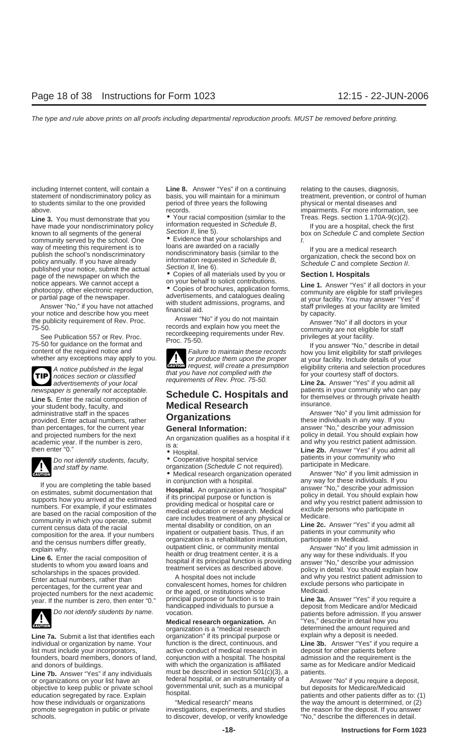including Internet content, will contain a statement of nondiscriminatory policy as to students similar to the one provided above.

**Line 3.** You must demonstrate that you have made your nondiscriminatory policy known to all segments of the general community served by the school. One way of meeting this requirement is to publish the school's nondiscriminatory policy annually. If you have already published your notice, submit the actual page of the newspaper on which the notice appears. We cannot accept a photocopy, other electronic reproduction, or partial page of the newspaper.

Answer "No," if you have not attached your notice and describe how you meet the publicity requirement of Rev. Proc. 75-50.

See Publication 557 or Rev. Proc. 75-50 for guidance on the format and content of the required notice and whether any exceptions may apply to you.

**TIP** *A notice published in the legal notices section or classified advertisements of your local newspaper is generally not acceptable.*

**Line 5.** Enter the racial composition of your student body, faculty, and administrative staff in the spaces provided. Enter actual numbers, rather than percentages, for the current year and projected numbers for the next academic year. If the number is zero, then enter "0."

**CAUTION** *Do not identify students, faculty, and staff by name.*

If you are completing the table based on estimates, submit documentation that supports how you arrived at the estimated numbers. For example, if your estimates are based on the racial composition of the community in which you operate, submit current census data of the racial composition for the area. If your numbers and the census numbers differ greatly, explain why.

**Line 6.** Enter the racial composition of students to whom you award loans and scholarships in the spaces provided. Enter actual numbers, rather than percentages, for the current year and projected numbers for the next academic year. If the number is zero, then enter "0."

**CAUTION** *Do not identify students by name.*

**Line 7a.** Submit a list that identifies each individual or organization by name. Your list must include your incorporators, founders, board members, donors of land, and donors of buildings.

**Line 7b.** Answer "Yes" if any individuals or organizations on your list have an objective to keep public or private school education segregated by race. Explain how these individuals or organizations promote segregation in public or private schools.

**Line 8.** Answer "Yes" if on a continuing basis, you will maintain for a minimum period of three years the following records.

- Your racial composition (similar to the information requested in *Schedule B*, *Section II*, line 5).
- Evidence that your scholarships and loans are awarded on a racially nondiscriminatory basis (similar to the information requested in *Schedule B, Section II*, line 6).
- Copies of all materials used by you or on your behalf to solicit contributions.
- Copies of brochures, application forms, advertisements, and catalogues dealing with student admissions, programs, and financial aid.

Answer "No" if you do not maintain records and explain how you meet the recordkeeping requirements under Rev. Proc. 75-50.

**CAUTION** *Failure to maintain these records or produce them upon the proper request, will create a presumption that you have not complied with the requirements of Rev. Proc. 75-50.*

## Schedule C. Hospitals and Medical Research Organizations

### General Information:

An organization qualifies as a hospital if it is a:

- Hospital.
- Cooperative hospital service organization (*Schedule C* not required).
- Medical research organization operated in conjunction with a hospital.

**Hospital.** An organization is a "hospital" if its principal purpose or function is providing medical or hospital care or medical education or research. Medical care includes treatment of any physical or mental disability or condition, on an inpatient or outpatient basis. Thus, if an organization is a rehabilitation institution, outpatient clinic, or community mental health or drug treatment center, it is a hospital if its principal function is providing treatment services as described above.

A hospital does not include convalescent homes, homes for children or the aged, or institutions whose principal purpose or function is to train handicapped individuals to pursue a vocation.

**Medical research organization.** An organization is a "medical research organization" if its principal purpose or function is the direct, continuous, and active conduct of medical research in conjunction with a hospital. The hospital with which the organization is affiliated must be described in section 501(c)(3), a federal hospital, or an instrumentality of a governmental unit, such as a municipal hospital.

"Medical research" means investigations, experiments, and studies to discover, develop, or verify knowledge relating to the causes, diagnosis, treatment, prevention, or control of human physical or mental diseases and impairments. For more information, see Treas. Regs. section 1.170A-9(c)(2).

If you are a hospital, check the first box on *Schedule C* and complete *Section I*.

If you are a medical research organization, check the second box on *Schedule C* and complete *Section II*.

### Section I. Hospitals

**Line 1.** Answer "Yes" if all doctors in your community are eligible for staff privileges at your facility. You may answer "Yes" if staff privileges at your facility are limited by capacity.

Answer "No" if all doctors in your community are not eligible for staff privileges at your facility.

If you answer "No," describe in detail how you limit eligibility for staff privileges at your facility. Include details of your eligibility criteria and selection procedures for your courtesy staff of doctors.

**Line 2a.** Answer "Yes" if you admit all patients in your community who can pay for themselves or through private health insurance.

Answer "No" if you limit admission for these individuals in any way. If you answer "No," describe your admission policy in detail. You should explain how and why you restrict patient admission.

**Line 2b.** Answer "Yes" if you admit all patients in your community who participate in Medicare.

Answer "No" if you limit admission in any way for these individuals. If you answer "No," describe your admission policy in detail. You should explain how and why you restrict patient admission to exclude persons who participate in Medicare.

**Line 2c.** Answer "Yes" if you admit all patients in your community who participate in Medicaid.

Answer "No" if you limit admission in any way for these individuals. If you answer "No," describe your admission policy in detail. You should explain how and why you restrict patient admission to exclude persons who participate in Medicaid.

**Line 3a.** Answer "Yes" if you require a deposit from Medicare and/or Medicaid patients before admission. If you answer "Yes," describe in detail how you determined the amount required and explain why a deposit is needed.

**Line 3b.** Answer "Yes" if you require a deposit for other patients before admission and the requirement is the same as for Medicare and/or Medicaid patients.

Answer "No" if you require a deposit, but deposits for Medicare/Medicaid patients and other patients differ as to: (1) the way the amount is determined, or (2) the reason for the deposit. If you answer "No," describe the differences in detail.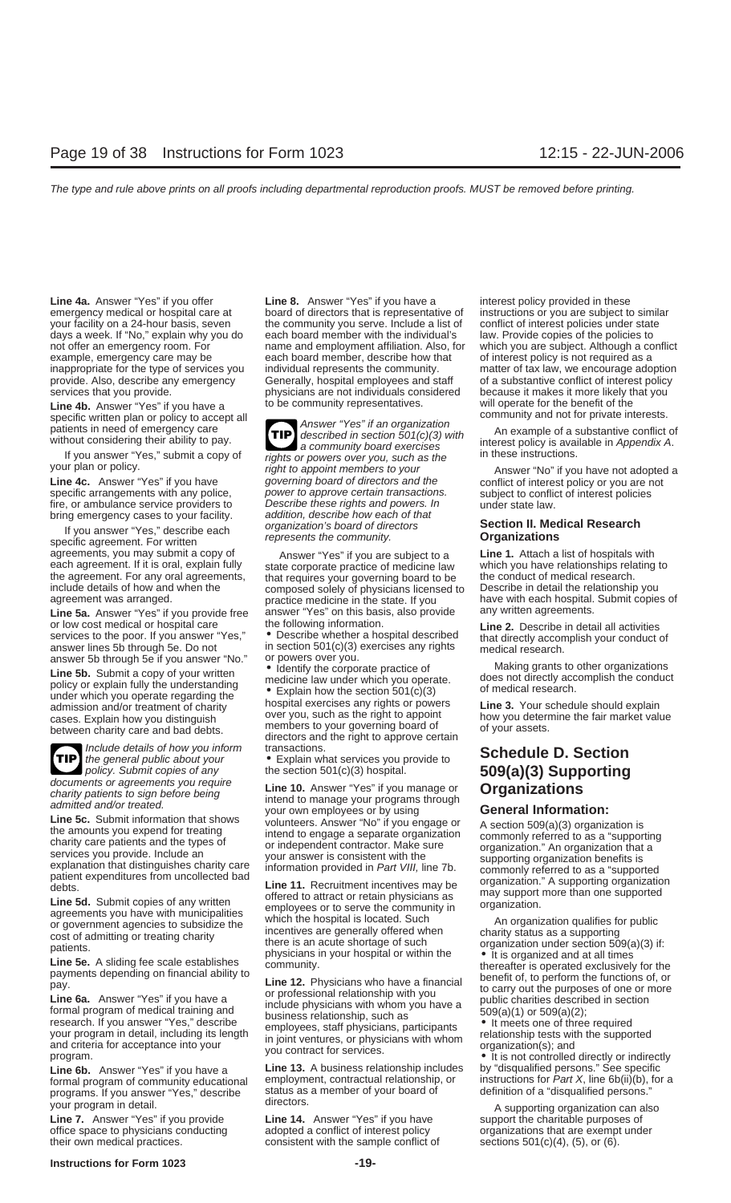**Line 4a.** Answer "Yes" if you offer emergency medical or hospital care at your facility on a 24-hour basis, seven days a week. If "No," explain why you do not offer an emergency room. For example, emergency care may be inappropriate for the type of services you provide. Also, describe any emergency services that you provide.

**Line 4b.** Answer "Yes" if you have a specific written plan or policy to accept all patients in need of emergency care without considering their ability to pay.

If you answer "Yes," submit a copy of your plan or policy.

**Line 4c.** Answer "Yes" if you have specific arrangements with any police, fire, or ambulance service providers to bring emergency cases to your facility.

If you answer "Yes," describe each specific agreement. For written agreements, you may submit a copy of each agreement. If it is oral, explain fully the agreement. For any oral agreements, include details of how and when the agreement was arranged.

**Line 5a.** Answer "Yes" if you provide free or low cost medical or hospital care services to the poor. If you answer "Yes," answer lines 5b through 5e. Do not answer 5b through 5e if you answer "No."

**Line 5b.** Submit a copy of your written policy or explain fully the understanding under which you operate regarding the admission and/or treatment of charity cases. Explain how you distinguish between charity care and bad debts.

> **TIP** *Include details of how you inform the general public about your policy. Submit copies of any documents or agreements you require charity patients to sign before being admitted and/or treated.*

**Line 5c.** Submit information that shows the amounts you expend for treating charity care patients and the types of services you provide. Include an explanation that distinguishes charity care patient expenditures from uncollected bad debts.

**Line 5d.** Submit copies of any written agreements you have with municipalities or government agencies to subsidize the cost of admitting or treating charity patients.

**Line 5e.** A sliding fee scale establishes payments depending on financial ability to pay.

**Line 6a.** Answer "Yes" if you have a formal program of medical training and research. If you answer "Yes," describe your program in detail, including its length and criteria for acceptance into your program.

**Line 6b.** Answer "Yes" if you have a formal program of community educational programs. If you answer "Yes," describe your program in detail.

**Line 7.** Answer "Yes" if you provide office space to physicians conducting their own medical practices.

**Line 8.** Answer "Yes" if you have a board of directors that is representative of the community you serve. Include a list of each board member with the individual's name and employment affiliation. Also, for each board member, describe how that individual represents the community. Generally, hospital employees and staff physicians are not individuals considered to be community representatives.

> **TIP** *Answer "Yes" if an organization described in section 501(c)(3) with a community board exercises rights or powers over you, such as the right to appoint members to your governing board of directors and the power to approve certain transactions. Describe these rights and powers. In addition, describe how each of that organization's board of directors represents the community.*

Answer "Yes" if you are subject to a state corporate practice of medicine law that requires your governing board to be composed solely of physicians licensed to practice medicine in the state. If you answer "Yes" on this basis, also provide the following information.

- Describe whether a hospital described in section 501(c)(3) exercises any rights or powers over you.
- Identify the corporate practice of medicine law under which you operate.
- Explain how the section 501(c)(3) hospital exercises any rights or powers over you, such as the right to appoint members to your governing board of directors and the right to approve certain transactions.
- Explain what services you provide to the section 501(c)(3) hospital.

**Line 10.** Answer "Yes" if you manage or intend to manage your programs through your own employees or by using volunteers. Answer "No" if you engage or intend to engage a separate organization or independent contractor. Make sure your answer is consistent with the information provided in *Part VIII*, line 7b.

**Line 11.** Recruitment incentives may be offered to attract or retain physicians as employees or to serve the community in which the hospital is located. Such incentives are generally offered when there is an acute shortage of such physicians in your hospital or within the community.

**Line 12.** Physicians who have a financial or professional relationship with you include physicians with whom you have a business relationship, such as employees, staff physicians, participants in joint ventures, or physicians with whom you contract for services.

**Line 13.** A business relationship includes employment, contractual relationship, or status as a member of your board of directors.

**Line 14.** Answer "Yes" if you have adopted a conflict of interest policy consistent with the sample conflict of interest policy provided in these instructions or you are subject to similar conflict of interest policies under state law. Provide copies of the policies to which you are subject. Although a conflict of interest policy is not required as a matter of tax law, we encourage adoption of a substantive conflict of interest policy because it makes it more likely that you will operate for the benefit of the community and not for private interests.

An example of a substantive conflict of interest policy is available in *Appendix A* in these instructions.

Answer "No" if you have not adopted a conflict of interest policy or you are not subject to conflict of interest policies under state law.

## Section II. Medical Research Organizations

**Line 1.** Attach a list of hospitals with which you have relationships relating to the conduct of medical research. Describe in detail the relationship you have with each hospital. Submit copies of any written agreements.

**Line 2.** Describe in detail all activities that directly accomplish your conduct of medical research.

Making grants to other organizations does not directly accomplish the conduct of medical research.

**Line 3.** Your schedule should explain how you determine the fair market value of your assets.

# Schedule D. Section 509(a)(3) Supporting Organizations

## General Information:

A section 509(a)(3) organization is commonly referred to as a "supporting organization." An organization that a supporting organization benefits is commonly referred to as a "supported organization." A supporting organization may support more than one supported organization.

An organization qualifies for public charity status as a supporting organization under section 509(a)(3) if:

- It is organized and at all times thereafter is operated exclusively for the benefit of, to perform the functions of, or to carry out the purposes of one or more public charities described in section 509(a)(1) or 509(a)(2);
- It meets one of three required relationship tests with the supported organization(s); and
- It is not controlled directly or indirectly by "disqualified persons." See specific instructions for *Part X*, line 6b(ii)(b), for a definition of a "disqualified persons."

A supporting organization can also support the charitable purposes of organizations that are exempt under sections 501(c)(4), (5), or (6).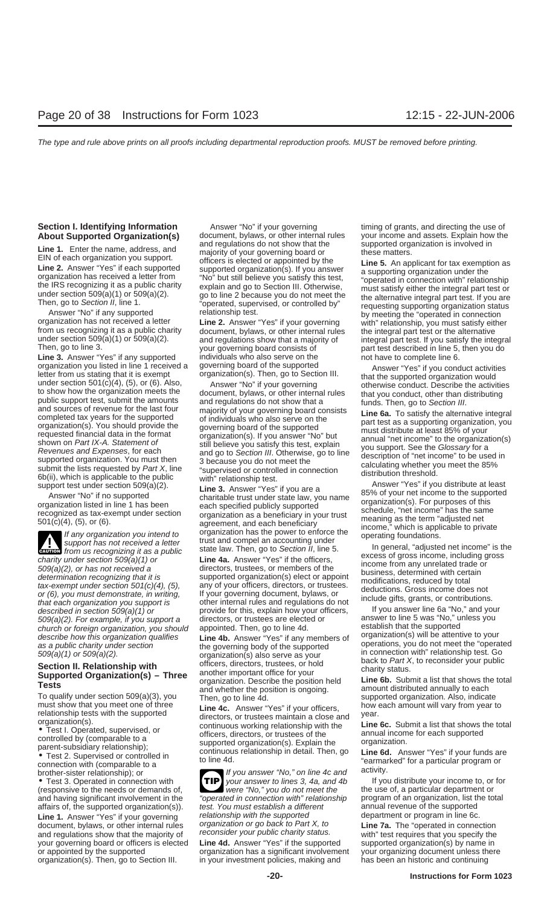**Section I. Identifying Information About Supported Organization(s)**

**Line 1.** Enter the name, address, and EIN of each organization you support.

**Line 2.** Answer "Yes" if each supported organization has received a letter from the IRS recognizing it as a public charity under section 509(a)(1) or 509(a)(2). Then, go to *Section II*, line 1.

Answer "No" if any supported organization has not received a letter from us recognizing it as a public charity under section 509(a)(1) or 509(a)(2). Then, go to line 3.

**Line 3.** Answer "Yes" if any supported organization you listed in line 1 received a letter from us stating that it is exempt under section 501(c)(4), (5), or (6). Also, to show how the organization meets the public support test, submit the amounts and sources of revenue for the last four completed tax years for the supported organization(s). You should provide the requested financial data in the format shown on *Part IX-A. Statement of Revenues and Expenses*, for each supported organization. You must then submit the lists requested by *Part X*, line 6b(ii), which is applicable to the public support test under section 509(a)(2).

Answer "No" if no supported organization listed in line 1 has been recognized as tax-exempt under section 501(c)(4), (5), or (6).

**CAUTION:** *If any organization you intend to support has not received a letter from us recognizing it as a public charity under section 509(a)(1) or 509(a)(2), or has not received a determination recognizing that it is tax-exempt under section 501(c)(4), (5), or (6), you must demonstrate, in writing, that each organization you support is described in section 509(a)(1) or 509(a)(2). For example, if you support a church or foreign organization, you should describe how this organization qualifies as a public charity under section 509(a)(1) or 509(a)(2).*

**Section II. Relationship with Supported Organization(s) – Three Tests**

To qualify under section 509(a)(3), you must show that you meet one of three relationship tests with the supported organization(s).

- Test I. Operated, supervised, or controlled by (comparable to a parent-subsidiary relationship);
- Test 2. Supervised or controlled in connection with (comparable to a brother-sister relationship); or
- Test 3. Operated in connection with (responsive to the needs or demands of, and having significant involvement in the affairs of, the supported organization(s)).

**Line 1.** Answer "Yes" if your governing document, bylaws, or other internal rules and regulations show that the majority of your governing board or officers is elected or appointed by the supported organization(s). Then, go to Section III.

Answer "No" if your governing document, bylaws, or other internal rules and regulations do not show that the majority of your governing board or officers is elected or appointed by the supported organization(s). If you answer "No" but still believe you satisfy this test, explain and go to Section III. Otherwise, go to line 2 because you do not meet the "operated, supervised, or controlled by" relationship test.

**Line 2.** Answer "Yes" if your governing document, bylaws, or other internal rules and regulations show that a majority of your governing board consists of individuals who also serve on the governing board of the supported organization(s). Then, go to Section III.

Answer "No" if your governing document, bylaws, or other internal rules and regulations do not show that a majority of your governing board consists of individuals who also serve on the governing board of the supported organization(s). If you answer "No" but still believe you satisfy this test, explain and go to *Section III*. Otherwise, go to line 3 because you do not meet the "supervised or controlled in connection with" relationship test.

**Line 3.** Answer "Yes" if you are a charitable trust under state law, you name each specified publicly supported organization as a beneficiary in your trust agreement, and each beneficiary organization has the power to enforce the trust and compel an accounting under state law. Then, go to *Section II*, line 5.

**Line 4a.** Answer "Yes" if the officers, directors, trustees, or members of the supported organization(s) elect or appoint any of your officers, directors, or trustees. If your governing document, bylaws, or other internal rules and regulations do not provide for this, explain how your officers, directors, or trustees are elected or appointed. Then, go to line 4d.

**Line 4b.** Answer "Yes" if any members of the governing body of the supported organization(s) also serve as your officers, directors, trustees, or hold another important office for your organization. Describe the position held and whether the position is ongoing. Then, go to line 4d.

**Line 4c.** Answer "Yes" if your officers, directors, or trustees maintain a close and continuous working relationship with the officers, directors, or trustees of the supported organization(s). Explain the continuous relationship in detail. Then, go to line 4d.

**TIP:** *If you answer "No," on line 4c and your answer to lines 3, 4a, and 4b were "No," you do not meet the "operated in connection with" relationship test. You must establish a different relationship with the supported organization or go back to Part X, to reconsider your public charity status.*

**Line 4d.** Answer "Yes" if the supported organization has a significant involvement in your investment policies, making and timing of grants, and directing the use of your income and assets. Explain how the supported organization is involved in these matters.

**Line 5.** An applicant for tax exemption as a supporting organization under the "operated in connection with" relationship must satisfy either the integral part test or the alternative integral part test. If you are requesting supporting organization status by meeting the "operated in connection with" relationship, you must satisfy either the integral part test or the alternative integral part test. If you satisfy the integral part test described in line 5, then you do not have to complete line 6.

Answer "Yes" if you conduct activities that the supported organization would otherwise conduct. Describe the activities that you conduct, other than distributing funds. Then, go to *Section III*.

**Line 6a.** To satisfy the alternative integral part test as a supporting organization, you must distribute at least 85% of your annual "net income" to the organization(s) you support. See the *Glossary* for a description of "net income" to be used in calculating whether you meet the 85% distribution threshold.

Answer "Yes" if you distribute at least 85% of your net income to the supported organization(s). For purposes of this schedule, "net income" has the same meaning as the term "adjusted net income," which is applicable to private operating foundations.

In general, "adjusted net income" is the excess of gross income, including gross income from any unrelated trade or business, determined with certain modifications, reduced by total deductions. Gross income does not include gifts, grants, or contributions.

If you answer line 6a "No," and your answer to line 5 was "No," unless you establish that the supported organization(s) will be attentive to your operations, you do not meet the "operated in connection with" relationship test. Go back to *Part X*, to reconsider your public charity status.

**Line 6b.** Submit a list that shows the total amount distributed annually to each supported organization. Also, indicate how each amount will vary from year to year.

**Line 6c.** Submit a list that shows the total annual income for each supported organization.

**Line 6d.** Answer "Yes" if your funds are "earmarked" for a particular program or activity.

If you distribute your income to, or for the use of, a particular department or program of an organization, list the total annual revenue of the supported department or program in line 6c.

**Line 7a.** The "operated in connection with" test requires that you specify the supported organization(s) by name in your organizing document unless there has been an historic and continuing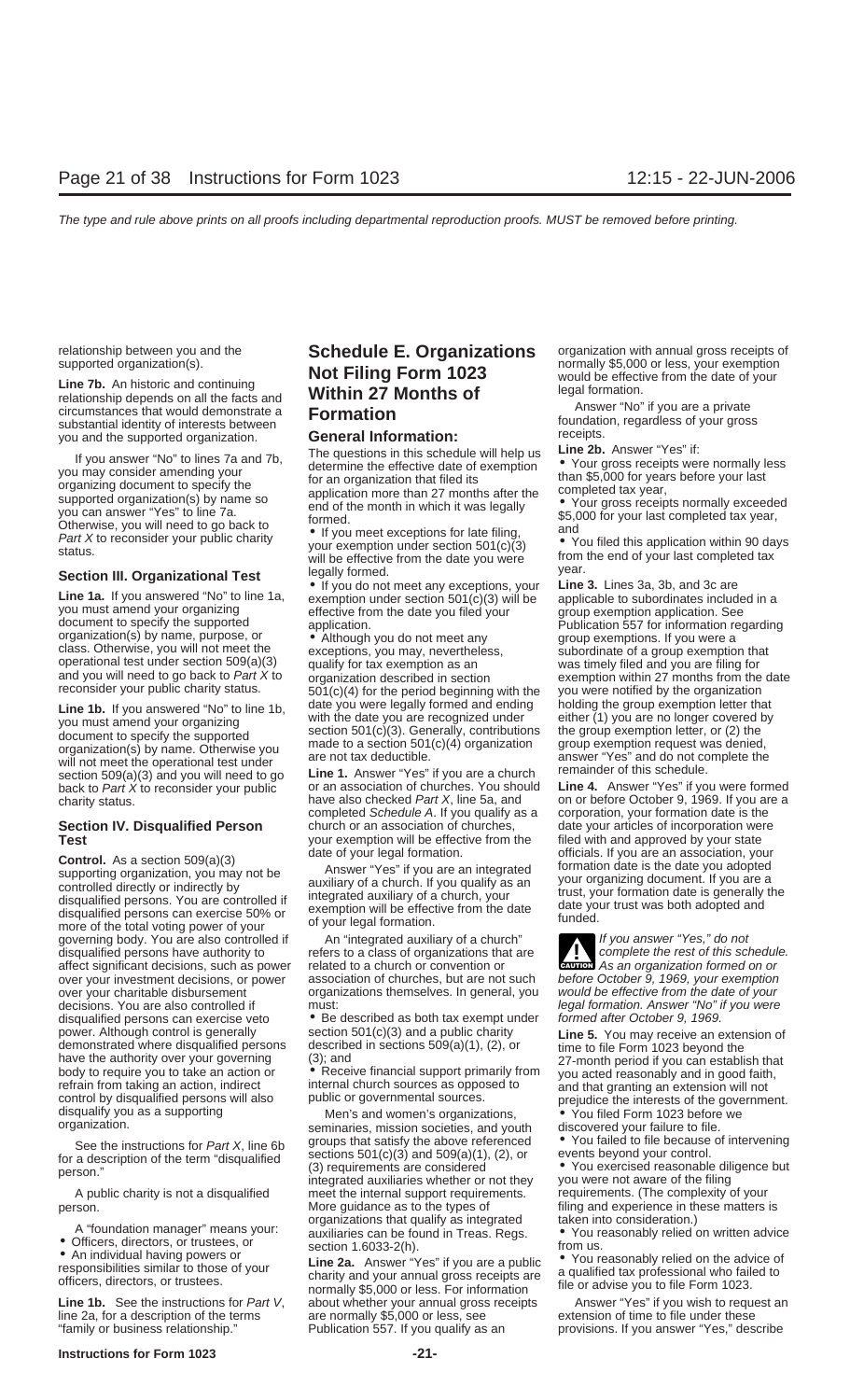relationship between you and the supported organization(s).

**Line 7b.** An historic and continuing relationship depends on all the facts and circumstances that would demonstrate a substantial identity of interests between you and the supported organization.

If you answer "No" to lines 7a and 7b, you may consider amending your organizing document to specify the supported organization(s) by name so you can answer "Yes" to line 7a. Otherwise, you will need to go back to *Part X* to reconsider your public charity status.

## Section III. Organizational Test

**Line 1a.** If you answered "No" to line 1a, you must amend your organizing document to specify the supported organization(s) by name, purpose, or class. Otherwise, you will not meet the operational test under section 509(a)(3) and you will need to go back to *Part X* to reconsider your public charity status.

**Line 1b.** If you answered "No" to line 1b, you must amend your organizing document to specify the supported organization(s) by name. Otherwise you will not meet the operational test under section 509(a)(3) and you will need to go back to *Part X* to reconsider your public charity status.

## Section IV. Disqualified Person Test

**Control.** As a section 509(a)(3) supporting organization, you may not be controlled directly or indirectly by disqualified persons. You are controlled if disqualified persons can exercise 50% or more of the total voting power of your governing body. You are also controlled if disqualified persons have authority to affect significant decisions, such as power over your investment decisions, or power over your charitable disbursement decisions. You are also controlled if disqualified persons can exercise veto power. Although control is generally demonstrated where disqualified persons have the authority over your governing body to require you to take an action or refrain from taking an action, indirect control by disqualified persons will also disqualify you as a supporting organization.

See the instructions for *Part X*, line 6b for a description of the term "disqualified person."

A public charity is not a disqualified person.

A "foundation manager" means your:

- Officers, directors, or trustees, or
- An individual having powers or responsibilities similar to those of your officers, directors, or trustees.

**Line 1b.** See the instructions for *Part V*, line 2a, for a description of the terms "family or business relationship."

# Schedule E. Organizations Not Filing Form 1023 Within 27 Months of Formation

## General Information:

The questions in this schedule will help us determine the effective date of exemption for an organization that filed its application more than 27 months after the end of the month in which it was legally formed.

- If you meet exceptions for late filing, your exemption under section 501(c)(3) will be effective from the date you were legally formed.
- If you do not meet any exceptions, your exemption under section 501(c)(3) will be effective from the date you filed your application.
- Although you do not meet any exceptions, you may, nevertheless, qualify for tax exemption as an organization described in section 501(c)(4) for the period beginning with the date you were legally formed and ending with the date you are recognized under section 501(c)(3). Generally, contributions made to a section 501(c)(4) organization are not tax deductible.

**Line 1.** Answer "Yes" if you are a church or an association of churches. You should have also checked *Part X*, line 5a, and completed *Schedule A*. If you qualify as a church or an association of churches, your exemption will be effective from the date of your legal formation.

Answer "Yes" if you are an integrated auxiliary of a church. If you qualify as an integrated auxiliary of a church, your exemption will be effective from the date of your legal formation.

An "integrated auxiliary of a church" refers to a class of organizations that are related to a church or convention or association of churches, but are not such organizations themselves. In general, you must:

- Be described as both tax exempt under section 501(c)(3) and a public charity described in sections 509(a)(1), (2), or (3); and
- Receive financial support primarily from internal church sources as opposed to public or governmental sources.

Men's and women's organizations, seminaries, mission societies, and youth groups that satisfy the above referenced sections 501(c)(3) and 509(a)(1), (2), or (3) requirements are considered integrated auxiliaries whether or not they meet the internal support requirements. More guidance as to the types of organizations that qualify as integrated auxiliaries can be found in Treas. Regs. section 1.6033-2(h).

**Line 2a.** Answer "Yes" if you are a public charity and your annual gross receipts are normally $5,000 or less. For information about whether your annual gross receipts are normally $5,000 or less, see Publication 557. If you qualify as an organization with annual gross receipts of normally $5,000 or less, your exemption would be effective from the date of your legal formation.

Answer "No" if you are a private foundation, regardless of your gross receipts.

**Line 2b.** Answer "Yes" if:

- Your gross receipts were normally less than $5,000 for years before your last completed tax year,
- Your gross receipts normally exceeded $5,000 for your last completed tax year, and
- You filed this application within 90 days from the end of your last completed tax year.

**Line 3.** Lines 3a, 3b, and 3c are applicable to subordinates included in a group exemption application. See Publication 557 for information regarding group exemptions. If you were a subordinate of a group exemption that was timely filed and you are filing for exemption within 27 months from the date you were notified by the organization holding the group exemption letter that either (1) you are no longer covered by the group exemption letter, or (2) the group exemption request was denied, answer "Yes" and do not complete the remainder of this schedule.

**Line 4.** Answer "Yes" if you were formed on or before October 9, 1969. If you are a corporation, your formation date is the date your articles of incorporation were filed with and approved by your state officials. If you are an association, your formation date is the date you adopted your organizing document. If you are a trust, your formation date is generally the date your trust was both adopted and funded.

**CAUTION:** *If you answer "Yes," do not complete the rest of this schedule. As an organization formed on or before October 9, 1969, your exemption would be effective from the date of your legal formation. Answer "No" if you were formed after October 9, 1969.*

**Line 5.** You may receive an extension of time to file Form 1023 beyond the 27-month period if you can establish that you acted reasonably and in good faith, and that granting an extension will not prejudice the interests of the government.

- You filed Form 1023 before we discovered your failure to file.
- You failed to file because of intervening events beyond your control.
- You exercised reasonable diligence but you were not aware of the filing requirements. (The complexity of your filing and experience in these matters is taken into consideration.)
- You reasonably relied on written advice from us.
- You reasonably relied on the advice of a qualified tax professional who failed to file or advise you to file Form 1023.

Answer "Yes" if you wish to request an extension of time to file under these provisions. If you answer "Yes," describe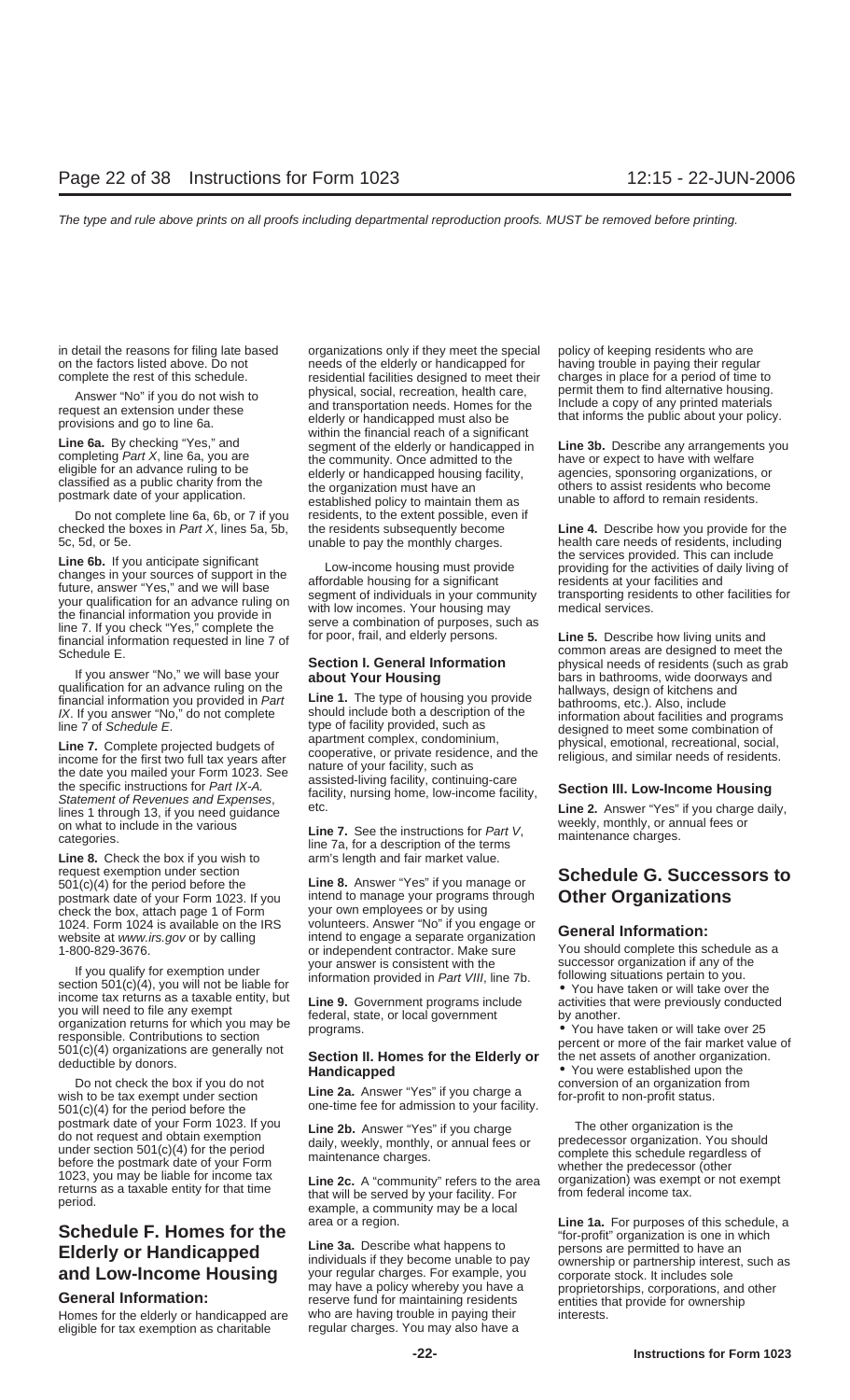in detail the reasons for filing late based on the factors listed above. Do not complete the rest of this schedule.

Answer "No" if you do not wish to request an extension under these provisions and go to line 6a.

**Line 6a.** By checking "Yes," and completing *Part X*, line 6a, you are eligible for an advance ruling to be classified as a public charity from the postmark date of your application.

Do not complete line 6a, 6b, or 7 if you checked the boxes in *Part X*, lines 5a, 5b, 5c, 5d, or 5e.

**Line 6b.** If you anticipate significant changes in your sources of support in the future, answer "Yes," and we will base your qualification for an advance ruling on the financial information you provide in line 7. If you check "Yes," complete the financial information requested in line 7 of Schedule E.

If you answer "No," we will base your qualification for an advance ruling on the financial information you provided in *Part IX*. If you answer "No," do not complete line 7 of *Schedule E*.

**Line 7.** Complete projected budgets of income for the first two full tax years after the date you mailed your Form 1023. See the specific instructions for *Part IX-A. Statement of Revenues and Expenses*, lines 1 through 13, if you need guidance on what to include in the various categories.

**Line 8.** Check the box if you wish to request exemption under section 501(c)(4) for the period before the postmark date of your Form 1023. If you check the box, attach page 1 of Form 1024. Form 1024 is available on the IRS website at *www.irs.gov* or by calling 1-800-829-3676.

If you qualify for exemption under section 501(c)(4), you will not be liable for income tax returns as a taxable entity, but you will need to file any exempt organization returns for which you may be responsible. Contributions to section 501(c)(4) organizations are generally not deductible by donors.

Do not check the box if you do not wish to be tax exempt under section 501(c)(4) for the period before the postmark date of your Form 1023. If you do not request and obtain exemption under section 501(c)(4) for the period before the postmark date of your Form 1023, you may be liable for income tax returns as a taxable entity for that time period.

# Schedule F. Homes for the Elderly or Handicapped and Low-Income Housing

## General Information:

Homes for the elderly or handicapped are eligible for tax exemption as charitable organizations only if they meet the special needs of the elderly or handicapped for residential facilities designed to meet their physical, social, recreation, health care, and transportation needs. Homes for the elderly or handicapped must also be within the financial reach of a significant segment of the elderly or handicapped in the community. Once admitted to the elderly or handicapped housing facility, the organization must have an established policy to maintain them as residents, to the extent possible, even if the residents subsequently become unable to pay the monthly charges.

Low-income housing must provide affordable housing for a significant segment of individuals in your community with low incomes. Your housing may serve a combination of purposes, such as for poor, frail, and elderly persons.

## Section I. General Information about Your Housing

**Line 1.** The type of housing you provide should include both a description of the type of facility provided, such as apartment complex, condominium, cooperative, or private residence, and the nature of your facility, such as assisted-living facility, continuing-care facility, nursing home, low-income facility, etc.

**Line 7.** See the instructions for *Part V*, line 7a, for a description of the terms arm's length and fair market value.

**Line 8.** Answer "Yes" if you manage or intend to manage your programs through your own employees or by using volunteers. Answer "No" if you engage or intend to engage a separate organization or independent contractor. Make sure your answer is consistent with the information provided in *Part VIII*, line 7b.

**Line 9.** Government programs include federal, state, or local government programs.

## Section II. Homes for the Elderly or Handicapped

**Line 2a.** Answer "Yes" if you charge a one-time fee for admission to your facility.

**Line 2b.** Answer "Yes" if you charge daily, weekly, monthly, or annual fees or maintenance charges.

**Line 2c.** A "community" refers to the area that will be served by your facility. For example, a community may be a local area or a region.

**Line 3a.** Describe what happens to individuals if they become unable to pay your regular charges. For example, you may have a policy whereby you have a reserve fund for maintaining residents who are having trouble in paying their regular charges. You may also have a policy of keeping residents who are having trouble in paying their regular charges in place for a period of time to permit them to find alternative housing. Include a copy of any printed materials that informs the public about your policy.

**Line 3b.** Describe any arrangements you have or expect to have with welfare agencies, sponsoring organizations, or others to assist residents who become unable to afford to remain residents.

**Line 4.** Describe how you provide for the health care needs of residents, including the services provided. This can include providing for the activities of daily living of residents at your facilities and transporting residents to other facilities for medical services.

**Line 5.** Describe how living units and common areas are designed to meet the physical needs of residents (such as grab bars in bathrooms, wide doorways and hallways, design of kitchens and bathrooms, etc.). Also, include information about facilities and programs designed to meet some combination of physical, emotional, recreational, social, religious, and similar needs of residents.

## Section III. Low-Income Housing

**Line 2.** Answer "Yes" if you charge daily, weekly, monthly, or annual fees or maintenance charges.

# Schedule G. Successors to Other Organizations

## General Information:

You should complete this schedule as a successor organization if any of the following situations pertain to you.

- You have taken or will take over the activities that were previously conducted by another.
- You have taken or will take over 25 percent or more of the fair market value of the net assets of another organization.
- You were established upon the conversion of an organization from for-profit to non-profit status.

The other organization is the predecessor organization. You should complete this schedule regardless of whether the predecessor (other organization) was exempt or not exempt from federal income tax.

**Line 1a.** For purposes of this schedule, a "for-profit" organization is one in which persons are permitted to have an ownership or partnership interest, such as corporate stock. It includes sole proprietorships, corporations, and other entities that provide for ownership interests.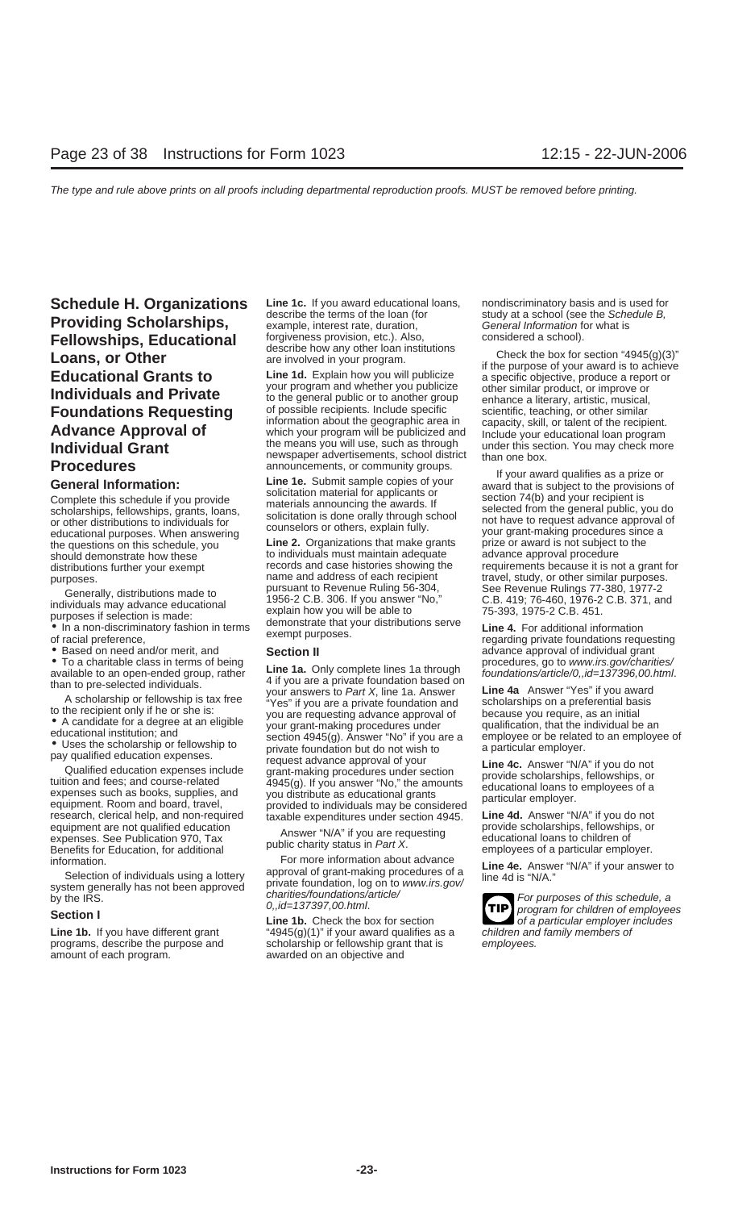## Schedule H. Organizations Providing Scholarships, Fellowships, Educational Loans, or Other Educational Grants to Individuals and Private Foundations Requesting Advance Approval of Individual Grant Procedures

### General Information:

Complete this schedule if you provide scholarships, fellowships, grants, loans, or other distributions to individuals for educational purposes. When answering the questions on this schedule, you should demonstrate how these distributions further your exempt purposes.

Generally, distributions made to individuals may advance educational purposes if selection is made:

- In a non-discriminatory fashion in terms of racial preference,
- Based on need and/or merit, and
- To a charitable class in terms of being available to an open-ended group, rather than to pre-selected individuals.

A scholarship or fellowship is tax free to the recipient only if he or she is:

- A candidate for a degree at an eligible educational institution; and
- Uses the scholarship or fellowship to pay qualified education expenses.

Qualified education expenses include tuition and fees; and course-related expenses such as books, supplies, and equipment. Room and board, travel, research, clerical help, and non-required equipment are not qualified education expenses. See Publication 970, Tax Benefits for Education, for additional information.

Selection of individuals using a lottery system generally has not been approved by the IRS.

### Section I

**Line 1b.** If you have different grant programs, describe the purpose and amount of each program.

**Line 1c.** If you award educational loans, describe the terms of the loan (for example, interest rate, duration, forgiveness provision, etc.). Also, describe how any other loan institutions are involved in your program.

**Line 1d.** Explain how you will publicize your program and whether you publicize to the general public or to another group of possible recipients. Include specific information about the geographic area in which your program will be publicized and the means you will use, such as through newspaper advertisements, school district announcements, or community groups.

**Line 1e.** Submit sample copies of your solicitation material for applicants or materials announcing the awards. If solicitation is done orally through school counselors or others, explain fully.

**Line 2.** Organizations that make grants to individuals must maintain adequate records and case histories showing the name and address of each recipient pursuant to Revenue Ruling 56-304, 1956-2 C.B. 306. If you answer "No," explain how you will be able to demonstrate that your distributions serve exempt purposes.

### Section II

**Line 1a.** Only complete lines 1a through 4 if you are a private foundation based on your answers to *Part X*, line 1a. Answer "Yes" if you are a private foundation and you are requesting advance approval of your grant-making procedures under section 4945(g). Answer "No" if you are a private foundation but do not wish to request advance approval of your grant-making procedures under section 4945(g). If you answer "No," the amounts you distribute as educational grants provided to individuals may be considered taxable expenditures under section 4945.

Answer "N/A" if you are requesting public charity status in *Part X*.

For more information about advance approval of grant-making procedures of a private foundation, log on to *www.irs.gov/charities/foundations/article/0,,id=137397,00.html*.

**Line 1b.** Check the box for section "4945(g)(1)" if your award qualifies as a scholarship or fellowship grant that is awarded on an objective and nondiscriminatory basis and is used for study at a school (see the *Schedule B, General Information* for what is considered a school).

Check the box for section "4945(g)(3)" if the purpose of your award is to achieve a specific objective, produce a report or other similar product, or improve or enhance a literary, artistic, musical, scientific, teaching, or other similar capacity, skill, or talent of the recipient. Include your educational loan program under this section. You may check more than one box.

If your award qualifies as a prize or award that is subject to the provisions of section 74(b) and your recipient is selected from the general public, you do not have to request advance approval of your grant-making procedures since a prize or award is not subject to the advance approval procedure requirements because it is not a grant for travel, study, or other similar purposes. See Revenue Rulings 77-380, 1977-2 C.B. 419; 76-460, 1976-2 C.B. 371, and 75-393, 1975-2 C.B. 451.

**Line 4.** For additional information regarding private foundations requesting advance approval of individual grant procedures, go to *www.irs.gov/charities/foundations/article/0,,id=137396,00.html*.

**Line 4a** Answer "Yes" if you award scholarships on a preferential basis because you require, as an initial qualification, that the individual be an employee or be related to an employee of a particular employer.

**Line 4c.** Answer "N/A" if you do not provide scholarships, fellowships, or educational loans to employees of a particular employer.

**Line 4d.** Answer "N/A" if you do not provide scholarships, fellowships, or educational loans to children of employees of a particular employer.

**Line 4e.** Answer "N/A" if your answer to line 4d is "N/A."

**TIP** *For purposes of this schedule, a program for children of employees of a particular employer includes children and family members of employees.*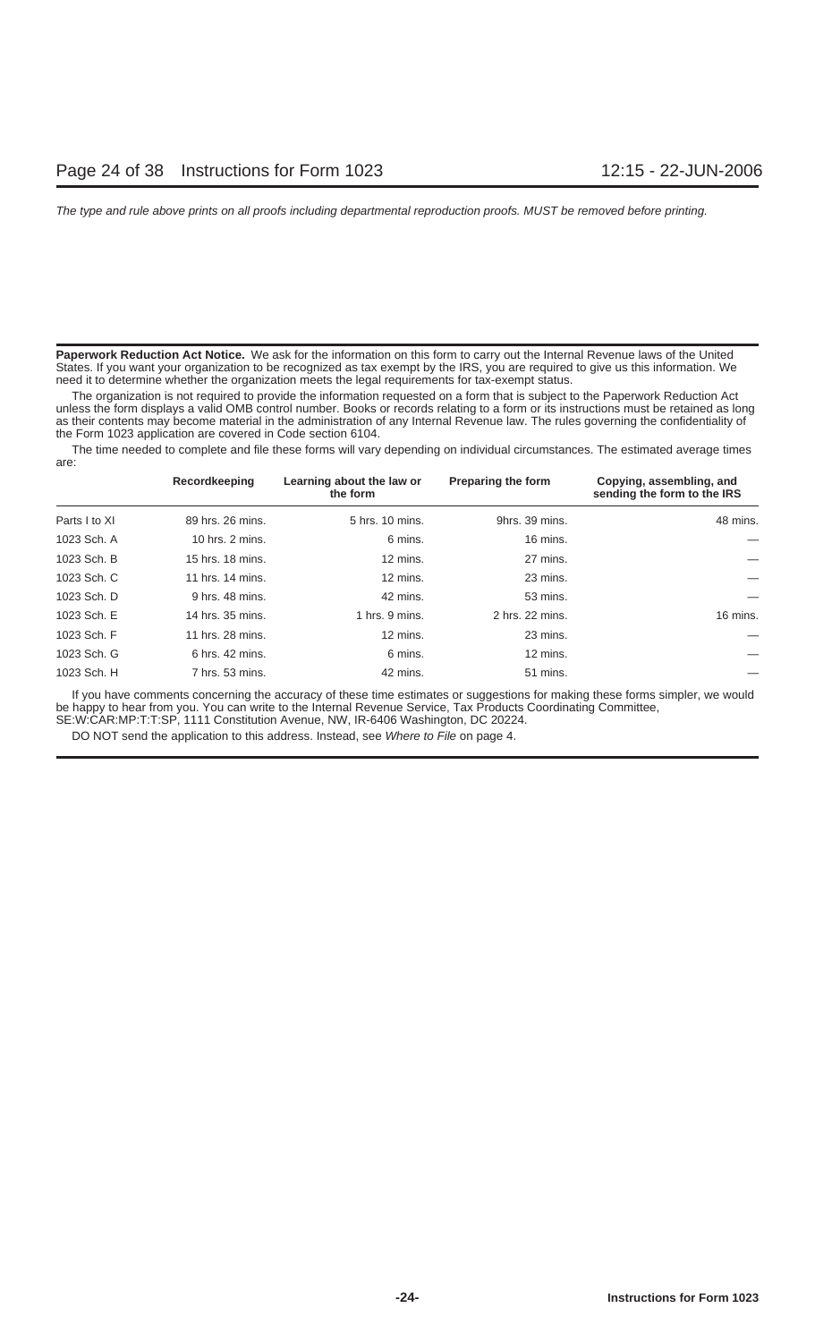*The type and rule above prints on all proofs including departmental reproduction proofs. MUST be removed before printing.*

**Paperwork Reduction Act Notice.** We ask for the information on this form to carry out the Internal Revenue laws of the United States. If you want your organization to be recognized as tax exempt by the IRS, you are required to give us this information. We need it to determine whether the organization meets the legal requirements for tax-exempt status.

The organization is not required to provide the information requested on a form that is subject to the Paperwork Reduction Act unless the form displays a valid OMB control number. Books or records relating to a form or its instructions must be retained as long as their contents may become material in the administration of any Internal Revenue law. The rules governing the confidentiality of the Form 1023 application are covered in Code section 6104.

The time needed to complete and file these forms will vary depending on individual circumstances. The estimated average times are:

| | Recordkeeping | Learning about the law or the form | Preparing the form | Copying, assembling, and sending the form to the IRS |
|---|---|---|---|---|
| Parts I to XI | 89 hrs. 26 mins. | 5 hrs. 10 mins. | 9hrs. 39 mins. | 48 mins. |
| 1023 Sch. A | 10 hrs. 2 mins. | 6 mins. | 16 mins. | — |
| 1023 Sch. B | 15 hrs. 18 mins. | 12 mins. | 27 mins. | — |
| 1023 Sch. C | 11 hrs. 14 mins. | 12 mins. | 23 mins. | — |
| 1023 Sch. D | 9 hrs. 48 mins. | 42 mins. | 53 mins. | — |
| 1023 Sch. E | 14 hrs. 35 mins. | 1 hrs. 9 mins. | 2 hrs. 22 mins. | 16 mins. |
| 1023 Sch. F | 11 hrs. 28 mins. | 12 mins. | 23 mins. | — |
| 1023 Sch. G | 6 hrs. 42 mins. | 6 mins. | 12 mins. | — |
| 1023 Sch. H | 7 hrs. 53 mins. | 42 mins. | 51 mins. | — |

If you have comments concerning the accuracy of these time estimates or suggestions for making these forms simpler, we would be happy to hear from you. You can write to the Internal Revenue Service, Tax Products Coordinating Committee, SE:W:CAR:MP:T:T:SP, 1111 Constitution Avenue, NW, IR-6406 Washington, DC 20224.

DO NOT send the application to this address. Instead, see *Where to File* on page 4.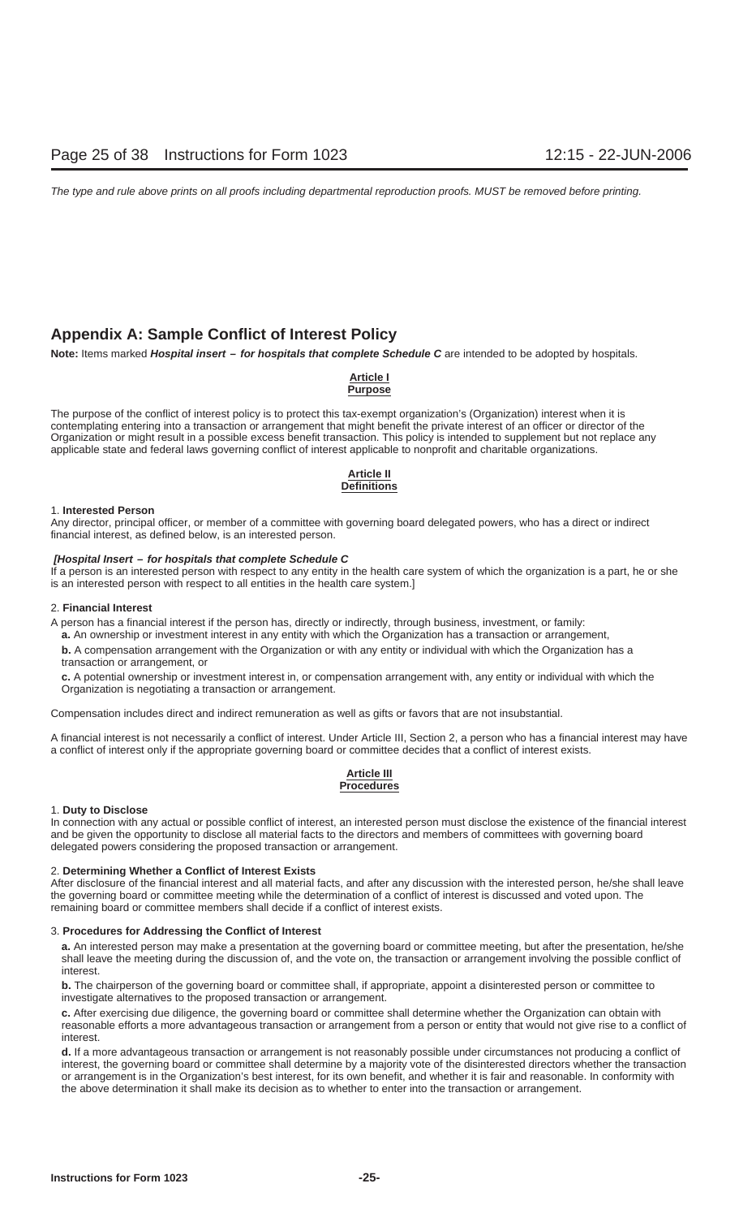## Appendix A: Sample Conflict of Interest Policy

**Note:** Items marked ***Hospital insert – for hospitals that complete Schedule C*** are intended to be adopted by hospitals.

### Article I
### Purpose

The purpose of the conflict of interest policy is to protect this tax-exempt organization's (Organization) interest when it is contemplating entering into a transaction or arrangement that might benefit the private interest of an officer or director of the Organization or might result in a possible excess benefit transaction. This policy is intended to supplement but not replace any applicable state and federal laws governing conflict of interest applicable to nonprofit and charitable organizations.

### Article II
### Definitions

1. **Interested Person**
Any director, principal officer, or member of a committee with governing board delegated powers, who has a direct or indirect financial interest, as defined below, is an interested person.

***[Hospital Insert – for hospitals that complete Schedule C***
If a person is an interested person with respect to any entity in the health care system of which the organization is a part, he or she is an interested person with respect to all entities in the health care system.]

2. **Financial Interest**
A person has a financial interest if the person has, directly or indirectly, through business, investment, or family:

**a.** An ownership or investment interest in any entity with which the Organization has a transaction or arrangement,

**b.** A compensation arrangement with the Organization or with any entity or individual with which the Organization has a transaction or arrangement, or

**c.** A potential ownership or investment interest in, or compensation arrangement with, any entity or individual with which the Organization is negotiating a transaction or arrangement.

Compensation includes direct and indirect remuneration as well as gifts or favors that are not insubstantial.

A financial interest is not necessarily a conflict of interest. Under Article III, Section 2, a person who has a financial interest may have a conflict of interest only if the appropriate governing board or committee decides that a conflict of interest exists.

### Article III
### Procedures

1. **Duty to Disclose**
In connection with any actual or possible conflict of interest, an interested person must disclose the existence of the financial interest and be given the opportunity to disclose all material facts to the directors and members of committees with governing board delegated powers considering the proposed transaction or arrangement.

2. **Determining Whether a Conflict of Interest Exists**
After disclosure of the financial interest and all material facts, and after any discussion with the interested person, he/she shall leave the governing board or committee meeting while the determination of a conflict of interest is discussed and voted upon. The remaining board or committee members shall decide if a conflict of interest exists.

3. **Procedures for Addressing the Conflict of Interest**

**a.** An interested person may make a presentation at the governing board or committee meeting, but after the presentation, he/she shall leave the meeting during the discussion of, and the vote on, the transaction or arrangement involving the possible conflict of interest.

**b.** The chairperson of the governing board or committee shall, if appropriate, appoint a disinterested person or committee to investigate alternatives to the proposed transaction or arrangement.

**c.** After exercising due diligence, the governing board or committee shall determine whether the Organization can obtain with reasonable efforts a more advantageous transaction or arrangement from a person or entity that would not give rise to a conflict of interest.

**d.** If a more advantageous transaction or arrangement is not reasonably possible under circumstances not producing a conflict of interest, the governing board or committee shall determine by a majority vote of the disinterested directors whether the transaction or arrangement is in the Organization's best interest, for its own benefit, and whether it is fair and reasonable. In conformity with the above determination it shall make its decision as to whether to enter into the transaction or arrangement.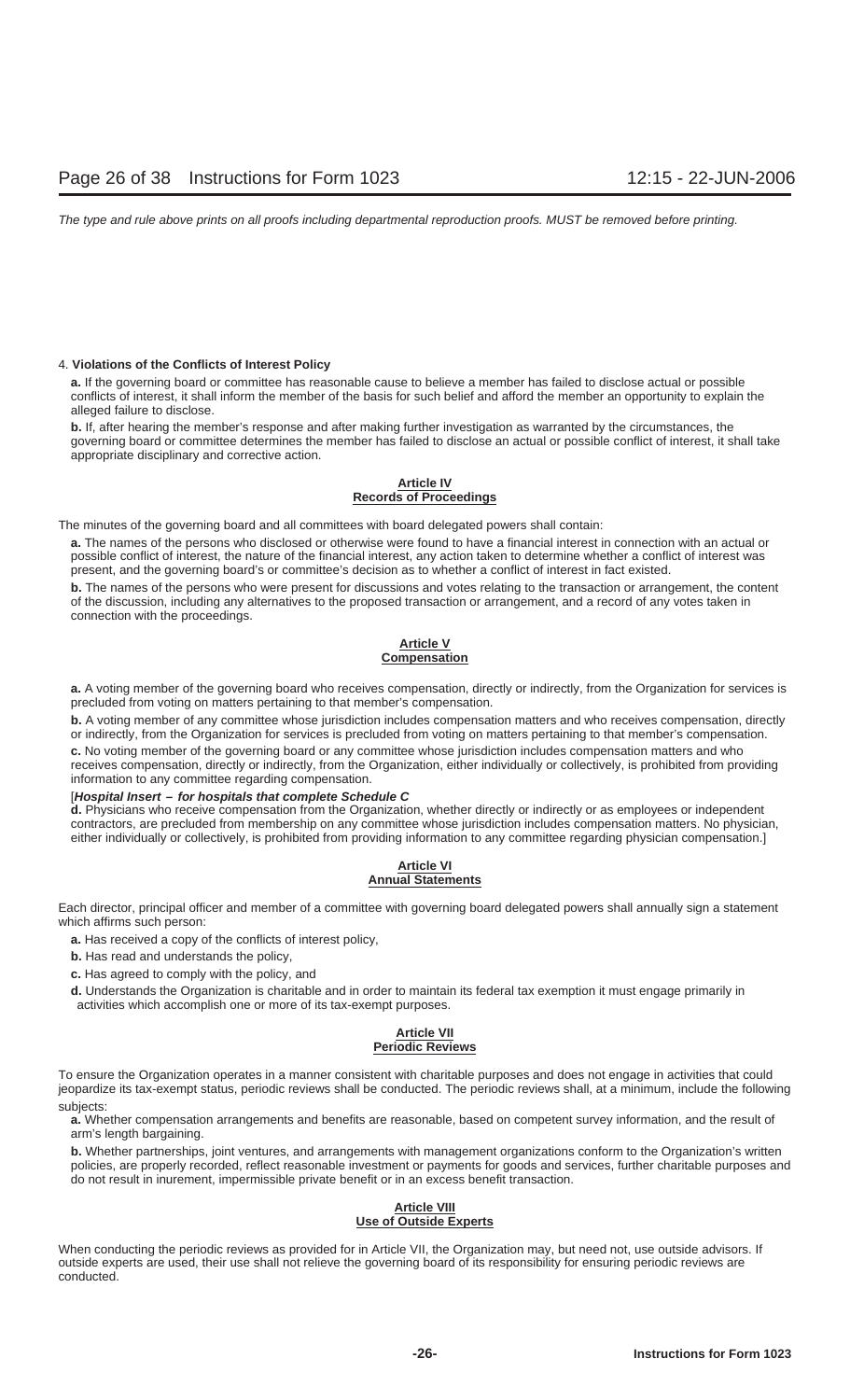4. **Violations of the Conflicts of Interest Policy**

**a.** If the governing board or committee has reasonable cause to believe a member has failed to disclose actual or possible conflicts of interest, it shall inform the member of the basis for such belief and afford the member an opportunity to explain the alleged failure to disclose.

**b.** If, after hearing the member's response and after making further investigation as warranted by the circumstances, the governing board or committee determines the member has failed to disclose an actual or possible conflict of interest, it shall take appropriate disciplinary and corrective action.

## Article IV
## Records of Proceedings

The minutes of the governing board and all committees with board delegated powers shall contain:

**a.** The names of the persons who disclosed or otherwise were found to have a financial interest in connection with an actual or possible conflict of interest, the nature of the financial interest, any action taken to determine whether a conflict of interest was present, and the governing board's or committee's decision as to whether a conflict of interest in fact existed.

**b.** The names of the persons who were present for discussions and votes relating to the transaction or arrangement, the content of the discussion, including any alternatives to the proposed transaction or arrangement, and a record of any votes taken in connection with the proceedings.

## Article V
## Compensation

**a.** A voting member of the governing board who receives compensation, directly or indirectly, from the Organization for services is precluded from voting on matters pertaining to that member's compensation.

**b.** A voting member of any committee whose jurisdiction includes compensation matters and who receives compensation, directly or indirectly, from the Organization for services is precluded from voting on matters pertaining to that member's compensation.

**c.** No voting member of the governing board or any committee whose jurisdiction includes compensation matters and who receives compensation, directly or indirectly, from the Organization, either individually or collectively, is prohibited from providing information to any committee regarding compensation.

[***Hospital Insert – for hospitals that complete Schedule C***
**d.** Physicians who receive compensation from the Organization, whether directly or indirectly or as employees or independent contractors, are precluded from membership on any committee whose jurisdiction includes compensation matters. No physician, either individually or collectively, is prohibited from providing information to any committee regarding physician compensation.]

## Article VI
## Annual Statements

Each director, principal officer and member of a committee with governing board delegated powers shall annually sign a statement which affirms such person:

**a.** Has received a copy of the conflicts of interest policy,

**b.** Has read and understands the policy,

**c.** Has agreed to comply with the policy, and

**d.** Understands the Organization is charitable and in order to maintain its federal tax exemption it must engage primarily in activities which accomplish one or more of its tax-exempt purposes.

## Article VII
## Periodic Reviews

To ensure the Organization operates in a manner consistent with charitable purposes and does not engage in activities that could jeopardize its tax-exempt status, periodic reviews shall be conducted. The periodic reviews shall, at a minimum, include the following subjects:

**a.** Whether compensation arrangements and benefits are reasonable, based on competent survey information, and the result of arm's length bargaining.

**b.** Whether partnerships, joint ventures, and arrangements with management organizations conform to the Organization's written policies, are properly recorded, reflect reasonable investment or payments for goods and services, further charitable purposes and do not result in inurement, impermissible private benefit or in an excess benefit transaction.

## Article VIII
## Use of Outside Experts

When conducting the periodic reviews as provided for in Article VII, the Organization may, but need not, use outside advisors. If outside experts are used, their use shall not relieve the governing board of its responsibility for ensuring periodic reviews are conducted.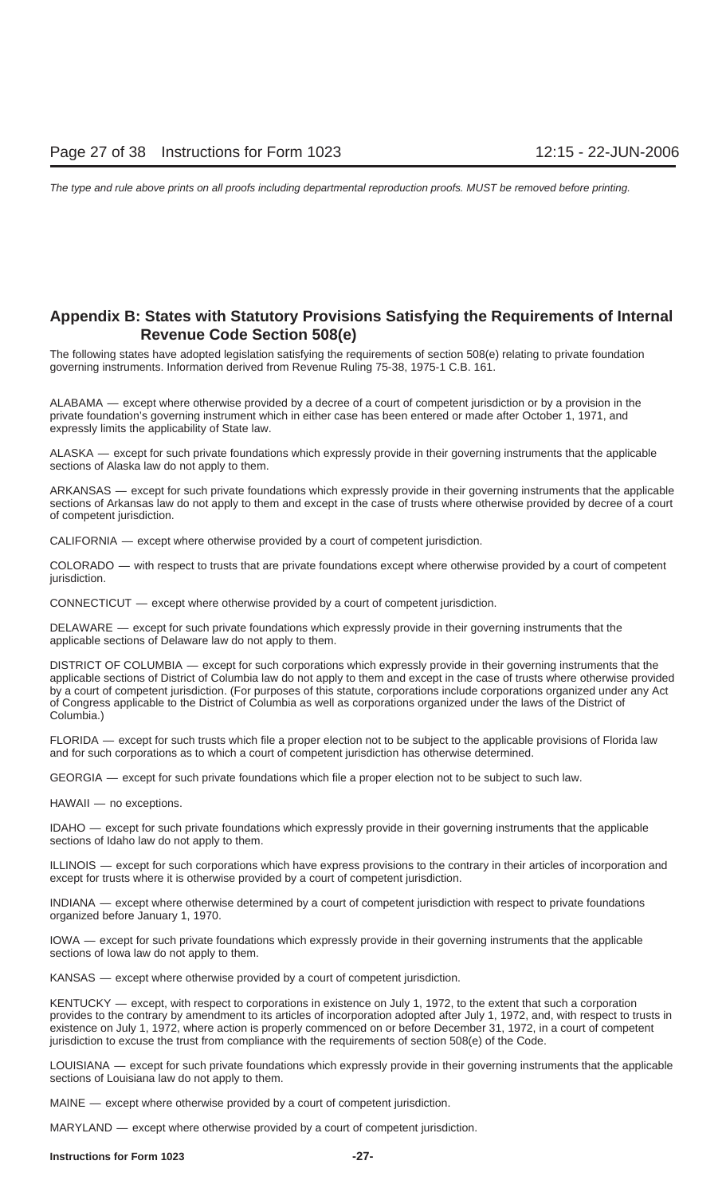## Appendix B: States with Statutory Provisions Satisfying the Requirements of Internal Revenue Code Section 508(e)

The following states have adopted legislation satisfying the requirements of section 508(e) relating to private foundation governing instruments. Information derived from Revenue Ruling 75-38, 1975-1 C.B. 161.

ALABAMA — except where otherwise provided by a decree of a court of competent jurisdiction or by a provision in the private foundation's governing instrument which in either case has been entered or made after October 1, 1971, and expressly limits the applicability of State law.

ALASKA — except for such private foundations which expressly provide in their governing instruments that the applicable sections of Alaska law do not apply to them.

ARKANSAS — except for such private foundations which expressly provide in their governing instruments that the applicable sections of Arkansas law do not apply to them and except in the case of trusts where otherwise provided by decree of a court of competent jurisdiction.

CALIFORNIA — except where otherwise provided by a court of competent jurisdiction.

COLORADO — with respect to trusts that are private foundations except where otherwise provided by a court of competent jurisdiction.

CONNECTICUT — except where otherwise provided by a court of competent jurisdiction.

DELAWARE — except for such private foundations which expressly provide in their governing instruments that the applicable sections of Delaware law do not apply to them.

DISTRICT OF COLUMBIA — except for such corporations which expressly provide in their governing instruments that the applicable sections of District of Columbia law do not apply to them and except in the case of trusts where otherwise provided by a court of competent jurisdiction. (For purposes of this statute, corporations include corporations organized under any Act of Congress applicable to the District of Columbia as well as corporations organized under the laws of the District of Columbia.)

FLORIDA — except for such trusts which file a proper election not to be subject to the applicable provisions of Florida law and for such corporations as to which a court of competent jurisdiction has otherwise determined.

GEORGIA — except for such private foundations which file a proper election not to be subject to such law.

HAWAII — no exceptions.

IDAHO — except for such private foundations which expressly provide in their governing instruments that the applicable sections of Idaho law do not apply to them.

ILLINOIS — except for such corporations which have express provisions to the contrary in their articles of incorporation and except for trusts where it is otherwise provided by a court of competent jurisdiction.

INDIANA — except where otherwise determined by a court of competent jurisdiction with respect to private foundations organized before January 1, 1970.

IOWA — except for such private foundations which expressly provide in their governing instruments that the applicable sections of Iowa law do not apply to them.

KANSAS — except where otherwise provided by a court of competent jurisdiction.

KENTUCKY — except, with respect to corporations in existence on July 1, 1972, to the extent that such a corporation provides to the contrary by amendment to its articles of incorporation adopted after July 1, 1972, and, with respect to trusts in existence on July 1, 1972, where action is properly commenced on or before December 31, 1972, in a court of competent jurisdiction to excuse the trust from compliance with the requirements of section 508(e) of the Code.

LOUISIANA — except for such private foundations which expressly provide in their governing instruments that the applicable sections of Louisiana law do not apply to them.

MAINE — except where otherwise provided by a court of competent jurisdiction.

MARYLAND — except where otherwise provided by a court of competent jurisdiction.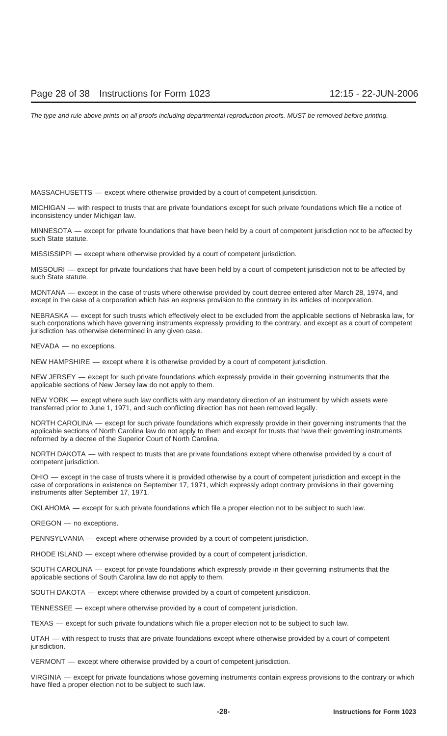MASSACHUSETTS — except where otherwise provided by a court of competent jurisdiction.

MICHIGAN — with respect to trusts that are private foundations except for such private foundations which file a notice of inconsistency under Michigan law.

MINNESOTA — except for private foundations that have been held by a court of competent jurisdiction not to be affected by such State statute.

MISSISSIPPI — except where otherwise provided by a court of competent jurisdiction.

MISSOURI — except for private foundations that have been held by a court of competent jurisdiction not to be affected by such State statute.

MONTANA — except in the case of trusts where otherwise provided by court decree entered after March 28, 1974, and except in the case of a corporation which has an express provision to the contrary in its articles of incorporation.

NEBRASKA — except for such trusts which effectively elect to be excluded from the applicable sections of Nebraska law, for such corporations which have governing instruments expressly providing to the contrary, and except as a court of competent jurisdiction has otherwise determined in any given case.

NEVADA — no exceptions.

NEW HAMPSHIRE — except where it is otherwise provided by a court of competent jurisdiction.

NEW JERSEY — except for such private foundations which expressly provide in their governing instruments that the applicable sections of New Jersey law do not apply to them.

NEW YORK — except where such law conflicts with any mandatory direction of an instrument by which assets were transferred prior to June 1, 1971, and such conflicting direction has not been removed legally.

NORTH CAROLINA — except for such private foundations which expressly provide in their governing instruments that the applicable sections of North Carolina law do not apply to them and except for trusts that have their governing instruments reformed by a decree of the Superior Court of North Carolina.

NORTH DAKOTA — with respect to trusts that are private foundations except where otherwise provided by a court of competent jurisdiction.

OHIO — except in the case of trusts where it is provided otherwise by a court of competent jurisdiction and except in the case of corporations in existence on September 17, 1971, which expressly adopt contrary provisions in their governing instruments after September 17, 1971.

OKLAHOMA — except for such private foundations which file a proper election not to be subject to such law.

OREGON — no exceptions.

PENNSYLVANIA — except where otherwise provided by a court of competent jurisdiction.

RHODE ISLAND — except where otherwise provided by a court of competent jurisdiction.

SOUTH CAROLINA — except for private foundations which expressly provide in their governing instruments that the applicable sections of South Carolina law do not apply to them.

SOUTH DAKOTA — except where otherwise provided by a court of competent jurisdiction.

TENNESSEE — except where otherwise provided by a court of competent jurisdiction.

TEXAS — except for such private foundations which file a proper election not to be subject to such law.

UTAH — with respect to trusts that are private foundations except where otherwise provided by a court of competent jurisdiction.

VERMONT — except where otherwise provided by a court of competent jurisdiction.

VIRGINIA — except for private foundations whose governing instruments contain express provisions to the contrary or which have filed a proper election not to be subject to such law.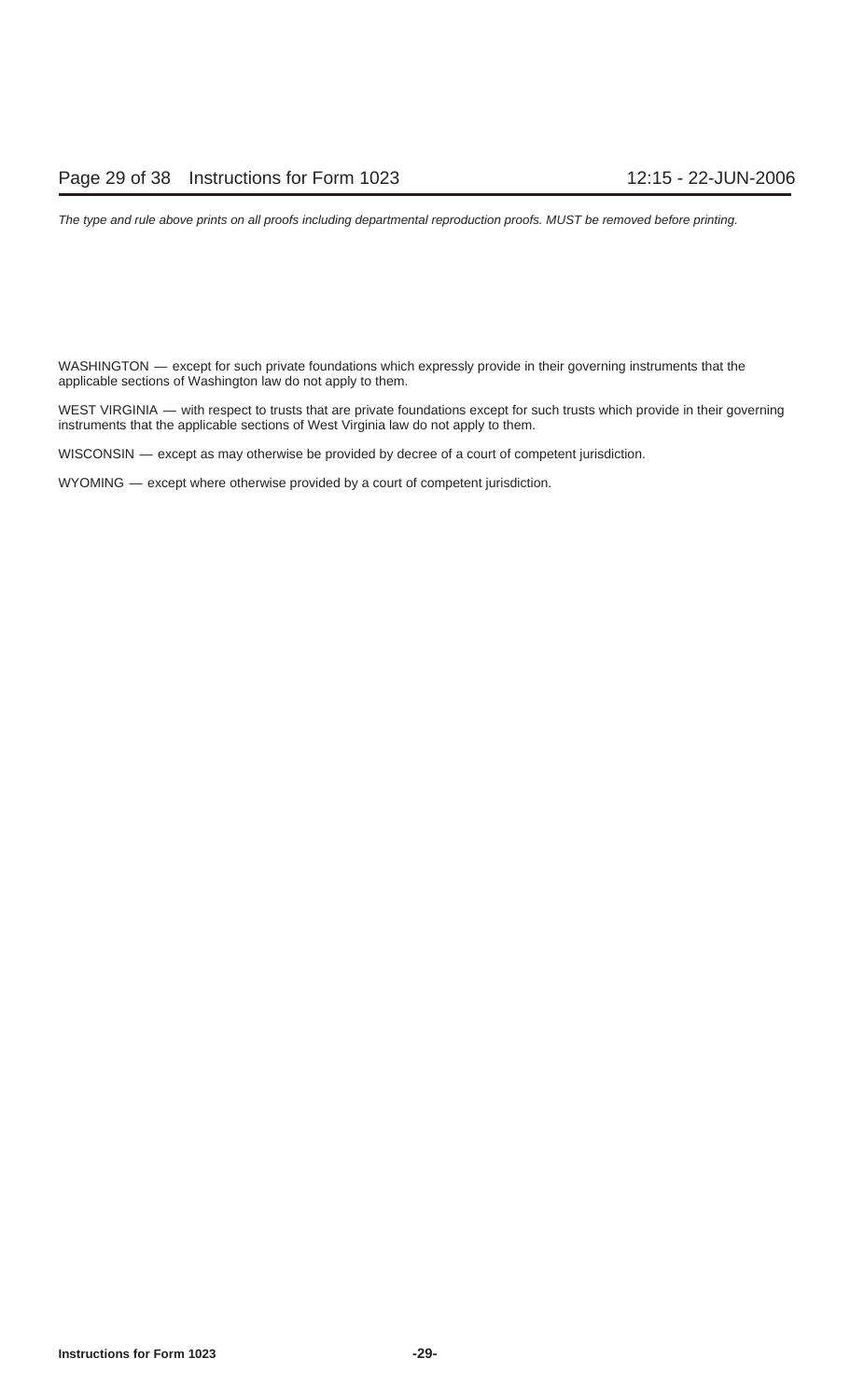WASHINGTON — except for such private foundations which expressly provide in their governing instruments that the applicable sections of Washington law do not apply to them.

WEST VIRGINIA — with respect to trusts that are private foundations except for such trusts which provide in their governing instruments that the applicable sections of West Virginia law do not apply to them.

WISCONSIN — except as may otherwise be provided by decree of a court of competent jurisdiction.

WYOMING — except where otherwise provided by a court of competent jurisdiction.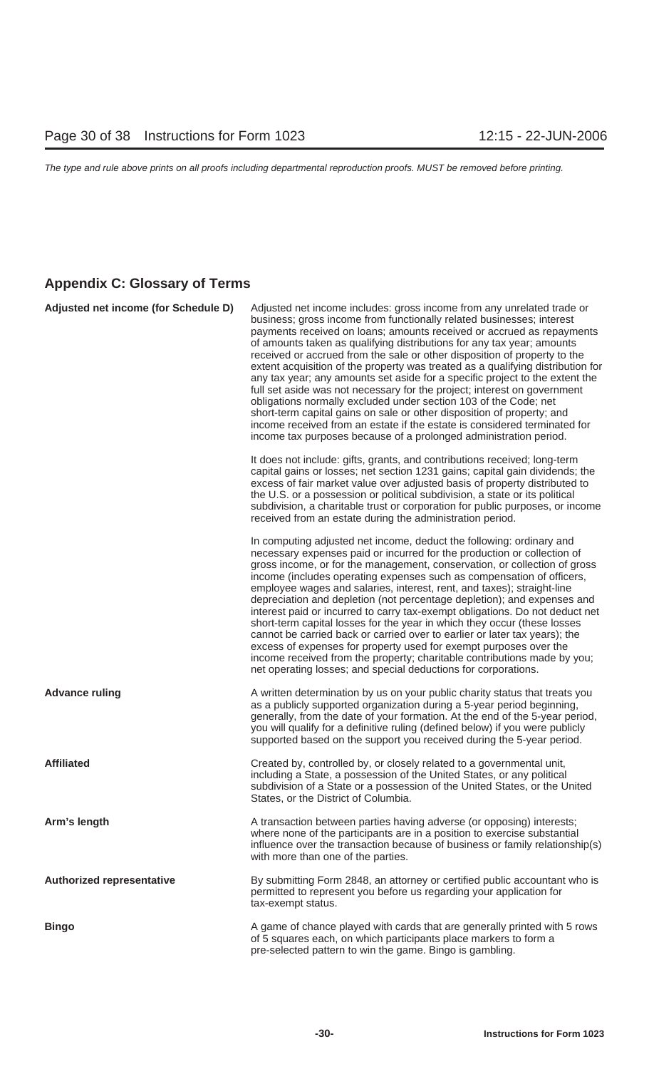## Appendix C: Glossary of Terms

**Adjusted net income (for Schedule D)**

Adjusted net income includes: gross income from any unrelated trade or business; gross income from functionally related businesses; interest payments received on loans; amounts received or accrued as repayments of amounts taken as qualifying distributions for any tax year; amounts received or accrued from the sale or other disposition of property to the extent acquisition of the property was treated as a qualifying distribution for any tax year; any amounts set aside for a specific project to the extent the full set aside was not necessary for the project; interest on government obligations normally excluded under section 103 of the Code; net short-term capital gains on sale or other disposition of property; and income received from an estate if the estate is considered terminated for income tax purposes because of a prolonged administration period.

It does not include: gifts, grants, and contributions received; long-term capital gains or losses; net section 1231 gains; capital gain dividends; the excess of fair market value over adjusted basis of property distributed to the U.S. or a possession or political subdivision, a state or its political subdivision, a charitable trust or corporation for public purposes, or income received from an estate during the administration period.

In computing adjusted net income, deduct the following: ordinary and necessary expenses paid or incurred for the production or collection of gross income, or for the management, conservation, or collection of gross income (includes operating expenses such as compensation of officers, employee wages and salaries, interest, rent, and taxes); straight-line depreciation and depletion (not percentage depletion); and expenses and interest paid or incurred to carry tax-exempt obligations. Do not deduct net short-term capital losses for the year in which they occur (these losses cannot be carried back or carried over to earlier or later tax years); the excess of expenses for property used for exempt purposes over the income received from the property; charitable contributions made by you; net operating losses; and special deductions for corporations.

**Advance ruling**

A written determination by us on your public charity status that treats you as a publicly supported organization during a 5-year period beginning, generally, from the date of your formation. At the end of the 5-year period, you will qualify for a definitive ruling (defined below) if you were publicly supported based on the support you received during the 5-year period.

**Affiliated**

Created by, controlled by, or closely related to a governmental unit, including a State, a possession of the United States, or any political subdivision of a State or a possession of the United States, or the United States, or the District of Columbia.

**Arm's length**

A transaction between parties having adverse (or opposing) interests; where none of the participants are in a position to exercise substantial influence over the transaction because of business or family relationship(s) with more than one of the parties.

**Authorized representative**

By submitting Form 2848, an attorney or certified public accountant who is permitted to represent you before us regarding your application for tax-exempt status.

**Bingo**

A game of chance played with cards that are generally printed with 5 rows of 5 squares each, on which participants place markers to form a pre-selected pattern to win the game. Bingo is gambling.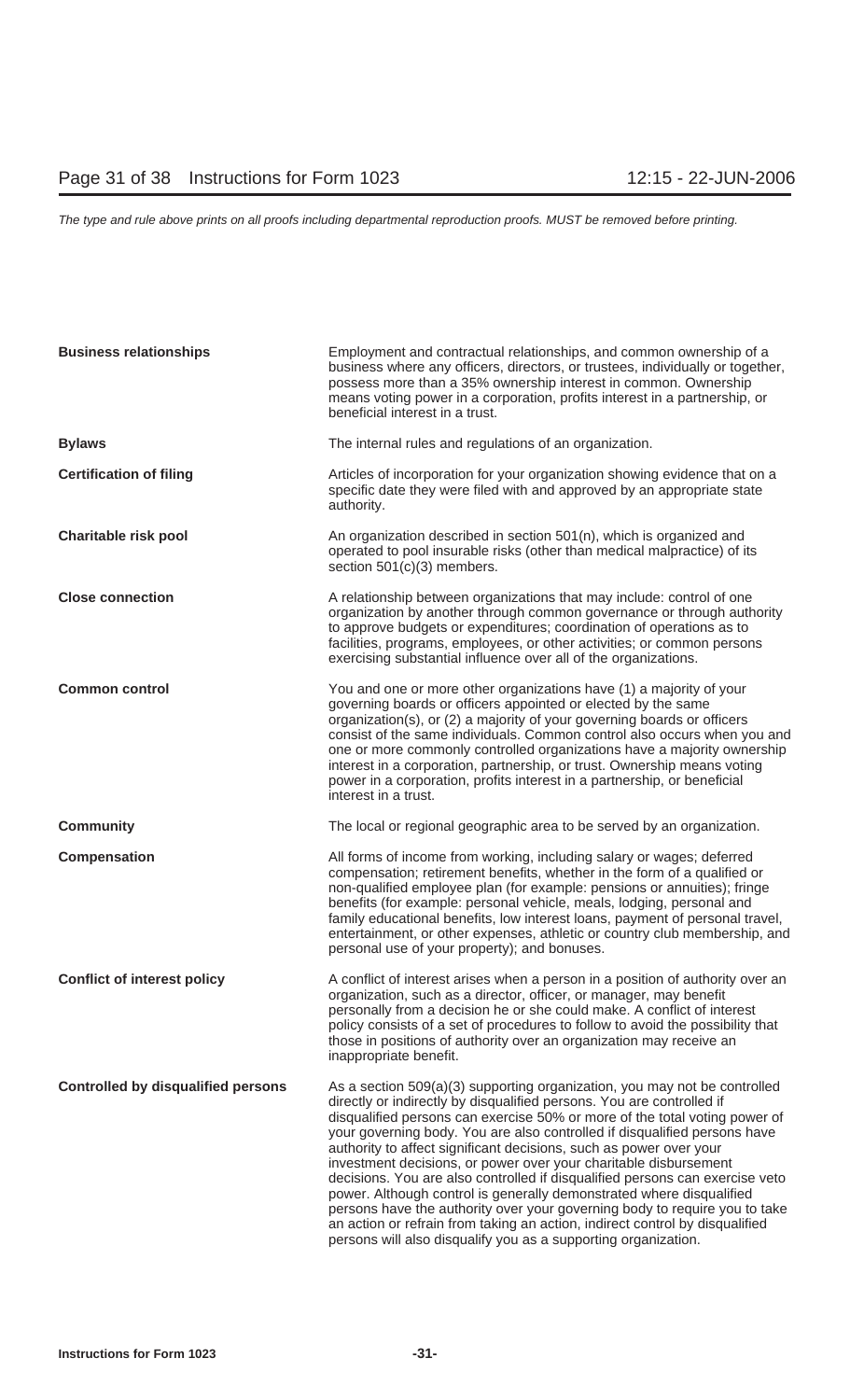| | |
|---|---|
| **Business relationships** | Employment and contractual relationships, and common ownership of a business where any officers, directors, or trustees, individually or together, possess more than a 35% ownership interest in common. Ownership means voting power in a corporation, profits interest in a partnership, or beneficial interest in a trust. |
| **Bylaws** | The internal rules and regulations of an organization. |
| **Certification of filing** | Articles of incorporation for your organization showing evidence that on a specific date they were filed with and approved by an appropriate state authority. |
| **Charitable risk pool** | An organization described in section 501(n), which is organized and operated to pool insurable risks (other than medical malpractice) of its section 501(c)(3) members. |
| **Close connection** | A relationship between organizations that may include: control of one organization by another through common governance or through authority to approve budgets or expenditures; coordination of operations as to facilities, programs, employees, or other activities; or common persons exercising substantial influence over all of the organizations. |
| **Common control** | You and one or more other organizations have (1) a majority of your governing boards or officers appointed or elected by the same organization(s), or (2) a majority of your governing boards or officers consist of the same individuals. Common control also occurs when you and one or more commonly controlled organizations have a majority ownership interest in a corporation, partnership, or trust. Ownership means voting power in a corporation, profits interest in a partnership, or beneficial interest in a trust. |
| **Community** | The local or regional geographic area to be served by an organization. |
| **Compensation** | All forms of income from working, including salary or wages; deferred compensation; retirement benefits, whether in the form of a qualified or non-qualified employee plan (for example: pensions or annuities); fringe benefits (for example: personal vehicle, meals, lodging, personal and family educational benefits, low interest loans, payment of personal travel, entertainment, or other expenses, athletic or country club membership, and personal use of your property); and bonuses. |
| **Conflict of interest policy** | A conflict of interest arises when a person in a position of authority over an organization, such as a director, officer, or manager, may benefit personally from a decision he or she could make. A conflict of interest policy consists of a set of procedures to follow to avoid the possibility that those in positions of authority over an organization may receive an inappropriate benefit. |
| **Controlled by disqualified persons** | As a section 509(a)(3) supporting organization, you may not be controlled directly or indirectly by disqualified persons. You are controlled if disqualified persons can exercise 50% or more of the total voting power of your governing body. You are also controlled if disqualified persons have authority to affect significant decisions, such as power over your investment decisions, or power over your charitable disbursement decisions. You are also controlled if disqualified persons can exercise veto power. Although control is generally demonstrated where disqualified persons have the authority over your governing body to require you to take an action or refrain from taking an action, indirect control by disqualified persons will also disqualify you as a supporting organization. |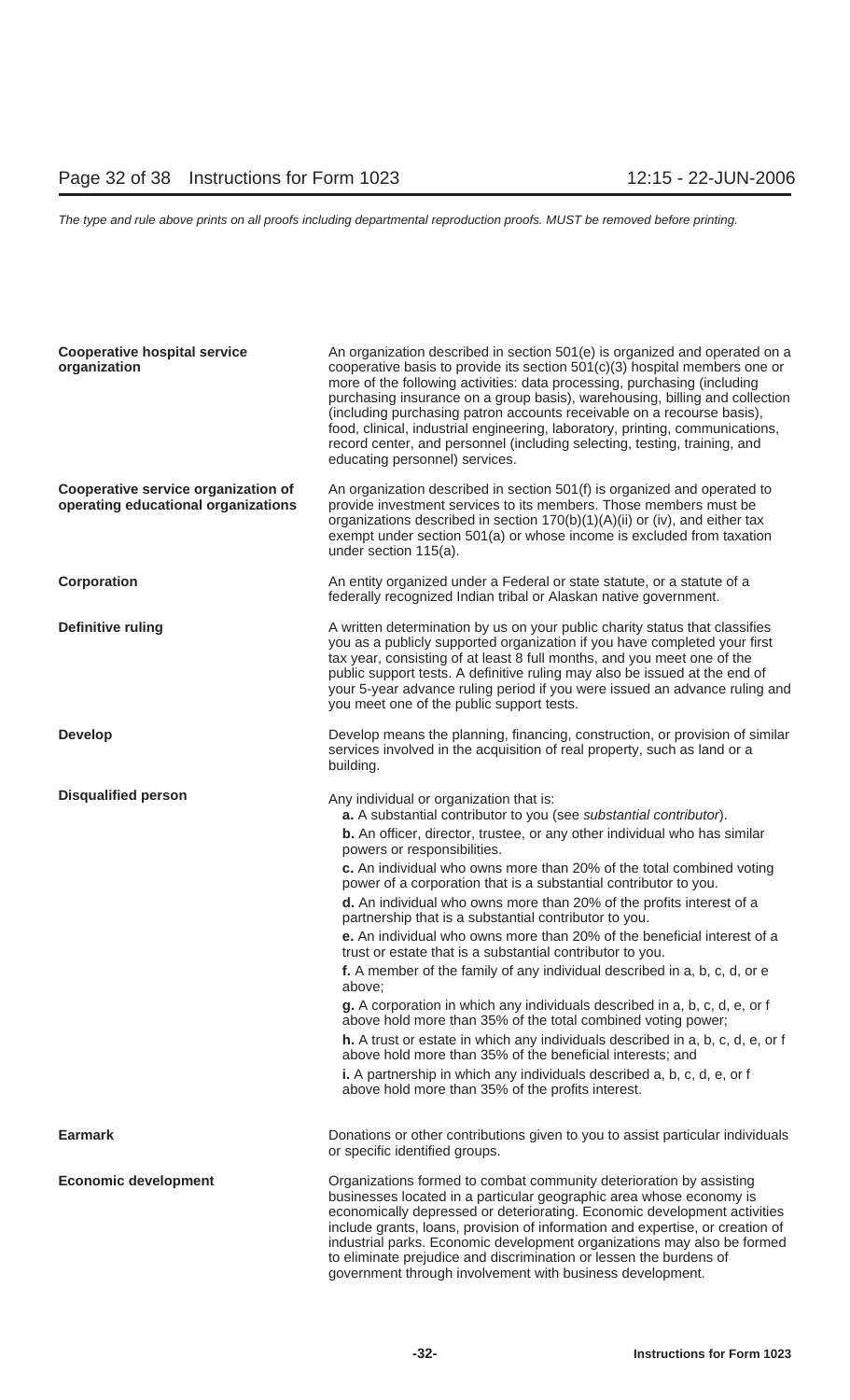**Cooperative hospital service organization**

An organization described in section 501(e) is organized and operated on a cooperative basis to provide its section 501(c)(3) hospital members one or more of the following activities: data processing, purchasing (including purchasing insurance on a group basis), warehousing, billing and collection (including purchasing patron accounts receivable on a recourse basis), food, clinical, industrial engineering, laboratory, printing, communications, record center, and personnel (including selecting, testing, training, and educating personnel) services.

**Cooperative service organization of operating educational organizations**

An organization described in section 501(f) is organized and operated to provide investment services to its members. Those members must be organizations described in section 170(b)(1)(A)(ii) or (iv), and either tax exempt under section 501(a) or whose income is excluded from taxation under section 115(a).

**Corporation**

An entity organized under a Federal or state statute, or a statute of a federally recognized Indian tribal or Alaskan native government.

**Definitive ruling**

A written determination by us on your public charity status that classifies you as a publicly supported organization if you have completed your first tax year, consisting of at least 8 full months, and you meet one of the public support tests. A definitive ruling may also be issued at the end of your 5-year advance ruling period if you were issued an advance ruling and you meet one of the public support tests.

**Develop**

Develop means the planning, financing, construction, or provision of similar services involved in the acquisition of real property, such as land or a building.

**Disqualified person**

Any individual or organization that is:

**a.** A substantial contributor to you (see *substantial contributor*).

**b.** An officer, director, trustee, or any other individual who has similar powers or responsibilities.

**c.** An individual who owns more than 20% of the total combined voting power of a corporation that is a substantial contributor to you.

**d.** An individual who owns more than 20% of the profits interest of a partnership that is a substantial contributor to you.

**e.** An individual who owns more than 20% of the beneficial interest of a trust or estate that is a substantial contributor to you.

**f.** A member of the family of any individual described in a, b, c, d, or e above;

**g.** A corporation in which any individuals described in a, b, c, d, e, or f above hold more than 35% of the total combined voting power;

**h.** A trust or estate in which any individuals described in a, b, c, d, e, or f above hold more than 35% of the beneficial interests; and

**i.** A partnership in which any individuals described a, b, c, d, e, or f above hold more than 35% of the profits interest.

**Earmark**

Donations or other contributions given to you to assist particular individuals or specific identified groups.

**Economic development**

Organizations formed to combat community deterioration by assisting businesses located in a particular geographic area whose economy is economically depressed or deteriorating. Economic development activities include grants, loans, provision of information and expertise, or creation of industrial parks. Economic development organizations may also be formed to eliminate prejudice and discrimination or lessen the burdens of government through involvement with business development.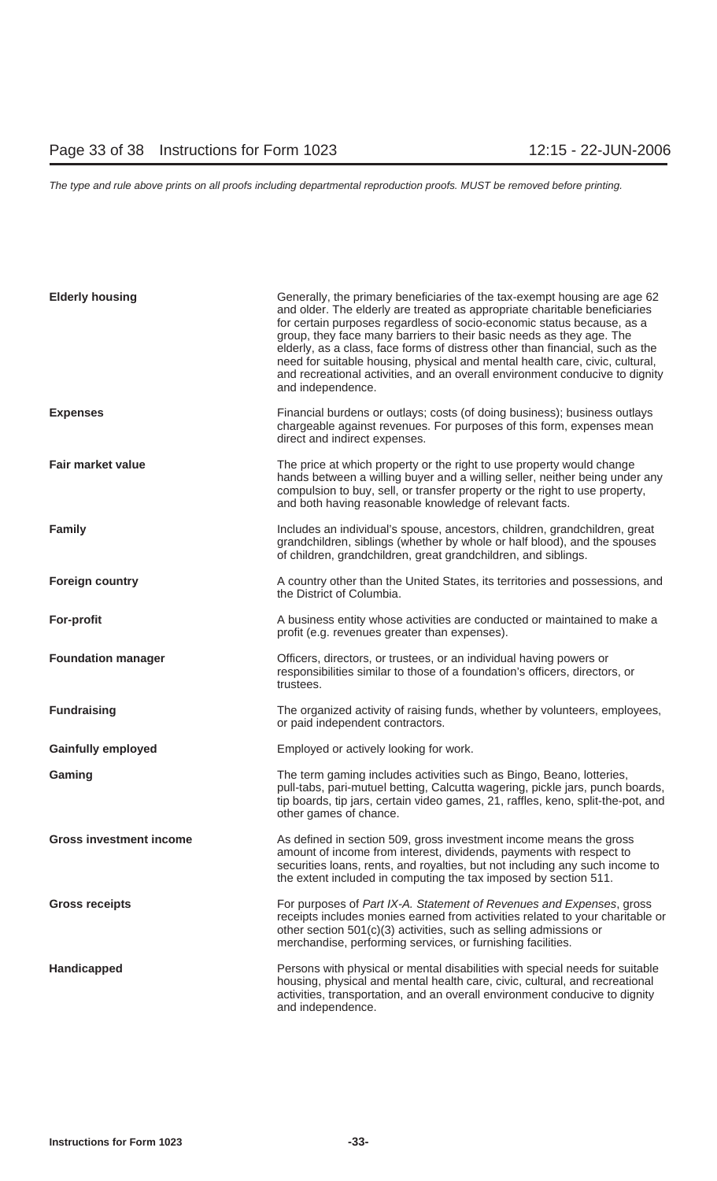| | |
|---|---|
| **Elderly housing** | Generally, the primary beneficiaries of the tax-exempt housing are age 62 and older. The elderly are treated as appropriate charitable beneficiaries for certain purposes regardless of socio-economic status because, as a group, they face many barriers to their basic needs as they age. The elderly, as a class, face forms of distress other than financial, such as the need for suitable housing, physical and mental health care, civic, cultural, and recreational activities, and an overall environment conducive to dignity and independence. |
| **Expenses** | Financial burdens or outlays; costs (of doing business); business outlays chargeable against revenues. For purposes of this form, expenses mean direct and indirect expenses. |
| **Fair market value** | The price at which property or the right to use property would change hands between a willing buyer and a willing seller, neither being under any compulsion to buy, sell, or transfer property or the right to use property, and both having reasonable knowledge of relevant facts. |
| **Family** | Includes an individual's spouse, ancestors, children, grandchildren, great grandchildren, siblings (whether by whole or half blood), and the spouses of children, grandchildren, great grandchildren, and siblings. |
| **Foreign country** | A country other than the United States, its territories and possessions, and the District of Columbia. |
| **For-profit** | A business entity whose activities are conducted or maintained to make a profit (e.g. revenues greater than expenses). |
| **Foundation manager** | Officers, directors, or trustees, or an individual having powers or responsibilities similar to those of a foundation's officers, directors, or trustees. |
| **Fundraising** | The organized activity of raising funds, whether by volunteers, employees, or paid independent contractors. |
| **Gainfully employed** | Employed or actively looking for work. |
| **Gaming** | The term gaming includes activities such as Bingo, Beano, lotteries, pull-tabs, pari-mutuel betting, Calcutta wagering, pickle jars, punch boards, tip boards, tip jars, certain video games, 21, raffles, keno, split-the-pot, and other games of chance. |
| **Gross investment income** | As defined in section 509, gross investment income means the gross amount of income from interest, dividends, payments with respect to securities loans, rents, and royalties, but not including any such income to the extent included in computing the tax imposed by section 511. |
| **Gross receipts** | For purposes of *Part IX-A. Statement of Revenues and Expenses*, gross receipts includes monies earned from activities related to your charitable or other section 501(c)(3) activities, such as selling admissions or merchandise, performing services, or furnishing facilities. |
| **Handicapped** | Persons with physical or mental disabilities with special needs for suitable housing, physical and mental health care, civic, cultural, and recreational activities, transportation, and an overall environment conducive to dignity and independence. |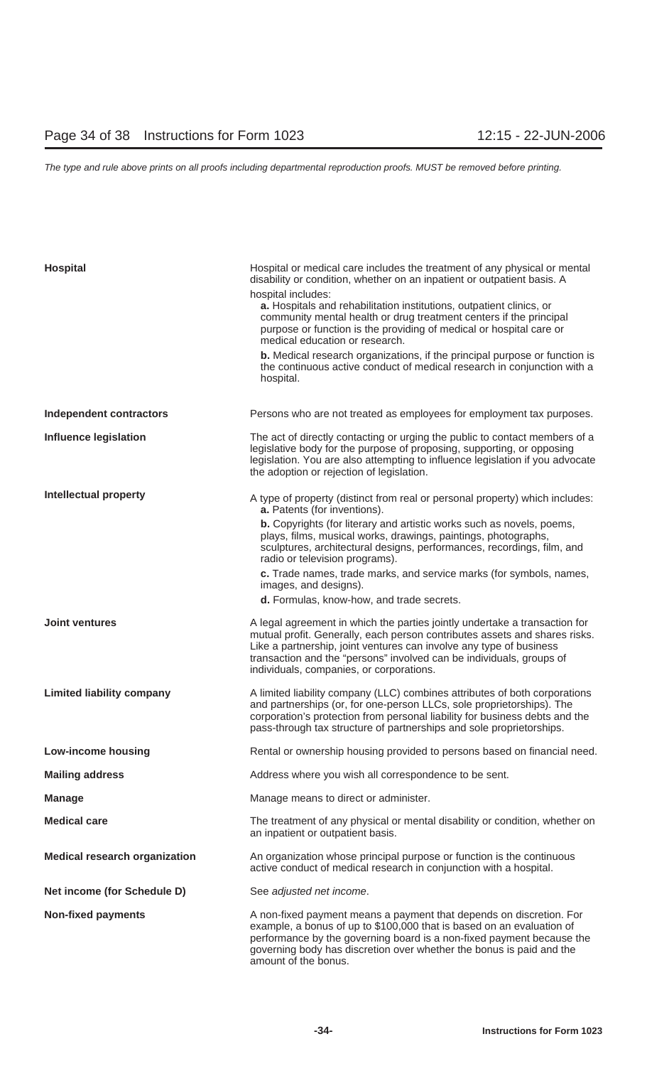**Hospital**

Hospital or medical care includes the treatment of any physical or mental disability or condition, whether on an inpatient or outpatient basis. A hospital includes:

**a.** Hospitals and rehabilitation institutions, outpatient clinics, or community mental health or drug treatment centers if the principal purpose or function is the providing of medical or hospital care or medical education or research.

**b.** Medical research organizations, if the principal purpose or function is the continuous active conduct of medical research in conjunction with a hospital.

**Independent contractors**

Persons who are not treated as employees for employment tax purposes.

**Influence legislation**

The act of directly contacting or urging the public to contact members of a legislative body for the purpose of proposing, supporting, or opposing legislation. You are also attempting to influence legislation if you advocate the adoption or rejection of legislation.

**Intellectual property**

A type of property (distinct from real or personal property) which includes:

**a.** Patents (for inventions).

**b.** Copyrights (for literary and artistic works such as novels, poems, plays, films, musical works, drawings, paintings, photographs, sculptures, architectural designs, performances, recordings, film, and radio or television programs).

**c.** Trade names, trade marks, and service marks (for symbols, names, images, and designs).

**d.** Formulas, know-how, and trade secrets.

**Joint ventures**

A legal agreement in which the parties jointly undertake a transaction for mutual profit. Generally, each person contributes assets and shares risks. Like a partnership, joint ventures can involve any type of business transaction and the "persons" involved can be individuals, groups of individuals, companies, or corporations.

**Limited liability company**

A limited liability company (LLC) combines attributes of both corporations and partnerships (or, for one-person LLCs, sole proprietorships). The corporation's protection from personal liability for business debts and the pass-through tax structure of partnerships and sole proprietorships.

**Low-income housing**

Rental or ownership housing provided to persons based on financial need.

**Mailing address**

Address where you wish all correspondence to be sent.

**Manage**

Manage means to direct or administer.

**Medical care**

The treatment of any physical or mental disability or condition, whether on an inpatient or outpatient basis.

**Medical research organization**

An organization whose principal purpose or function is the continuous active conduct of medical research in conjunction with a hospital.

**Net income (for Schedule D)**

See *adjusted net income*.

**Non-fixed payments**

A non-fixed payment means a payment that depends on discretion. For example, a bonus of up to $100,000 that is based on an evaluation of performance by the governing board is a non-fixed payment because the governing body has discretion over whether the bonus is paid and the amount of the bonus.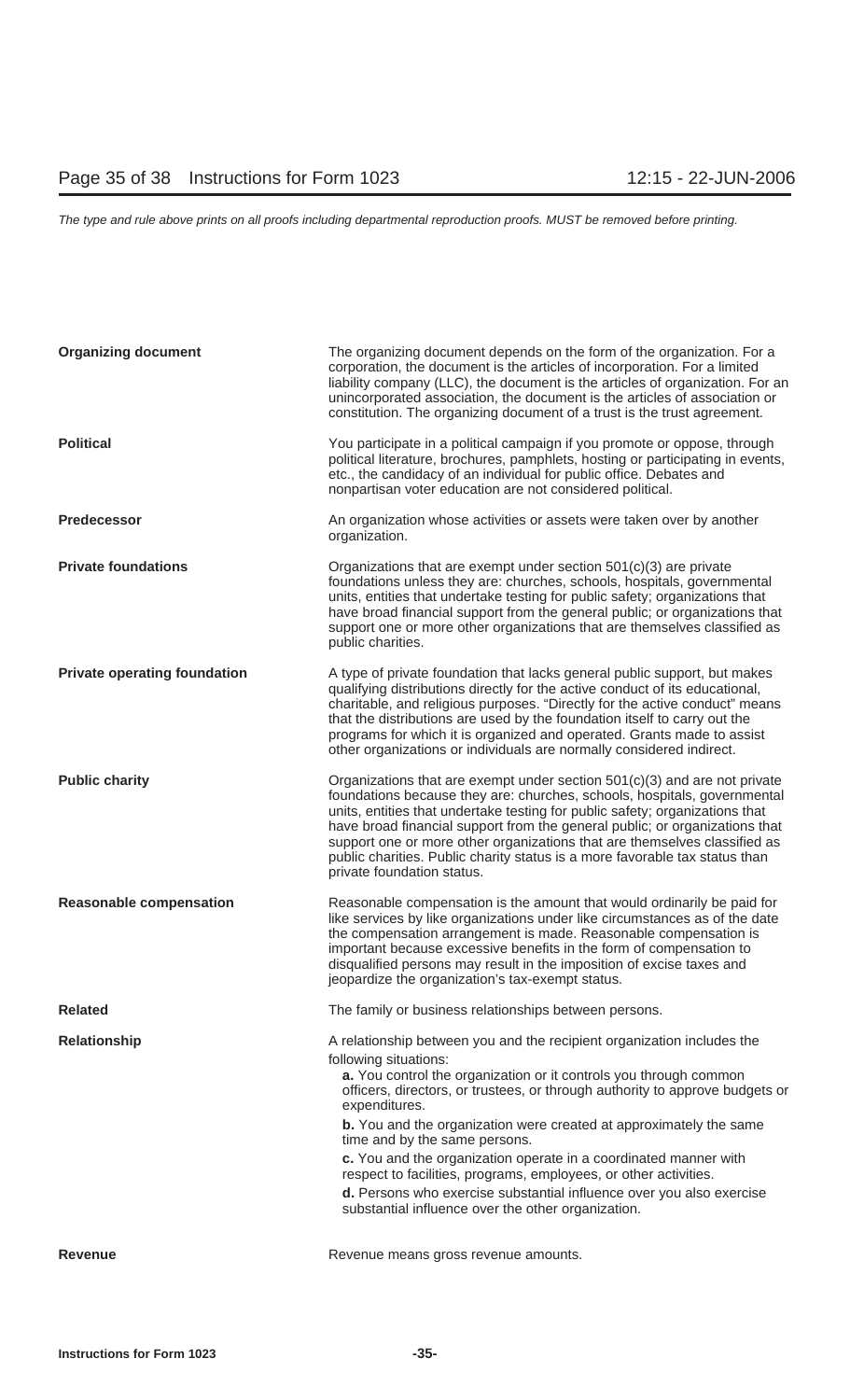| | |
|---|---|
| **Organizing document** | The organizing document depends on the form of the organization. For a corporation, the document is the articles of incorporation. For a limited liability company (LLC), the document is the articles of organization. For an unincorporated association, the document is the articles of association or constitution. The organizing document of a trust is the trust agreement. |
| **Political** | You participate in a political campaign if you promote or oppose, through political literature, brochures, pamphlets, hosting or participating in events, etc., the candidacy of an individual for public office. Debates and nonpartisan voter education are not considered political. |
| **Predecessor** | An organization whose activities or assets were taken over by another organization. |
| **Private foundations** | Organizations that are exempt under section 501(c)(3) are private foundations unless they are: churches, schools, hospitals, governmental units, entities that undertake testing for public safety; organizations that have broad financial support from the general public; or organizations that support one or more other organizations that are themselves classified as public charities. |
| **Private operating foundation** | A type of private foundation that lacks general public support, but makes qualifying distributions directly for the active conduct of its educational, charitable, and religious purposes. "Directly for the active conduct" means that the distributions are used by the foundation itself to carry out the programs for which it is organized and operated. Grants made to assist other organizations or individuals are normally considered indirect. |
| **Public charity** | Organizations that are exempt under section 501(c)(3) and are not private foundations because they are: churches, schools, hospitals, governmental units, entities that undertake testing for public safety; organizations that have broad financial support from the general public; or organizations that support one or more other organizations that are themselves classified as public charities. Public charity status is a more favorable tax status than private foundation status. |
| **Reasonable compensation** | Reasonable compensation is the amount that would ordinarily be paid for like services by like organizations under like circumstances as of the date the compensation arrangement is made. Reasonable compensation is important because excessive benefits in the form of compensation to disqualified persons may result in the imposition of excise taxes and jeopardize the organization's tax-exempt status. |
| **Related** | The family or business relationships between persons. |
| **Relationship** | A relationship between you and the recipient organization includes the following situations:<br>**a.** You control the organization or it controls you through common officers, directors, or trustees, or through authority to approve budgets or expenditures.<br>**b.** You and the organization were created at approximately the same time and by the same persons.<br>**c.** You and the organization operate in a coordinated manner with respect to facilities, programs, employees, or other activities.<br>**d.** Persons who exercise substantial influence over you also exercise substantial influence over the other organization. |
| **Revenue** | Revenue means gross revenue amounts. |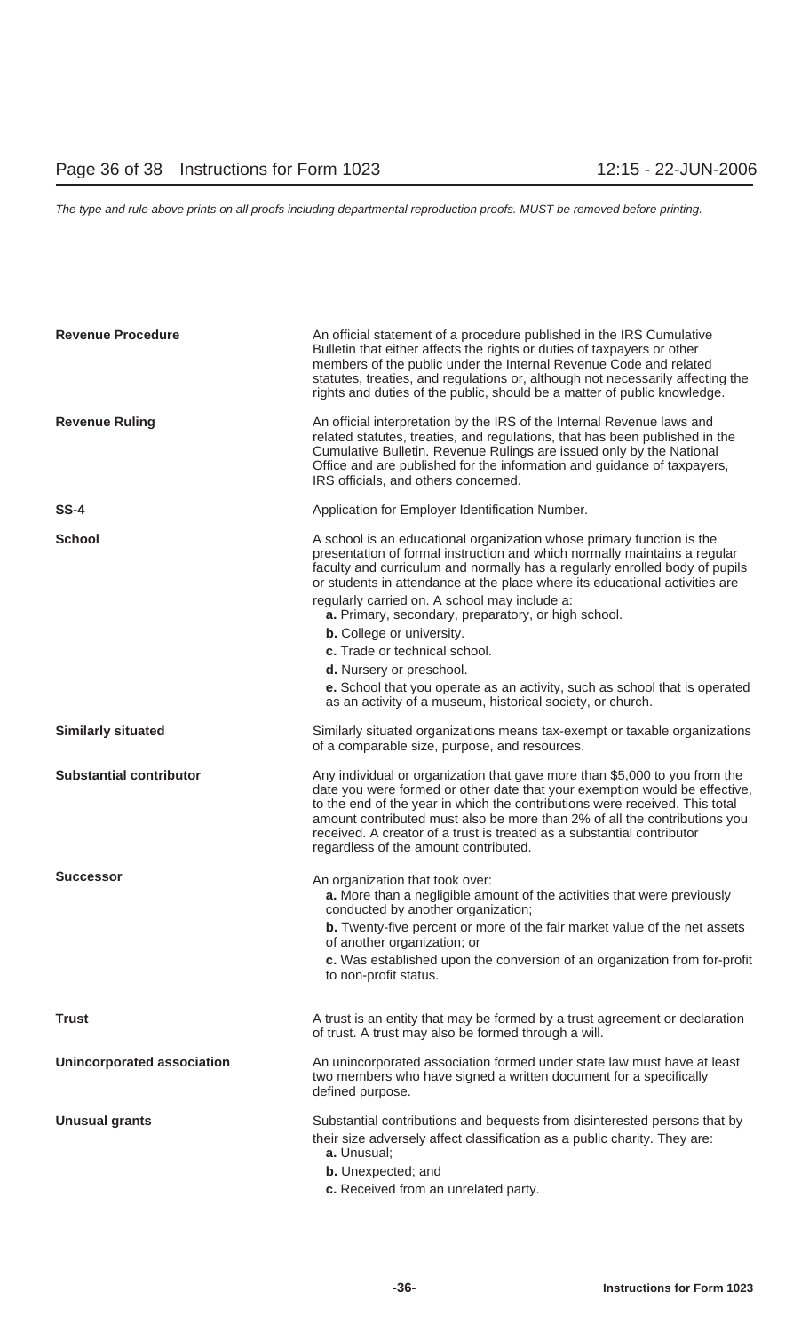**Revenue Procedure**

An official statement of a procedure published in the IRS Cumulative Bulletin that either affects the rights or duties of taxpayers or other members of the public under the Internal Revenue Code and related statutes, treaties, and regulations or, although not necessarily affecting the rights and duties of the public, should be a matter of public knowledge.

**Revenue Ruling**

An official interpretation by the IRS of the Internal Revenue laws and related statutes, treaties, and regulations, that has been published in the Cumulative Bulletin. Revenue Rulings are issued only by the National Office and are published for the information and guidance of taxpayers, IRS officials, and others concerned.

**SS-4**

Application for Employer Identification Number.

**School**

A school is an educational organization whose primary function is the presentation of formal instruction and which normally maintains a regular faculty and curriculum and normally has a regularly enrolled body of pupils or students in attendance at the place where its educational activities are regularly carried on. A school may include a:

**a.** Primary, secondary, preparatory, or high school.

**b.** College or university.

**c.** Trade or technical school.

**d.** Nursery or preschool.

**e.** School that you operate as an activity, such as school that is operated as an activity of a museum, historical society, or church.

**Similarly situated**

Similarly situated organizations means tax-exempt or taxable organizations of a comparable size, purpose, and resources.

**Substantial contributor**

Any individual or organization that gave more than $5,000 to you from the date you were formed or other date that your exemption would be effective, to the end of the year in which the contributions were received. This total amount contributed must also be more than 2% of all the contributions you received. A creator of a trust is treated as a substantial contributor regardless of the amount contributed.

**Successor**

An organization that took over:

**a.** More than a negligible amount of the activities that were previously conducted by another organization;

**b.** Twenty-five percent or more of the fair market value of the net assets of another organization; or

**c.** Was established upon the conversion of an organization from for-profit to non-profit status.

**Trust**

A trust is an entity that may be formed by a trust agreement or declaration of trust. A trust may also be formed through a will.

**Unincorporated association**

An unincorporated association formed under state law must have at least two members who have signed a written document for a specifically defined purpose.

**Unusual grants**

Substantial contributions and bequests from disinterested persons that by their size adversely affect classification as a public charity. They are:

**a.** Unusual;

**b.** Unexpected; and

**c.** Received from an unrelated party.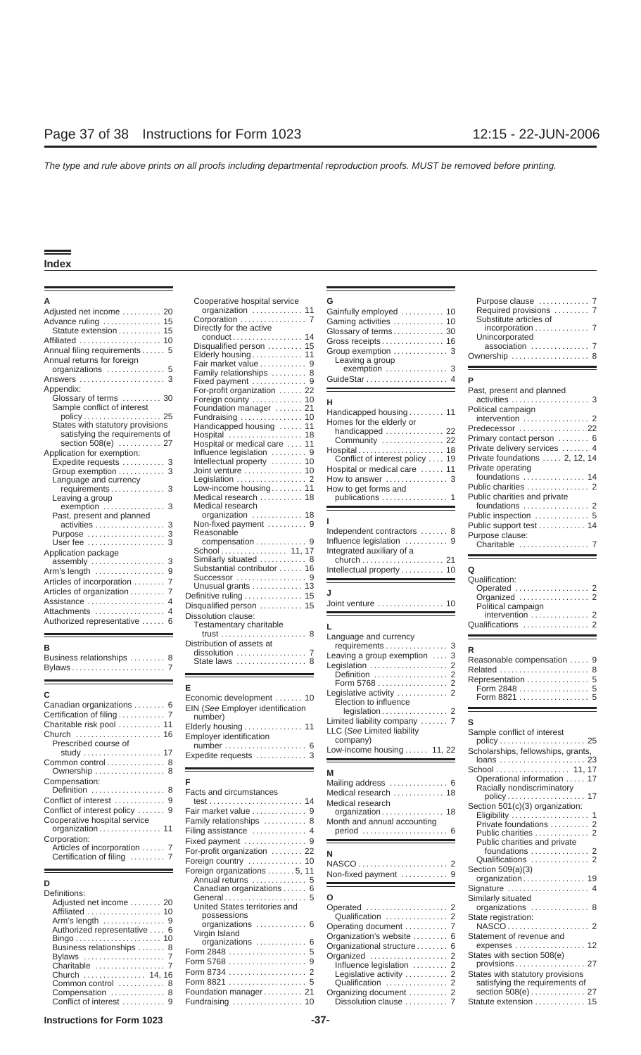# Index

**A**

Adjusted net income .......... 20
Advance ruling ............... 15
  Statute extension ........... 15
Affiliated ..................... 10
Annual filing requirements ...... 5
Annual returns for foreign organizations .............. 5
Answers ...................... 3
Appendix:
  Glossary of terms .......... 30
  Sample conflict of interest policy .................... 25
  States with statutory provisions satisfying the requirements of section 508(e) ........... 27
Application for exemption:
  Expedite requests ........... 3
  Group exemption ........... 3
  Language and currency requirements .............. 3
  Leaving a group exemption ................ 3
  Past, present and planned activities .................. 3
  Purpose .................... 3
  User fee .................... 3
Application package assembly .................. 3
Arm's length ................. 9
Articles of incorporation ........ 7
Articles of organization ......... 7
Assistance .................... 4
Attachments .................. 4
Authorized representative ...... 6

**B**

Business relationships ......... 8
Bylaws ........................ 7

**C**

Canadian organizations ........ 6
Certification of filing ............ 7
Charitable risk pool ........... 11
Church ...................... 16
  Prescribed course of study ................... 17
Common control ............... 8
  Ownership .................. 8
Compensation:
  Definition .................. 8
Conflict of interest ............ 9
Conflict of interest policy ....... 9
Cooperative hospital service organization ................ 11
Corporation:
  Articles of incorporation ...... 7
  Certification of filing ......... 7

**D**

Definitions:
  Adjusted net income ........ 20
  Affiliated ................... 10
  Arm's length ................ 9
  Authorized representative .... 6
  Bingo ...................... 10
  Business relationships ....... 8
  Bylaws ..................... 7
  Charitable .................. 7
  Church ................ 14, 16
  Common control ............ 8
  Compensation .............. 8
  Conflict of interest ........... 9
  Cooperative hospital service organization ............ 11
  Corporation ................. 7
  Directly for the active conduct .................. 14
  Disqualified person ......... 15
  Elderly housing ............. 11
  Fair market value ............ 9
  Family relationships ......... 8
  Fixed payment .............. 9
  For-profit organization ...... 22
  Foreign county ............. 10
  Foundation manager ....... 21
  Fundraising ................ 10
  Handicapped housing ...... 11
  Hospital ................... 18
  Hospital or medical care .... 11
  Influence legislation ......... 9
  Intellectual property ........ 10
  Joint venture ............... 10
  Legislation .................. 2
  Low-income housing ........ 11
  Medical research ........... 18
  Medical research organization ............ 18
  Non-fixed payment .......... 9
  Reasonable compensation ............. 9
  School ................. 11, 17
  Similarly situated ............ 8
  Substantial contributor ...... 16
  Successor .................. 9
  Unusual grants ............. 13
Definitive ruling ............... 15
Disqualified person ........... 15
Dissolution clause:
  Testamentary charitable trust ..................... 8
Distribution of assets at dissolution .................. 7
  State laws .................. 8

**E**

Economic development ....... 10
EIN (*See* Employer identification number)
Elderly housing .............. 11
Employer identification number ..................... 6
Expedite requests ............. 3

**F**

Facts and circumstances test ........................ 14
Fair market value .............. 9
Family relationships ........... 8
Filing assistance .............. 4
Fixed payment ................ 9
For-profit organization ........ 22
Foreign country .............. 10
Foreign organizations ....... 5, 11
  Annual returns .............. 5
  Canadian organizations ...... 6
  General ..................... 5
  United States territories and possessions organizations ............ 6
  Virgin Island organizations ............ 6
Form 2848 .................... 5
Form 5768 .................... 9
Form 8734 .................... 2
Form 8821 .................... 5
Foundation manager .......... 21
Fundraising .................. 10

**G**

Gainfully employed ........... 10
Gaming activities ............. 10
Glossary of terms ............. 30
Gross receipts ................ 16
Group exemption .............. 3
  Leaving a group exemption ................ 3
GuideStar ..................... 4

**H**

Handicapped housing ......... 11
Homes for the elderly or handicapped ............... 22
  Community ................ 22
Hospital ...................... 18
  Conflict of interest policy .... 19
Hospital or medical care ...... 11
How to answer ................ 3
How to get forms and publications ................. 1

**I**

Independent contractors ....... 8
Influence legislation ........... 9
Integrated auxiliary of a church ..................... 21
Intellectual property ........... 10

**J**

Joint venture ................. 10

**L**

Language and currency requirements ................ 3
Leaving a group exemption .... 3
Legislation .................... 2
  Definition ................... 2
  Form 5768 .................. 2
Legislative activity ............. 2
  Election to influence legislation ................. 2
Limited liability company ....... 7
LLC (*See* Limited liability company)
Low-income housing ...... 11, 22

**M**

Mailing address ............... 6
Medical research ............. 18
Medical research organization ................ 18
Month and annual accounting period ...................... 6

**N**

NASCO ....................... 2
Non-fixed payment ............ 9

**O**

Operated ..................... 2
  Qualification ................ 2
Operating document ........... 7
Organization's website ......... 6
Organizational structure ........ 6
Organized .................... 2
  Influence legislation ......... 2
  Legislative activity .......... 2
  Qualification ................ 2
Organizing document .......... 2
  Dissolution clause ........... 7
  Purpose clause ............. 7
  Required provisions ......... 7
  Substitute articles of incorporation ............. 7
  Unincorporated association .............. 7
Ownership .................... 8

**P**

Past, present and planned activities .................... 3
Political campaign intervention ................. 2
Predecessor ................. 22
Primary contact person ........ 6
Private delivery services ....... 4
Private foundations ...... 2, 12, 14
Private operating foundations ................ 14
Public charities ................ 2
Public charities and private foundations ................. 2
Public inspection .............. 5
Public support test ............ 14
Purpose clause:
  Charitable .................. 7

**Q**

Qualification:
  Operated ................... 2
  Organized .................. 2
  Political campaign intervention ............... 2
Qualifications ................. 2

**R**

Reasonable compensation ..... 9
Related ....................... 8
Representation ................ 5
  Form 2848 .................. 5
  Form 8821 .................. 5

**S**

Sample conflict of interest policy ...................... 25
Scholarships, fellowships, grants, loans ...................... 23
School ................... 11, 17
  Operational information ..... 17
  Racially nondiscriminatory policy .................... 17
Section 501(c)(3) organization:
  Eligibility .................... 1
  Private foundations .......... 2
  Public charities .............. 2
  Public charities and private foundations ............... 2
  Qualifications ............... 2
Section 509(a)(3) organization ................ 19
Signature ..................... 4
Similarly situated organizations .............. 8
State registration:
  NASCO ..................... 2
Statement of revenue and expenses .................. 12
States with section 508(e) provisions .................. 27
States with statutory provisions satisfying the requirements of section 508(e) .............. 27
Statute extension ............. 15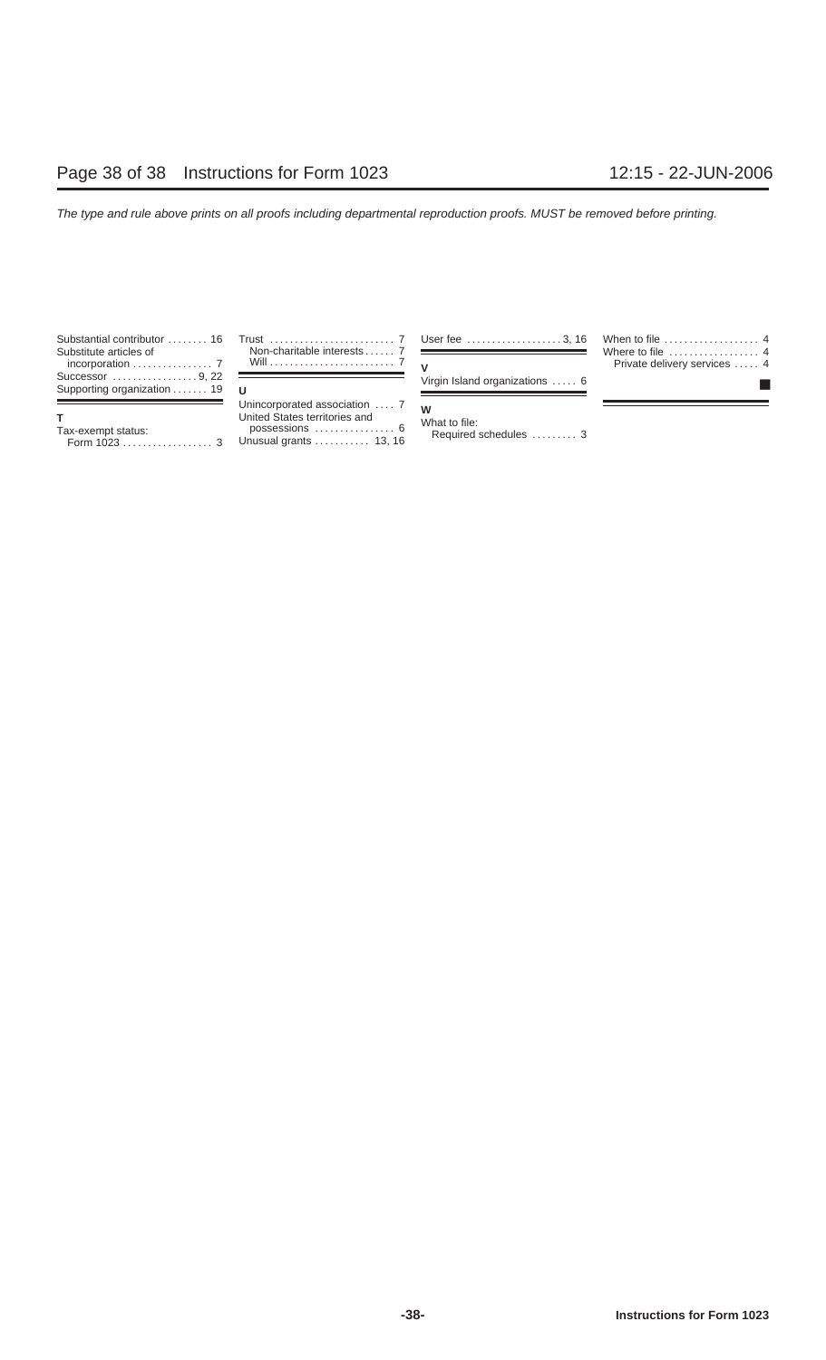Substantial contributor . . . . . . . . 16
Substitute articles of incorporation . . . . . . . . . . . . . . . 7
Successor . . . . . . . . . . . . . . . . 9, 22
Supporting organization . . . . . . . 19

**T**

Tax-exempt status:
  Form 1023 . . . . . . . . . . . . . . . . . 3

Trust . . . . . . . . . . . . . . . . . . . . . . . . 7
  Non-charitable interests . . . . . . 7
  Will . . . . . . . . . . . . . . . . . . . . . . . . 7

**U**

Unincorporated association . . . . 7
United States territories and possessions . . . . . . . . . . . . . . . 6
Unusual grants . . . . . . . . . . . 13, 16
User fee . . . . . . . . . . . . . . . . . . 3, 16

**V**

Virgin Island organizations . . . . . 6

**W**

What to file:
  Required schedules . . . . . . . . . 3
When to file . . . . . . . . . . . . . . . . . . 4
Where to file . . . . . . . . . . . . . . . . . 4
  Private delivery services . . . . . 4

■